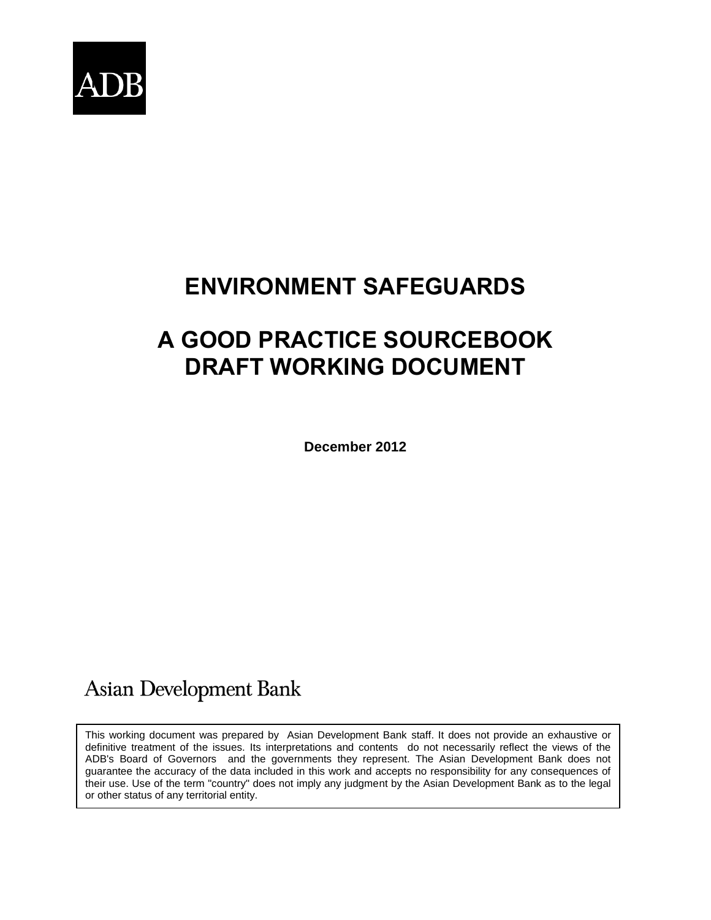ADB

# ENVIRONMENT SAFEGUARDS

# A GOOD PRACTICE SOURCEBOOK DRAFT WORKING DOCUMENT

**December 2012**

Asian Development Bank

This working document was prepared by Asian Development Bank staff. It does not provide an exhaustive or definitive treatment of the issues. Its interpretations and contents do not necessarily reflect the views of the ADB's Board of Governors and the governments they represent. The Asian Development Bank does not guarantee the accuracy of the data included in this work and accepts no responsibility for any consequences of their use. Use of the term "country" does not imply any judgment by the Asian Development Bank as to the legal or other status of any territorial entity.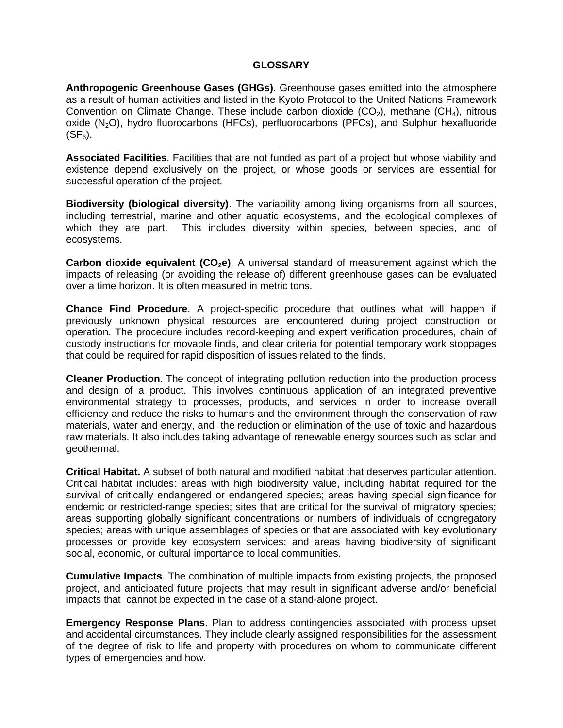# GLOSSARY

**Anthropogenic Greenhouse Gases (GHGs)**. Greenhouse gases emitted into the atmosphere as a result of human activities and listed in the Kyoto Protocol to the United Nations Framework Convention on Climate Change. These include carbon dioxide ($CO_2$), methane ($CH_4$), nitrous oxide ($N_2O$), hydro fluorocarbons (HFCs), perfluorocarbons (PFCs), and Sulphur hexafluoride ($SF_6$).

**Associated Facilities**. Facilities that are not funded as part of a project but whose viability and existence depend exclusively on the project, or whose goods or services are essential for successful operation of the project.

**Biodiversity (biological diversity)**. The variability among living organisms from all sources, including terrestrial, marine and other aquatic ecosystems, and the ecological complexes of which they are part. This includes diversity within species, between species, and of ecosystems.

**Carbon dioxide equivalent ($CO_2$e)**. A universal standard of measurement against which the impacts of releasing (or avoiding the release of) different greenhouse gases can be evaluated over a time horizon. It is often measured in metric tons.

**Chance Find Procedure**. A project-specific procedure that outlines what will happen if previously unknown physical resources are encountered during project construction or operation. The procedure includes record-keeping and expert verification procedures, chain of custody instructions for movable finds, and clear criteria for potential temporary work stoppages that could be required for rapid disposition of issues related to the finds.

**Cleaner Production**. The concept of integrating pollution reduction into the production process and design of a product. This involves continuous application of an integrated preventive environmental strategy to processes, products, and services in order to increase overall efficiency and reduce the risks to humans and the environment through the conservation of raw materials, water and energy, and the reduction or elimination of the use of toxic and hazardous raw materials. It also includes taking advantage of renewable energy sources such as solar and geothermal.

**Critical Habitat.** A subset of both natural and modified habitat that deserves particular attention. Critical habitat includes: areas with high biodiversity value, including habitat required for the survival of critically endangered or endangered species; areas having special significance for endemic or restricted-range species; sites that are critical for the survival of migratory species; areas supporting globally significant concentrations or numbers of individuals of congregatory species; areas with unique assemblages of species or that are associated with key evolutionary processes or provide key ecosystem services; and areas having biodiversity of significant social, economic, or cultural importance to local communities.

**Cumulative Impacts**. The combination of multiple impacts from existing projects, the proposed project, and anticipated future projects that may result in significant adverse and/or beneficial impacts that cannot be expected in the case of a stand-alone project.

**Emergency Response Plans**. Plan to address contingencies associated with process upset and accidental circumstances. They include clearly assigned responsibilities for the assessment of the degree of risk to life and property with procedures on whom to communicate different types of emergencies and how.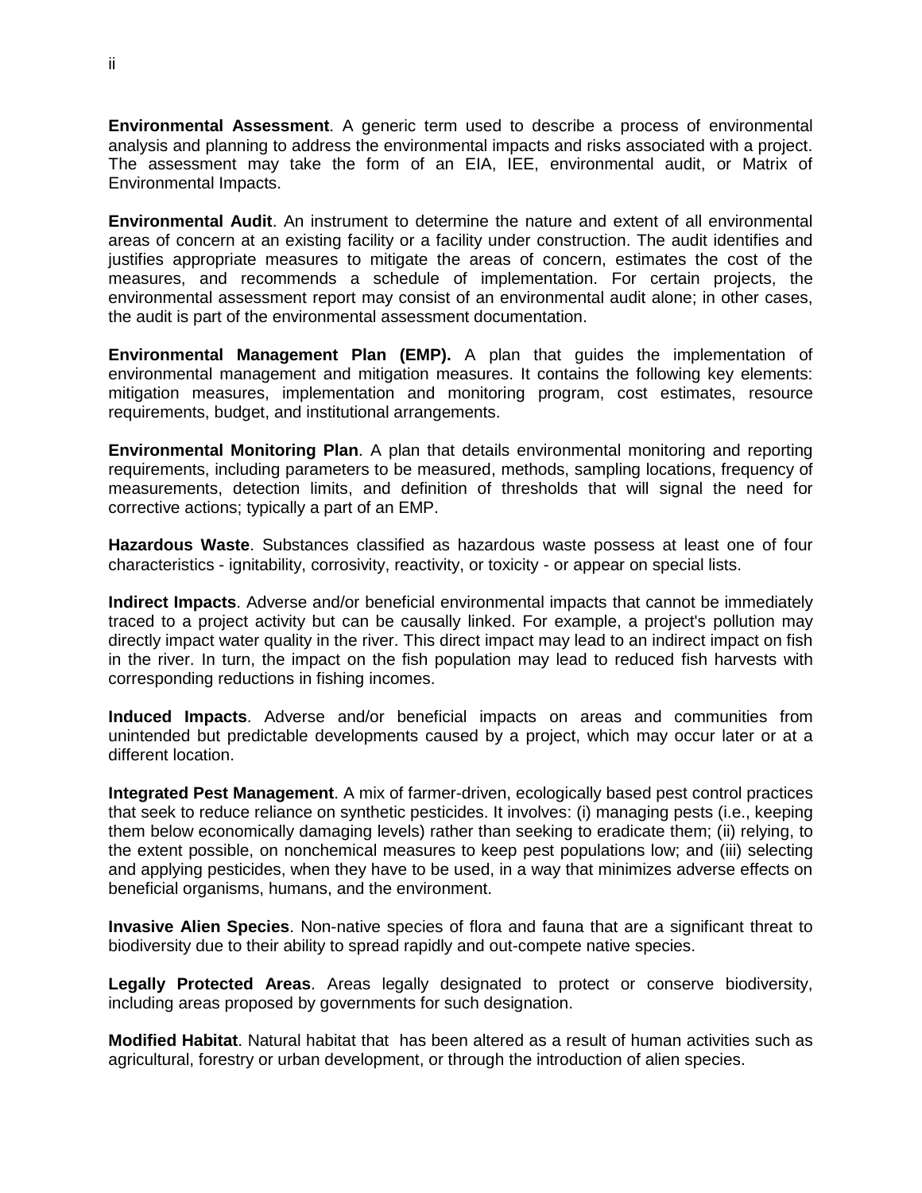**Environmental Assessment**. A generic term used to describe a process of environmental analysis and planning to address the environmental impacts and risks associated with a project. The assessment may take the form of an EIA, IEE, environmental audit, or Matrix of Environmental Impacts.

**Environmental Audit**. An instrument to determine the nature and extent of all environmental areas of concern at an existing facility or a facility under construction. The audit identifies and justifies appropriate measures to mitigate the areas of concern, estimates the cost of the measures, and recommends a schedule of implementation. For certain projects, the environmental assessment report may consist of an environmental audit alone; in other cases, the audit is part of the environmental assessment documentation.

**Environmental Management Plan (EMP).** A plan that guides the implementation of environmental management and mitigation measures. It contains the following key elements: mitigation measures, implementation and monitoring program, cost estimates, resource requirements, budget, and institutional arrangements.

**Environmental Monitoring Plan**. A plan that details environmental monitoring and reporting requirements, including parameters to be measured, methods, sampling locations, frequency of measurements, detection limits, and definition of thresholds that will signal the need for corrective actions; typically a part of an EMP.

**Hazardous Waste**. Substances classified as hazardous waste possess at least one of four characteristics - ignitability, corrosivity, reactivity, or toxicity - or appear on special lists.

**Indirect Impacts**. Adverse and/or beneficial environmental impacts that cannot be immediately traced to a project activity but can be causally linked. For example, a project's pollution may directly impact water quality in the river. This direct impact may lead to an indirect impact on fish in the river. In turn, the impact on the fish population may lead to reduced fish harvests with corresponding reductions in fishing incomes.

**Induced Impacts**. Adverse and/or beneficial impacts on areas and communities from unintended but predictable developments caused by a project, which may occur later or at a different location.

**Integrated Pest Management**. A mix of farmer-driven, ecologically based pest control practices that seek to reduce reliance on synthetic pesticides. It involves: (i) managing pests (i.e., keeping them below economically damaging levels) rather than seeking to eradicate them; (ii) relying, to the extent possible, on nonchemical measures to keep pest populations low; and (iii) selecting and applying pesticides, when they have to be used, in a way that minimizes adverse effects on beneficial organisms, humans, and the environment.

**Invasive Alien Species**. Non-native species of flora and fauna that are a significant threat to biodiversity due to their ability to spread rapidly and out-compete native species.

**Legally Protected Areas**. Areas legally designated to protect or conserve biodiversity, including areas proposed by governments for such designation.

**Modified Habitat**. Natural habitat that has been altered as a result of human activities such as agricultural, forestry or urban development, or through the introduction of alien species.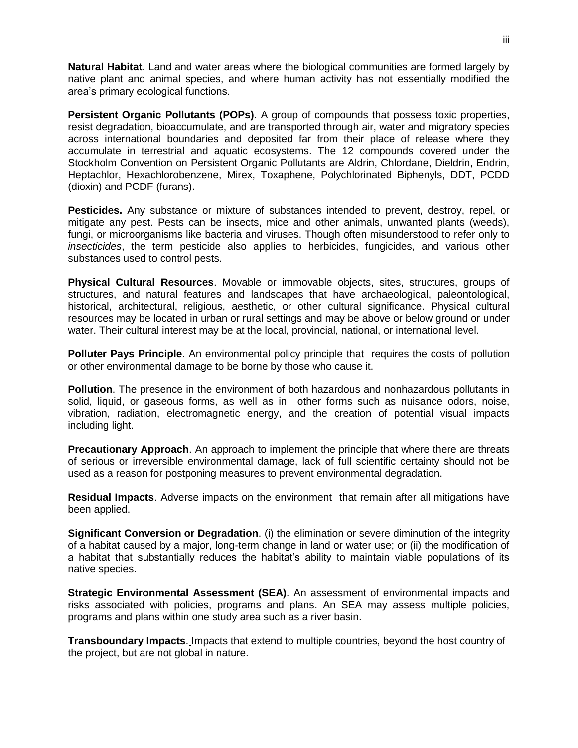**Natural Habitat**. Land and water areas where the biological communities are formed largely by native plant and animal species, and where human activity has not essentially modified the area's primary ecological functions.

**Persistent Organic Pollutants (POPs)**. A group of compounds that possess toxic properties, resist degradation, bioaccumulate, and are transported through air, water and migratory species across international boundaries and deposited far from their place of release where they accumulate in terrestrial and aquatic ecosystems. The 12 compounds covered under the Stockholm Convention on Persistent Organic Pollutants are Aldrin, Chlordane, Dieldrin, Endrin, Heptachlor, Hexachlorobenzene, Mirex, Toxaphene, Polychlorinated Biphenyls, DDT, PCDD (dioxin) and PCDF (furans).

**Pesticides.** Any substance or mixture of substances intended to prevent, destroy, repel, or mitigate any pest. Pests can be insects, mice and other animals, unwanted plants (weeds), fungi, or microorganisms like bacteria and viruses. Though often misunderstood to refer only to *insecticides*, the term pesticide also applies to herbicides, fungicides, and various other substances used to control pests.

**Physical Cultural Resources**. Movable or immovable objects, sites, structures, groups of structures, and natural features and landscapes that have archaeological, paleontological, historical, architectural, religious, aesthetic, or other cultural significance. Physical cultural resources may be located in urban or rural settings and may be above or below ground or under water. Their cultural interest may be at the local, provincial, national, or international level.

**Polluter Pays Principle**. An environmental policy principle that requires the costs of pollution or other environmental damage to be borne by those who cause it.

**Pollution**. The presence in the environment of both hazardous and nonhazardous pollutants in solid, liquid, or gaseous forms, as well as in other forms such as nuisance odors, noise, vibration, radiation, electromagnetic energy, and the creation of potential visual impacts including light.

**Precautionary Approach**. An approach to implement the principle that where there are threats of serious or irreversible environmental damage, lack of full scientific certainty should not be used as a reason for postponing measures to prevent environmental degradation.

**Residual Impacts**. Adverse impacts on the environment that remain after all mitigations have been applied.

**Significant Conversion or Degradation**. (i) the elimination or severe diminution of the integrity of a habitat caused by a major, long-term change in land or water use; or (ii) the modification of a habitat that substantially reduces the habitat's ability to maintain viable populations of its native species.

**Strategic Environmental Assessment (SEA)**. An assessment of environmental impacts and risks associated with policies, programs and plans. An SEA may assess multiple policies, programs and plans within one study area such as a river basin.

**Transboundary Impacts**. Impacts that extend to multiple countries, beyond the host country of the project, but are not global in nature.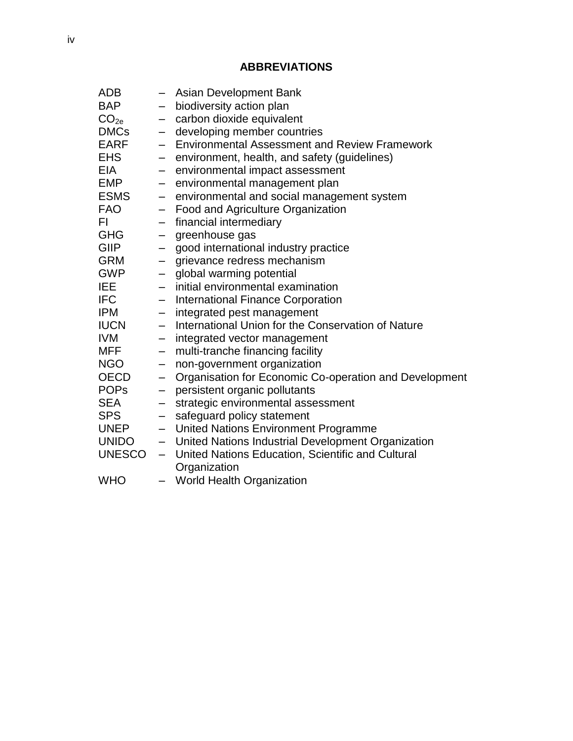## ABBREVIATIONS

| | | |
|---|---|---|
| ADB | – | Asian Development Bank |
| BAP | – | biodiversity action plan |
| $CO_{2e}$ | – | carbon dioxide equivalent |
| DMCs | – | developing member countries |
| EARF | – | Environmental Assessment and Review Framework |
| EHS | – | environment, health, and safety (guidelines) |
| EIA | – | environmental impact assessment |
| EMP | – | environmental management plan |
| ESMS | – | environmental and social management system |
| FAO | – | Food and Agriculture Organization |
| FI | – | financial intermediary |
| GHG | – | greenhouse gas |
| GIIP | – | good international industry practice |
| GRM | – | grievance redress mechanism |
| GWP | – | global warming potential |
| IEE | – | initial environmental examination |
| IFC | – | International Finance Corporation |
| IPM | – | integrated pest management |
| IUCN | – | International Union for the Conservation of Nature |
| IVM | – | integrated vector management |
| MFF | – | multi-tranche financing facility |
| NGO | – | non-government organization |
| OECD | – | Organisation for Economic Co-operation and Development |
| POPs | – | persistent organic pollutants |
| SEA | – | strategic environmental assessment |
| SPS | – | safeguard policy statement |
| UNEP | – | United Nations Environment Programme |
| UNIDO | – | United Nations Industrial Development Organization |
| UNESCO | – | United Nations Education, Scientific and Cultural Organization |
| WHO | – | World Health Organization |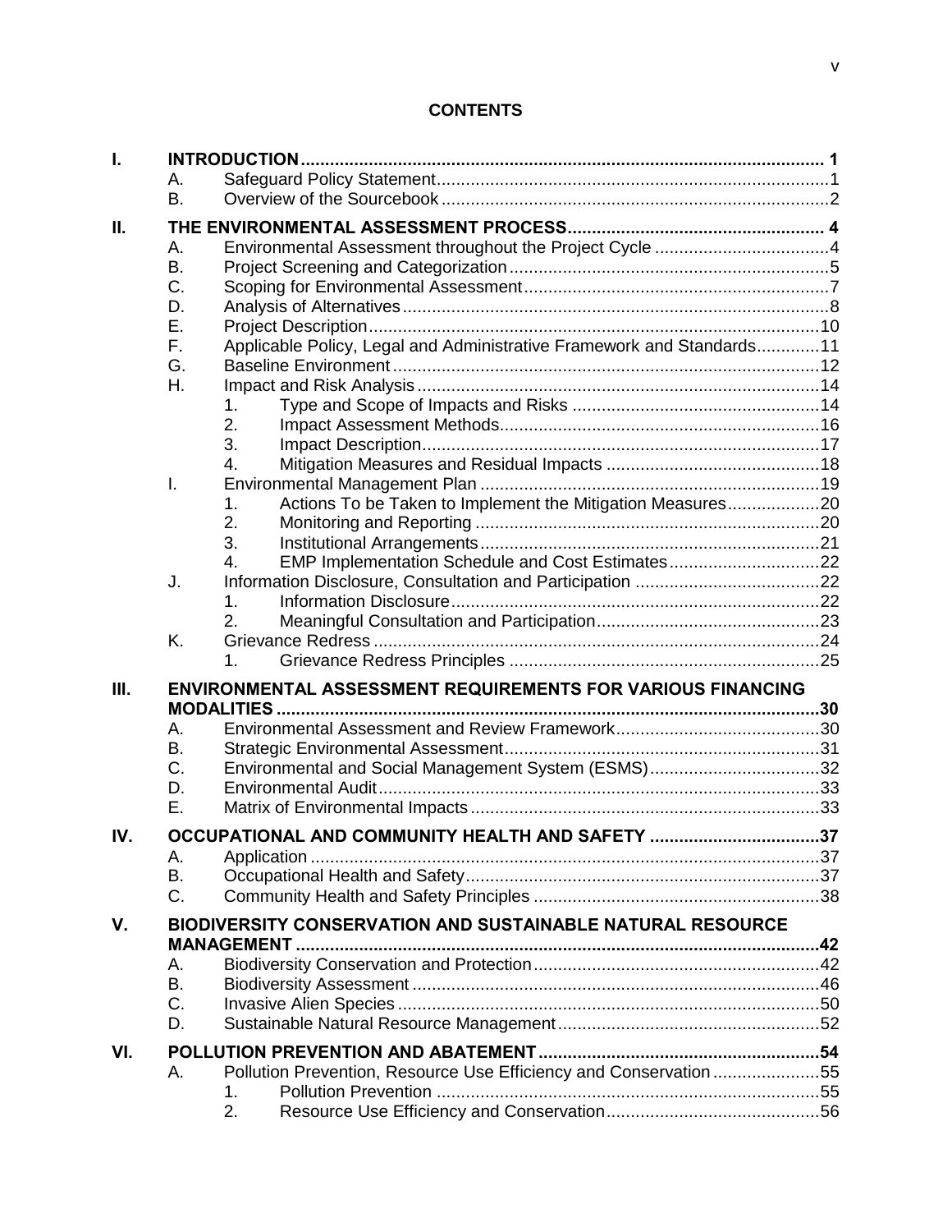**CONTENTS**

| | | | |
|---|---|---|---|
| **I.** | **INTRODUCTION** | | **1** |
| | A. | Safeguard Policy Statement | 1 |
| | B. | Overview of the Sourcebook | 2 |
| **II.** | **THE ENVIRONMENTAL ASSESSMENT PROCESS** | | **4** |
| | A. | Environmental Assessment throughout the Project Cycle | 4 |
| | B. | Project Screening and Categorization | 5 |
| | C. | Scoping for Environmental Assessment | 7 |
| | D. | Analysis of Alternatives | 8 |
| | E. | Project Description | 10 |
| | F. | Applicable Policy, Legal and Administrative Framework and Standards | 11 |
| | G. | Baseline Environment | 12 |
| | H. | Impact and Risk Analysis | 14 |
| | | 1. Type and Scope of Impacts and Risks | 14 |
| | | 2. Impact Assessment Methods | 16 |
| | | 3. Impact Description | 17 |
| | | 4. Mitigation Measures and Residual Impacts | 18 |
| | I. | Environmental Management Plan | 19 |
| | | 1. Actions To be Taken to Implement the Mitigation Measures | 20 |
| | | 2. Monitoring and Reporting | 20 |
| | | 3. Institutional Arrangements | 21 |
| | | 4. EMP Implementation Schedule and Cost Estimates | 22 |
| | J. | Information Disclosure, Consultation and Participation | 22 |
| | | 1. Information Disclosure | 22 |
| | | 2. Meaningful Consultation and Participation | 23 |
| | K. | Grievance Redress | 24 |
| | | 1. Grievance Redress Principles | 25 |
| **III.** | **ENVIRONMENTAL ASSESSMENT REQUIREMENTS FOR VARIOUS FINANCING MODALITIES** | | **30** |
| | A. | Environmental Assessment and Review Framework | 30 |
| | B. | Strategic Environmental Assessment | 31 |
| | C. | Environmental and Social Management System (ESMS) | 32 |
| | D. | Environmental Audit | 33 |
| | E. | Matrix of Environmental Impacts | 33 |
| **IV.** | **OCCUPATIONAL AND COMMUNITY HEALTH AND SAFETY** | | **37** |
| | A. | Application | 37 |
| | B. | Occupational Health and Safety | 37 |
| | C. | Community Health and Safety Principles | 38 |
| **V.** | **BIODIVERSITY CONSERVATION AND SUSTAINABLE NATURAL RESOURCE MANAGEMENT** | | **42** |
| | A. | Biodiversity Conservation and Protection | 42 |
| | B. | Biodiversity Assessment | 46 |
| | C. | Invasive Alien Species | 50 |
| | D. | Sustainable Natural Resource Management | 52 |
| **VI.** | **POLLUTION PREVENTION AND ABATEMENT** | | **54** |
| | A. | Pollution Prevention, Resource Use Efficiency and Conservation | 55 |
| | | 1. Pollution Prevention | 55 |
| | | 2. Resource Use Efficiency and Conservation | 56 |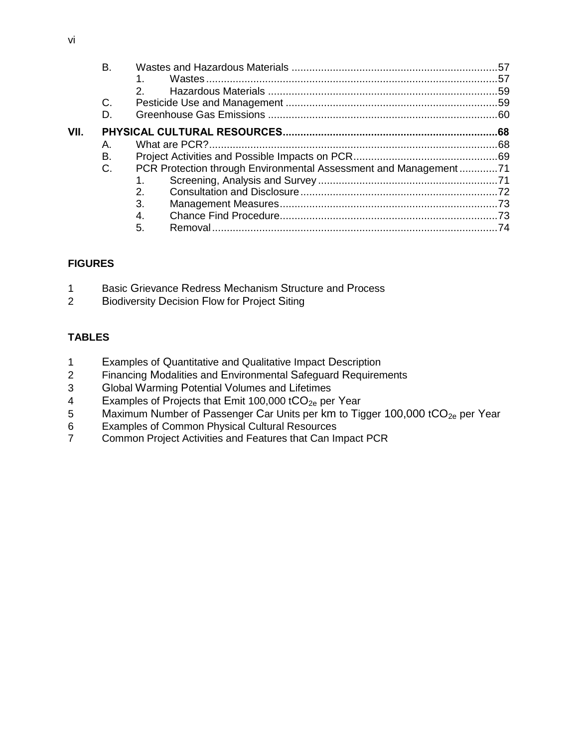- B. Wastes and Hazardous Materials ..... 57
  - 1. Wastes ..... 57
  - 2. Hazardous Materials ..... 59
- C. Pesticide Use and Management ..... 59
- D. Greenhouse Gas Emissions ..... 60

**VII. PHYSICAL CULTURAL RESOURCES ..... 68**

- A. What are PCR? ..... 68
- B. Project Activities and Possible Impacts on PCR ..... 69
- C. PCR Protection through Environmental Assessment and Management ..... 71
  - 1. Screening, Analysis and Survey ..... 71
  - 2. Consultation and Disclosure ..... 72
  - 3. Management Measures ..... 73
  - 4. Chance Find Procedure ..... 73
  - 5. Removal ..... 74

**FIGURES**

1 Basic Grievance Redress Mechanism Structure and Process
2 Biodiversity Decision Flow for Project Siting

**TABLES**

1 Examples of Quantitative and Qualitative Impact Description
2 Financing Modalities and Environmental Safeguard Requirements
3 Global Warming Potential Volumes and Lifetimes
4 Examples of Projects that Emit 100,000 $tCO_{2e}$ per Year
5 Maximum Number of Passenger Car Units per km to Tigger 100,000 $tCO_{2e}$ per Year
6 Examples of Common Physical Cultural Resources
7 Common Project Activities and Features that Can Impact PCR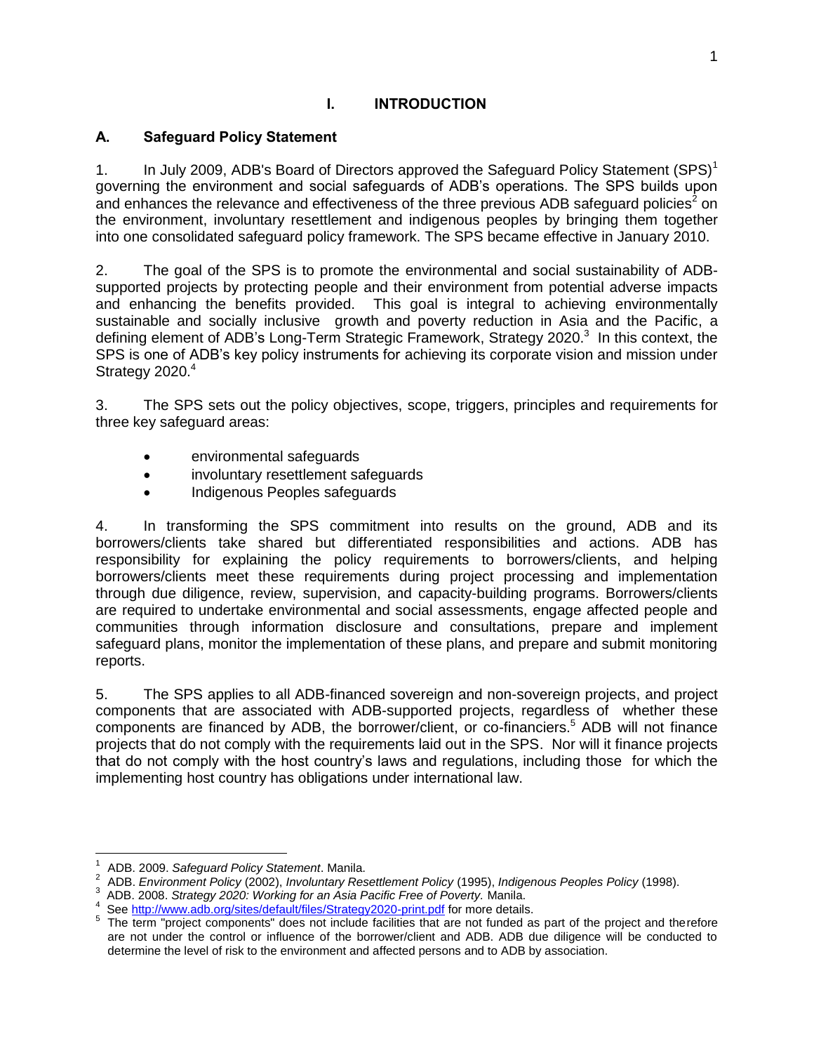# I. INTRODUCTION

## A. Safeguard Policy Statement

1. In July 2009, ADB's Board of Directors approved the Safeguard Policy Statement (SPS)[1] governing the environment and social safeguards of ADB's operations. The SPS builds upon and enhances the relevance and effectiveness of the three previous ADB safeguard policies[2] on the environment, involuntary resettlement and indigenous peoples by bringing them together into one consolidated safeguard policy framework. The SPS became effective in January 2010.

2. The goal of the SPS is to promote the environmental and social sustainability of ADB-supported projects by protecting people and their environment from potential adverse impacts and enhancing the benefits provided. This goal is integral to achieving environmentally sustainable and socially inclusive growth and poverty reduction in Asia and the Pacific, a defining element of ADB's Long-Term Strategic Framework, Strategy 2020.[3] In this context, the SPS is one of ADB's key policy instruments for achieving its corporate vision and mission under Strategy 2020.[4]

3. The SPS sets out the policy objectives, scope, triggers, principles and requirements for three key safeguard areas:

- environmental safeguards
- involuntary resettlement safeguards
- Indigenous Peoples safeguards

4. In transforming the SPS commitment into results on the ground, ADB and its borrowers/clients take shared but differentiated responsibilities and actions. ADB has responsibility for explaining the policy requirements to borrowers/clients, and helping borrowers/clients meet these requirements during project processing and implementation through due diligence, review, supervision, and capacity-building programs. Borrowers/clients are required to undertake environmental and social assessments, engage affected people and communities through information disclosure and consultations, prepare and implement safeguard plans, monitor the implementation of these plans, and prepare and submit monitoring reports.

5. The SPS applies to all ADB-financed sovereign and non-sovereign projects, and project components that are associated with ADB-supported projects, regardless of whether these components are financed by ADB, the borrower/client, or co-financiers.[5] ADB will not finance projects that do not comply with the requirements laid out in the SPS. Nor will it finance projects that do not comply with the host country's laws and regulations, including those for which the implementing host country has obligations under international law.

---

[1] ADB. 2009. *Safeguard Policy Statement*. Manila.

[2] ADB. *Environment Policy* (2002), *Involuntary Resettlement Policy* (1995), *Indigenous Peoples Policy* (1998).

[3] ADB. 2008. *Strategy 2020: Working for an Asia Pacific Free of Poverty.* Manila.

[4] See http://www.adb.org/sites/default/files/Strategy2020-print.pdf for more details.

[5] The term "project components" does not include facilities that are not funded as part of the project and therefore are not under the control or influence of the borrower/client and ADB. ADB due diligence will be conducted to determine the level of risk to the environment and affected persons and to ADB by association.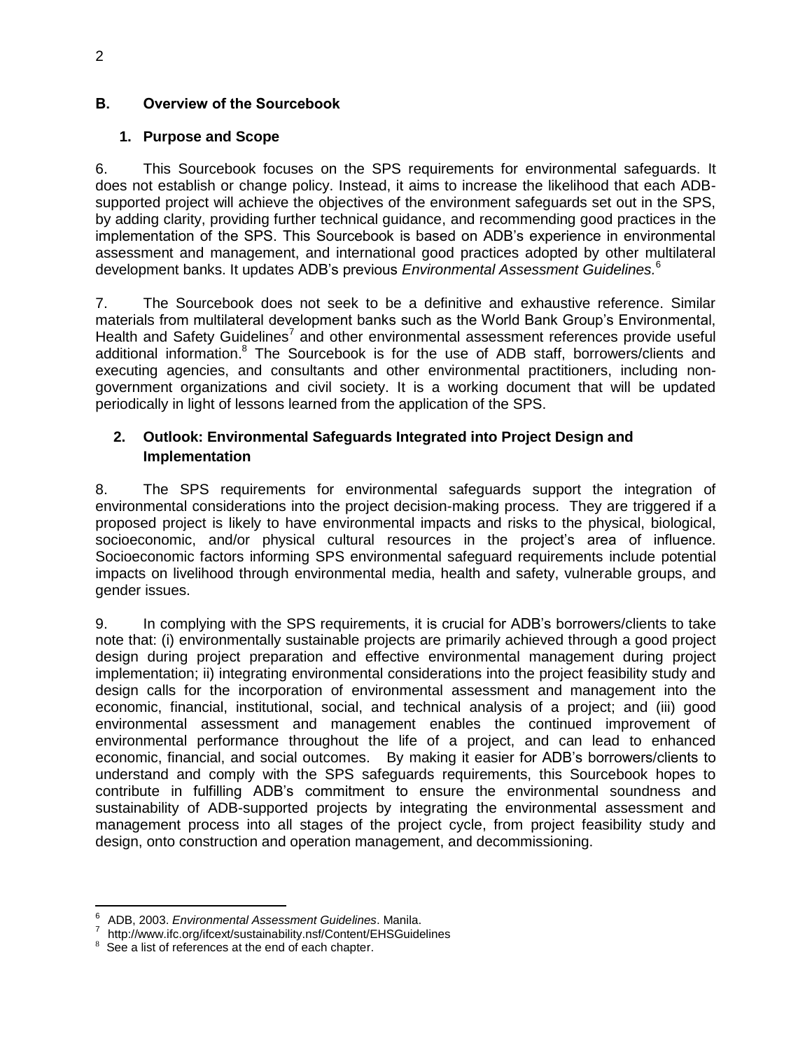## B. Overview of the Sourcebook

### 1. Purpose and Scope

6. This Sourcebook focuses on the SPS requirements for environmental safeguards. It does not establish or change policy. Instead, it aims to increase the likelihood that each ADB-supported project will achieve the objectives of the environment safeguards set out in the SPS, by adding clarity, providing further technical guidance, and recommending good practices in the implementation of the SPS. This Sourcebook is based on ADB's experience in environmental assessment and management, and international good practices adopted by other multilateral development banks. It updates ADB's previous *Environmental Assessment Guidelines*.[6]

7. The Sourcebook does not seek to be a definitive and exhaustive reference. Similar materials from multilateral development banks such as the World Bank Group's Environmental, Health and Safety Guidelines[7] and other environmental assessment references provide useful additional information.[8] The Sourcebook is for the use of ADB staff, borrowers/clients and executing agencies, and consultants and other environmental practitioners, including non-government organizations and civil society. It is a working document that will be updated periodically in light of lessons learned from the application of the SPS.

### 2. Outlook: Environmental Safeguards Integrated into Project Design and Implementation

8. The SPS requirements for environmental safeguards support the integration of environmental considerations into the project decision-making process. They are triggered if a proposed project is likely to have environmental impacts and risks to the physical, biological, socioeconomic, and/or physical cultural resources in the project's area of influence. Socioeconomic factors informing SPS environmental safeguard requirements include potential impacts on livelihood through environmental media, health and safety, vulnerable groups, and gender issues.

9. In complying with the SPS requirements, it is crucial for ADB's borrowers/clients to take note that: (i) environmentally sustainable projects are primarily achieved through a good project design during project preparation and effective environmental management during project implementation; ii) integrating environmental considerations into the project feasibility study and design calls for the incorporation of environmental assessment and management into the economic, financial, institutional, social, and technical analysis of a project; and (iii) good environmental assessment and management enables the continued improvement of environmental performance throughout the life of a project, and can lead to enhanced economic, financial, and social outcomes. By making it easier for ADB's borrowers/clients to understand and comply with the SPS safeguards requirements, this Sourcebook hopes to contribute in fulfilling ADB's commitment to ensure the environmental soundness and sustainability of ADB-supported projects by integrating the environmental assessment and management process into all stages of the project cycle, from project feasibility study and design, onto construction and operation management, and decommissioning.

---

[6] ADB, 2003. *Environmental Assessment Guidelines*. Manila.

[7] http://www.ifc.org/ifcext/sustainability.nsf/Content/EHSGuidelines

[8] See a list of references at the end of each chapter.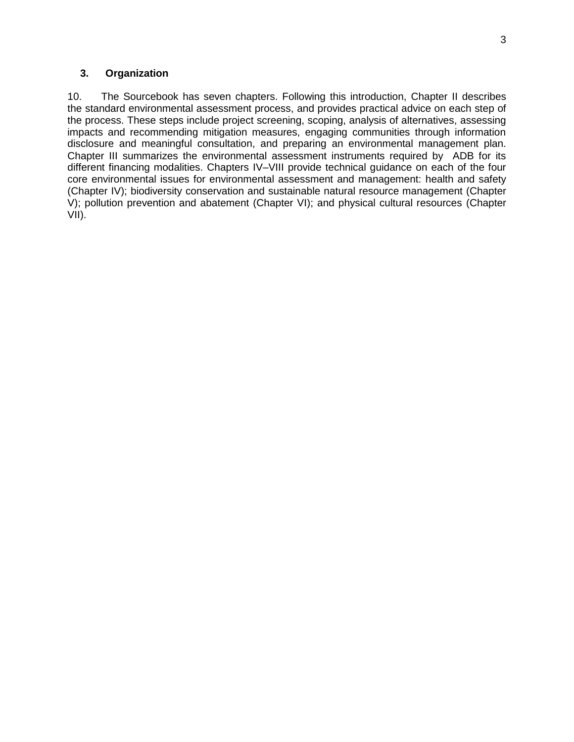### 3. Organization

10. The Sourcebook has seven chapters. Following this introduction, Chapter II describes the standard environmental assessment process, and provides practical advice on each step of the process. These steps include project screening, scoping, analysis of alternatives, assessing impacts and recommending mitigation measures, engaging communities through information disclosure and meaningful consultation, and preparing an environmental management plan. Chapter III summarizes the environmental assessment instruments required by ADB for its different financing modalities. Chapters IV–VIII provide technical guidance on each of the four core environmental issues for environmental assessment and management: health and safety (Chapter IV); biodiversity conservation and sustainable natural resource management (Chapter V); pollution prevention and abatement (Chapter VI); and physical cultural resources (Chapter VII).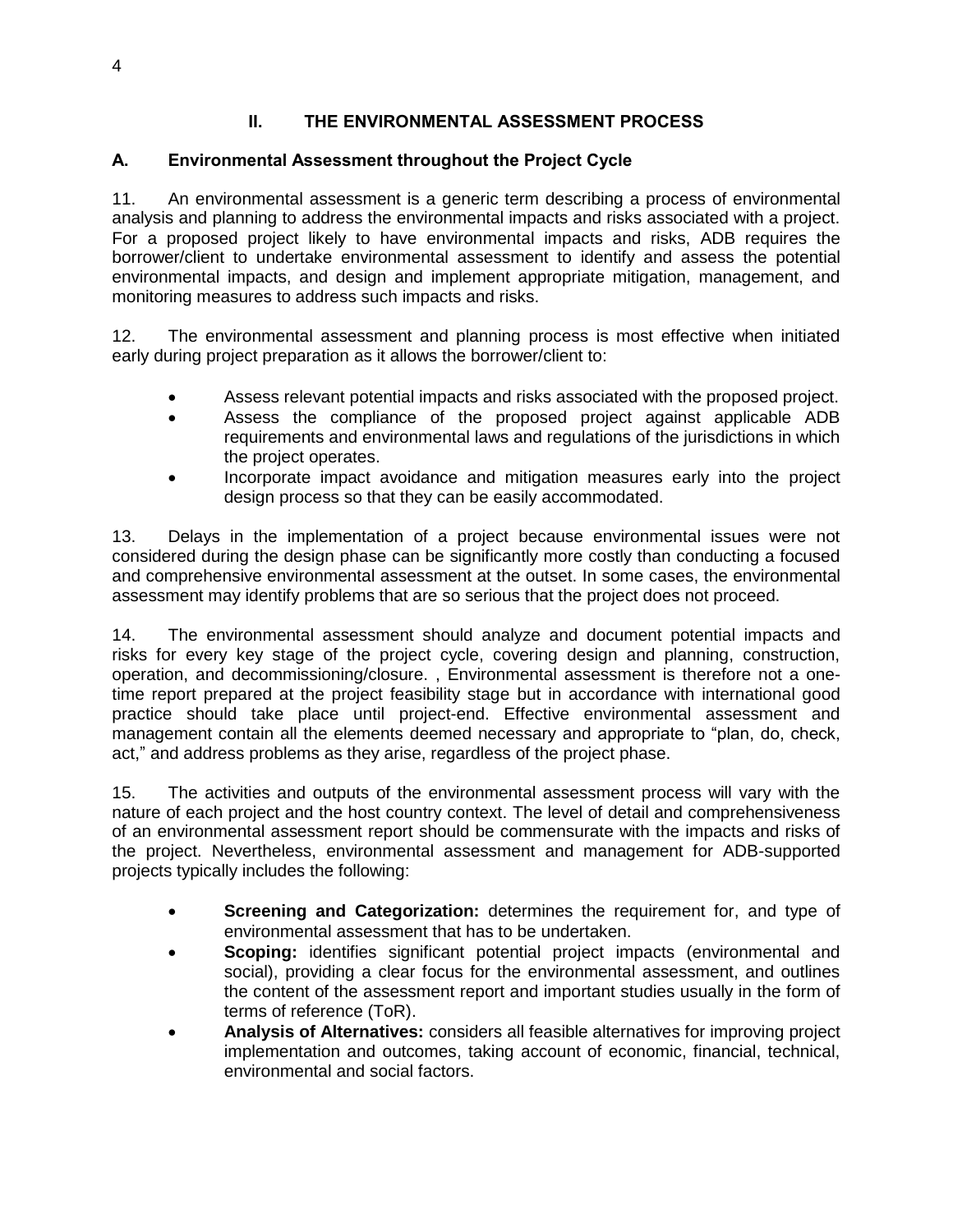## II. THE ENVIRONMENTAL ASSESSMENT PROCESS

### A. Environmental Assessment throughout the Project Cycle

11. An environmental assessment is a generic term describing a process of environmental analysis and planning to address the environmental impacts and risks associated with a project. For a proposed project likely to have environmental impacts and risks, ADB requires the borrower/client to undertake environmental assessment to identify and assess the potential environmental impacts, and design and implement appropriate mitigation, management, and monitoring measures to address such impacts and risks.

12. The environmental assessment and planning process is most effective when initiated early during project preparation as it allows the borrower/client to:

- Assess relevant potential impacts and risks associated with the proposed project.
- Assess the compliance of the proposed project against applicable ADB requirements and environmental laws and regulations of the jurisdictions in which the project operates.
- Incorporate impact avoidance and mitigation measures early into the project design process so that they can be easily accommodated.

13. Delays in the implementation of a project because environmental issues were not considered during the design phase can be significantly more costly than conducting a focused and comprehensive environmental assessment at the outset. In some cases, the environmental assessment may identify problems that are so serious that the project does not proceed.

14. The environmental assessment should analyze and document potential impacts and risks for every key stage of the project cycle, covering design and planning, construction, operation, and decommissioning/closure. , Environmental assessment is therefore not a one-time report prepared at the project feasibility stage but in accordance with international good practice should take place until project-end. Effective environmental assessment and management contain all the elements deemed necessary and appropriate to "plan, do, check, act," and address problems as they arise, regardless of the project phase.

15. The activities and outputs of the environmental assessment process will vary with the nature of each project and the host country context. The level of detail and comprehensiveness of an environmental assessment report should be commensurate with the impacts and risks of the project. Nevertheless, environmental assessment and management for ADB-supported projects typically includes the following:

- **Screening and Categorization:** determines the requirement for, and type of environmental assessment that has to be undertaken.
- **Scoping:** identifies significant potential project impacts (environmental and social), providing a clear focus for the environmental assessment, and outlines the content of the assessment report and important studies usually in the form of terms of reference (ToR).
- **Analysis of Alternatives:** considers all feasible alternatives for improving project implementation and outcomes, taking account of economic, financial, technical, environmental and social factors.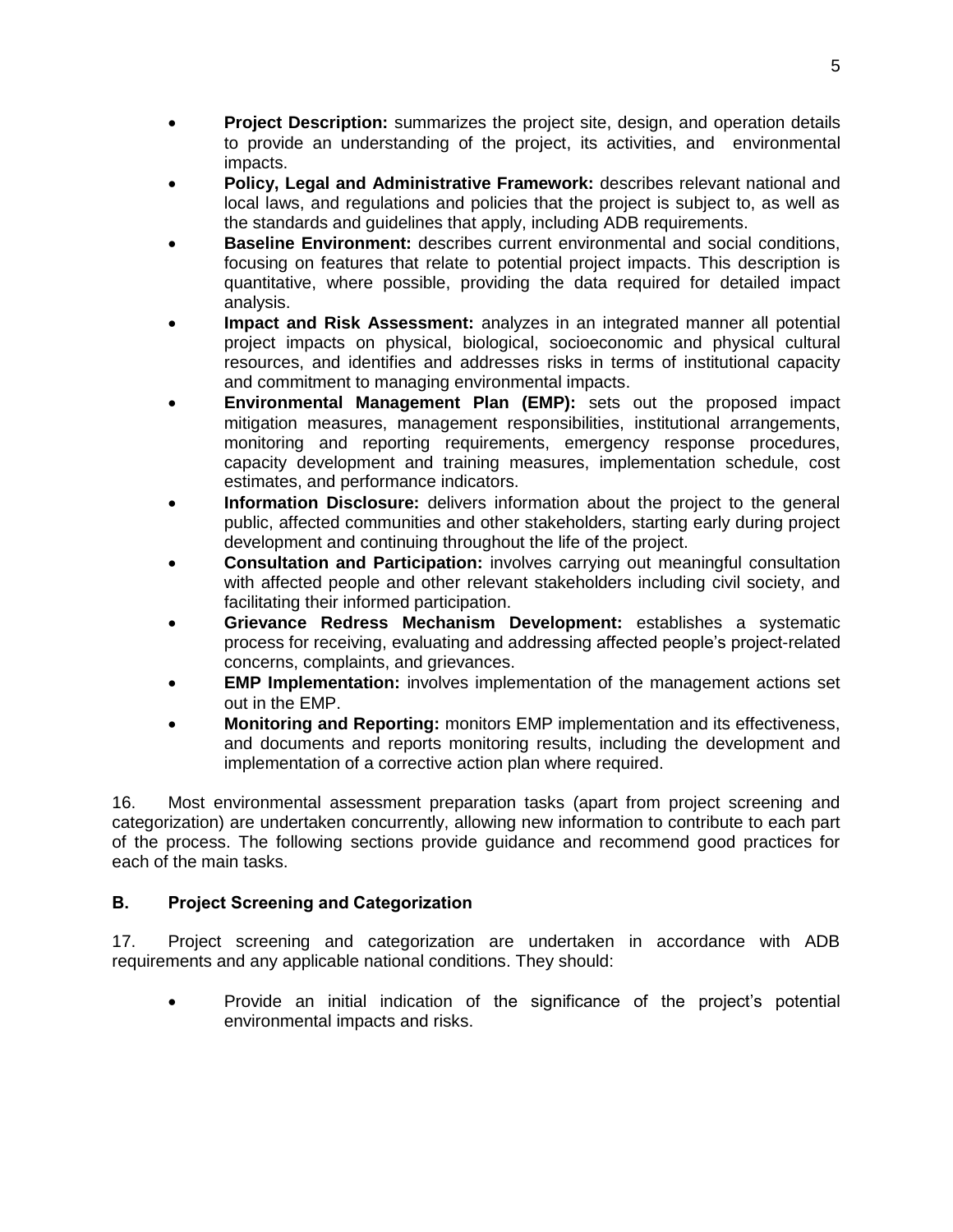- **Project Description:** summarizes the project site, design, and operation details to provide an understanding of the project, its activities, and environmental impacts.
- **Policy, Legal and Administrative Framework:** describes relevant national and local laws, and regulations and policies that the project is subject to, as well as the standards and guidelines that apply, including ADB requirements.
- **Baseline Environment:** describes current environmental and social conditions, focusing on features that relate to potential project impacts. This description is quantitative, where possible, providing the data required for detailed impact analysis.
- **Impact and Risk Assessment:** analyzes in an integrated manner all potential project impacts on physical, biological, socioeconomic and physical cultural resources, and identifies and addresses risks in terms of institutional capacity and commitment to managing environmental impacts.
- **Environmental Management Plan (EMP):** sets out the proposed impact mitigation measures, management responsibilities, institutional arrangements, monitoring and reporting requirements, emergency response procedures, capacity development and training measures, implementation schedule, cost estimates, and performance indicators.
- **Information Disclosure:** delivers information about the project to the general public, affected communities and other stakeholders, starting early during project development and continuing throughout the life of the project.
- **Consultation and Participation:** involves carrying out meaningful consultation with affected people and other relevant stakeholders including civil society, and facilitating their informed participation.
- **Grievance Redress Mechanism Development:** establishes a systematic process for receiving, evaluating and addressing affected people's project-related concerns, complaints, and grievances.
- **EMP Implementation:** involves implementation of the management actions set out in the EMP.
- **Monitoring and Reporting:** monitors EMP implementation and its effectiveness, and documents and reports monitoring results, including the development and implementation of a corrective action plan where required.

16. Most environmental assessment preparation tasks (apart from project screening and categorization) are undertaken concurrently, allowing new information to contribute to each part of the process. The following sections provide guidance and recommend good practices for each of the main tasks.

### B. Project Screening and Categorization

17. Project screening and categorization are undertaken in accordance with ADB requirements and any applicable national conditions. They should:

- Provide an initial indication of the significance of the project's potential environmental impacts and risks.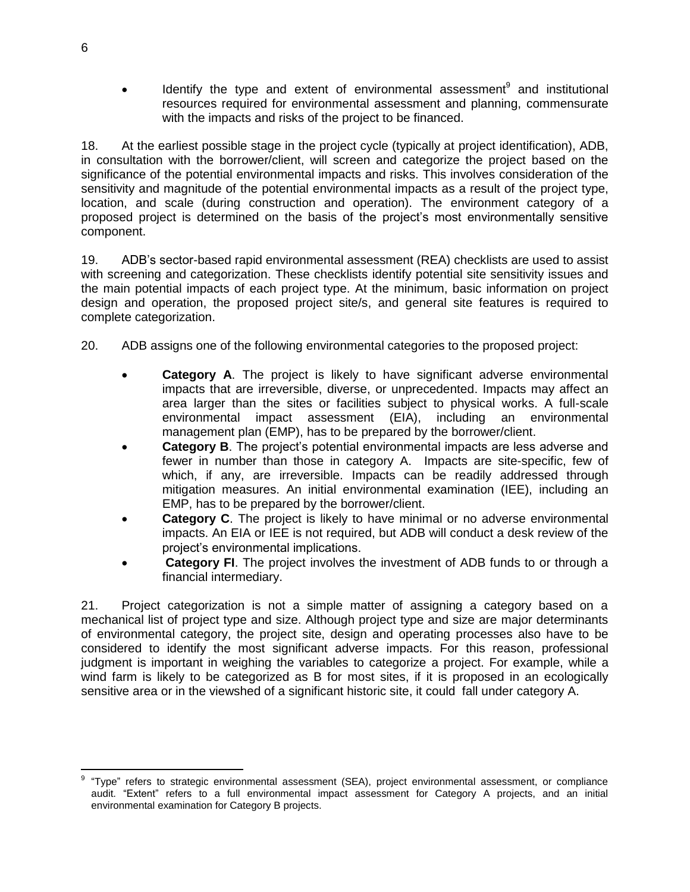- Identify the type and extent of environmental assessment[9] and institutional resources required for environmental assessment and planning, commensurate with the impacts and risks of the project to be financed.

18. At the earliest possible stage in the project cycle (typically at project identification), ADB, in consultation with the borrower/client, will screen and categorize the project based on the significance of the potential environmental impacts and risks. This involves consideration of the sensitivity and magnitude of the potential environmental impacts as a result of the project type, location, and scale (during construction and operation). The environment category of a proposed project is determined on the basis of the project's most environmentally sensitive component.

19. ADB's sector-based rapid environmental assessment (REA) checklists are used to assist with screening and categorization. These checklists identify potential site sensitivity issues and the main potential impacts of each project type. At the minimum, basic information on project design and operation, the proposed project site/s, and general site features is required to complete categorization.

20. ADB assigns one of the following environmental categories to the proposed project:

- **Category A**. The project is likely to have significant adverse environmental impacts that are irreversible, diverse, or unprecedented. Impacts may affect an area larger than the sites or facilities subject to physical works. A full-scale environmental impact assessment (EIA), including an environmental management plan (EMP), has to be prepared by the borrower/client.
- **Category B**. The project's potential environmental impacts are less adverse and fewer in number than those in category A. Impacts are site-specific, few of which, if any, are irreversible. Impacts can be readily addressed through mitigation measures. An initial environmental examination (IEE), including an EMP, has to be prepared by the borrower/client.
- **Category C**. The project is likely to have minimal or no adverse environmental impacts. An EIA or IEE is not required, but ADB will conduct a desk review of the project's environmental implications.
- **Category FI**. The project involves the investment of ADB funds to or through a financial intermediary.

21. Project categorization is not a simple matter of assigning a category based on a mechanical list of project type and size. Although project type and size are major determinants of environmental category, the project site, design and operating processes also have to be considered to identify the most significant adverse impacts. For this reason, professional judgment is important in weighing the variables to categorize a project. For example, while a wind farm is likely to be categorized as B for most sites, if it is proposed in an ecologically sensitive area or in the viewshed of a significant historic site, it could fall under category A.

---

[9] "Type" refers to strategic environmental assessment (SEA), project environmental assessment, or compliance audit. "Extent" refers to a full environmental impact assessment for Category A projects, and an initial environmental examination for Category B projects.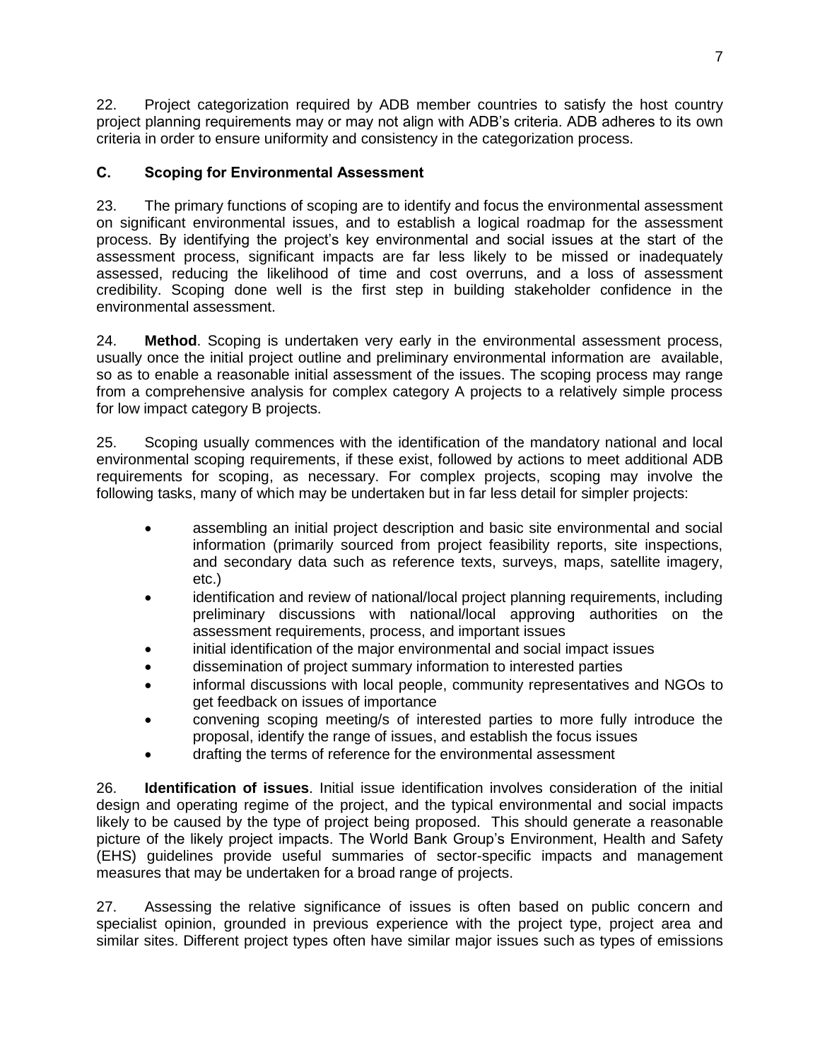22. Project categorization required by ADB member countries to satisfy the host country project planning requirements may or may not align with ADB's criteria. ADB adheres to its own criteria in order to ensure uniformity and consistency in the categorization process.

### C. Scoping for Environmental Assessment

23. The primary functions of scoping are to identify and focus the environmental assessment on significant environmental issues, and to establish a logical roadmap for the assessment process. By identifying the project's key environmental and social issues at the start of the assessment process, significant impacts are far less likely to be missed or inadequately assessed, reducing the likelihood of time and cost overruns, and a loss of assessment credibility. Scoping done well is the first step in building stakeholder confidence in the environmental assessment.

24. **Method**. Scoping is undertaken very early in the environmental assessment process, usually once the initial project outline and preliminary environmental information are available, so as to enable a reasonable initial assessment of the issues. The scoping process may range from a comprehensive analysis for complex category A projects to a relatively simple process for low impact category B projects.

25. Scoping usually commences with the identification of the mandatory national and local environmental scoping requirements, if these exist, followed by actions to meet additional ADB requirements for scoping, as necessary. For complex projects, scoping may involve the following tasks, many of which may be undertaken but in far less detail for simpler projects:

- assembling an initial project description and basic site environmental and social information (primarily sourced from project feasibility reports, site inspections, and secondary data such as reference texts, surveys, maps, satellite imagery, etc.)
- identification and review of national/local project planning requirements, including preliminary discussions with national/local approving authorities on the assessment requirements, process, and important issues
- initial identification of the major environmental and social impact issues
- dissemination of project summary information to interested parties
- informal discussions with local people, community representatives and NGOs to get feedback on issues of importance
- convening scoping meeting/s of interested parties to more fully introduce the proposal, identify the range of issues, and establish the focus issues
- drafting the terms of reference for the environmental assessment

26. **Identification of issues**. Initial issue identification involves consideration of the initial design and operating regime of the project, and the typical environmental and social impacts likely to be caused by the type of project being proposed. This should generate a reasonable picture of the likely project impacts. The World Bank Group's Environment, Health and Safety (EHS) guidelines provide useful summaries of sector-specific impacts and management measures that may be undertaken for a broad range of projects.

27. Assessing the relative significance of issues is often based on public concern and specialist opinion, grounded in previous experience with the project type, project area and similar sites. Different project types often have similar major issues such as types of emissions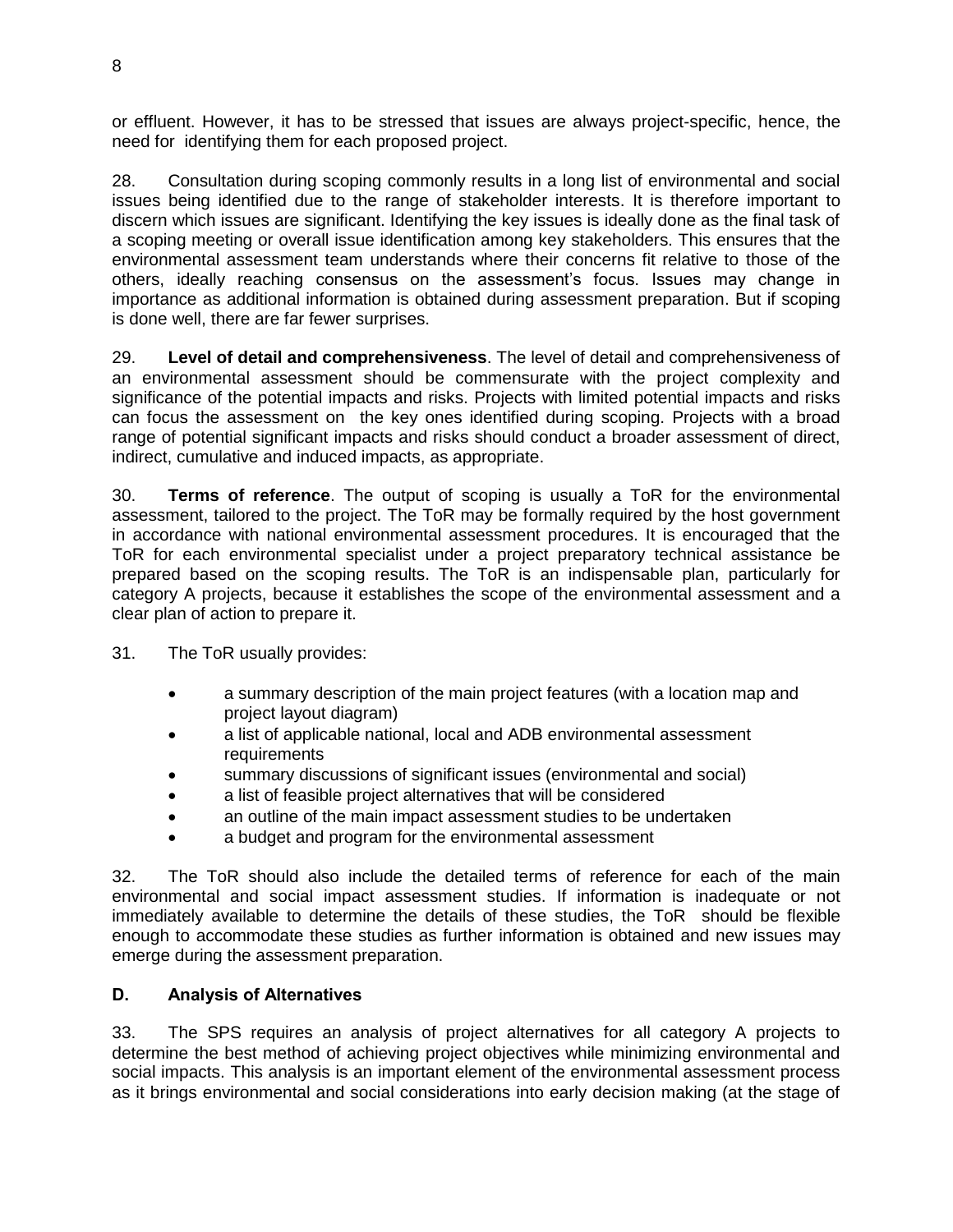or effluent. However, it has to be stressed that issues are always project-specific, hence, the need for identifying them for each proposed project.

28. Consultation during scoping commonly results in a long list of environmental and social issues being identified due to the range of stakeholder interests. It is therefore important to discern which issues are significant. Identifying the key issues is ideally done as the final task of a scoping meeting or overall issue identification among key stakeholders. This ensures that the environmental assessment team understands where their concerns fit relative to those of the others, ideally reaching consensus on the assessment's focus. Issues may change in importance as additional information is obtained during assessment preparation. But if scoping is done well, there are far fewer surprises.

29. **Level of detail and comprehensiveness**. The level of detail and comprehensiveness of an environmental assessment should be commensurate with the project complexity and significance of the potential impacts and risks. Projects with limited potential impacts and risks can focus the assessment on the key ones identified during scoping. Projects with a broad range of potential significant impacts and risks should conduct a broader assessment of direct, indirect, cumulative and induced impacts, as appropriate.

30. **Terms of reference**. The output of scoping is usually a ToR for the environmental assessment, tailored to the project. The ToR may be formally required by the host government in accordance with national environmental assessment procedures. It is encouraged that the ToR for each environmental specialist under a project preparatory technical assistance be prepared based on the scoping results. The ToR is an indispensable plan, particularly for category A projects, because it establishes the scope of the environmental assessment and a clear plan of action to prepare it.

31. The ToR usually provides:

- a summary description of the main project features (with a location map and project layout diagram)
- a list of applicable national, local and ADB environmental assessment requirements
- summary discussions of significant issues (environmental and social)
- a list of feasible project alternatives that will be considered
- an outline of the main impact assessment studies to be undertaken
- a budget and program for the environmental assessment

32. The ToR should also include the detailed terms of reference for each of the main environmental and social impact assessment studies. If information is inadequate or not immediately available to determine the details of these studies, the ToR should be flexible enough to accommodate these studies as further information is obtained and new issues may emerge during the assessment preparation.

### D. Analysis of Alternatives

33. The SPS requires an analysis of project alternatives for all category A projects to determine the best method of achieving project objectives while minimizing environmental and social impacts. This analysis is an important element of the environmental assessment process as it brings environmental and social considerations into early decision making (at the stage of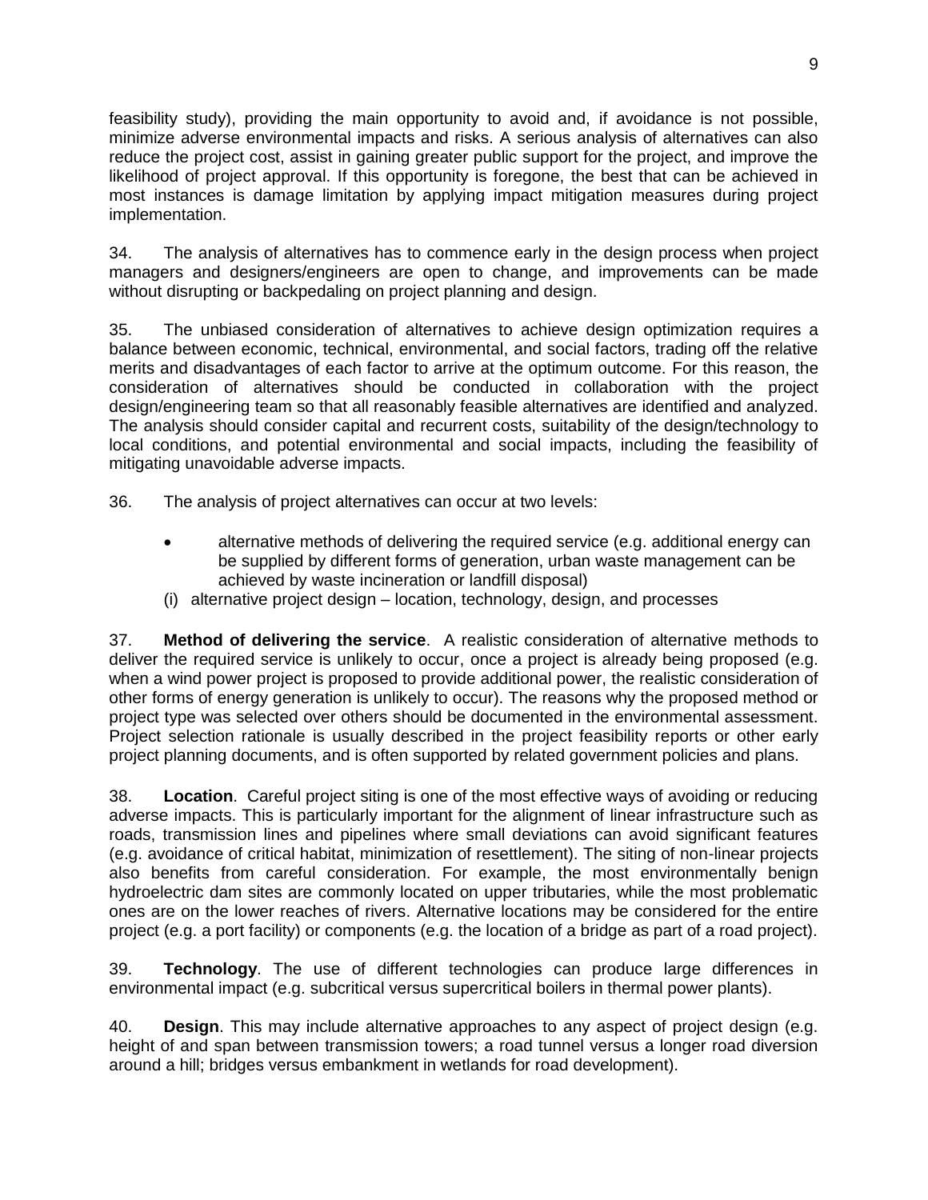feasibility study), providing the main opportunity to avoid and, if avoidance is not possible, minimize adverse environmental impacts and risks. A serious analysis of alternatives can also reduce the project cost, assist in gaining greater public support for the project, and improve the likelihood of project approval. If this opportunity is foregone, the best that can be achieved in most instances is damage limitation by applying impact mitigation measures during project implementation.

34. The analysis of alternatives has to commence early in the design process when project managers and designers/engineers are open to change, and improvements can be made without disrupting or backpedaling on project planning and design.

35. The unbiased consideration of alternatives to achieve design optimization requires a balance between economic, technical, environmental, and social factors, trading off the relative merits and disadvantages of each factor to arrive at the optimum outcome. For this reason, the consideration of alternatives should be conducted in collaboration with the project design/engineering team so that all reasonably feasible alternatives are identified and analyzed. The analysis should consider capital and recurrent costs, suitability of the design/technology to local conditions, and potential environmental and social impacts, including the feasibility of mitigating unavoidable adverse impacts.

36. The analysis of project alternatives can occur at two levels:

- alternative methods of delivering the required service (e.g. additional energy can be supplied by different forms of generation, urban waste management can be achieved by waste incineration or landfill disposal)

(i) alternative project design – location, technology, design, and processes

37. **Method of delivering the service**. A realistic consideration of alternative methods to deliver the required service is unlikely to occur, once a project is already being proposed (e.g. when a wind power project is proposed to provide additional power, the realistic consideration of other forms of energy generation is unlikely to occur). The reasons why the proposed method or project type was selected over others should be documented in the environmental assessment. Project selection rationale is usually described in the project feasibility reports or other early project planning documents, and is often supported by related government policies and plans.

38. **Location**. Careful project siting is one of the most effective ways of avoiding or reducing adverse impacts. This is particularly important for the alignment of linear infrastructure such as roads, transmission lines and pipelines where small deviations can avoid significant features (e.g. avoidance of critical habitat, minimization of resettlement). The siting of non-linear projects also benefits from careful consideration. For example, the most environmentally benign hydroelectric dam sites are commonly located on upper tributaries, while the most problematic ones are on the lower reaches of rivers. Alternative locations may be considered for the entire project (e.g. a port facility) or components (e.g. the location of a bridge as part of a road project).

39. **Technology**. The use of different technologies can produce large differences in environmental impact (e.g. subcritical versus supercritical boilers in thermal power plants).

40. **Design**. This may include alternative approaches to any aspect of project design (e.g. height of and span between transmission towers; a road tunnel versus a longer road diversion around a hill; bridges versus embankment in wetlands for road development).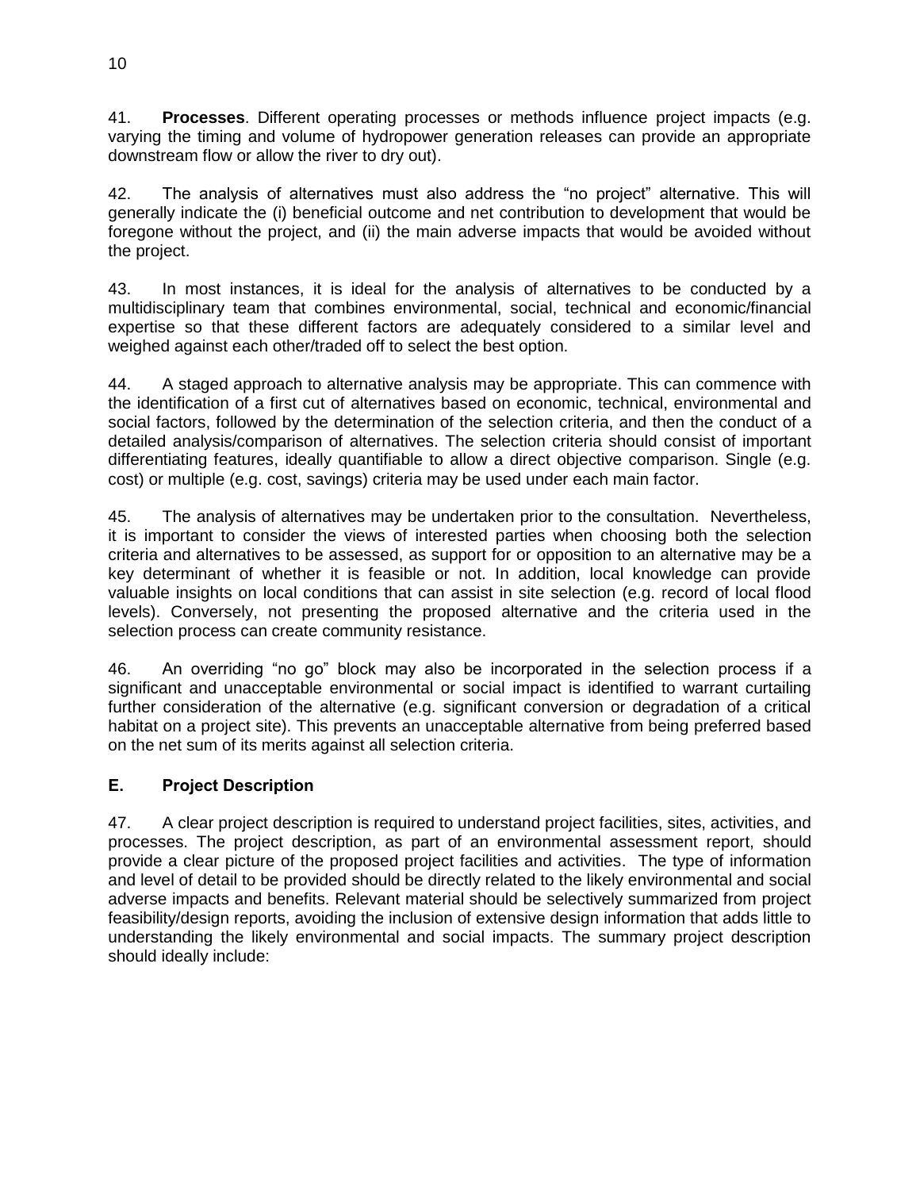41. **Processes**. Different operating processes or methods influence project impacts (e.g. varying the timing and volume of hydropower generation releases can provide an appropriate downstream flow or allow the river to dry out).

42. The analysis of alternatives must also address the "no project" alternative. This will generally indicate the (i) beneficial outcome and net contribution to development that would be foregone without the project, and (ii) the main adverse impacts that would be avoided without the project.

43. In most instances, it is ideal for the analysis of alternatives to be conducted by a multidisciplinary team that combines environmental, social, technical and economic/financial expertise so that these different factors are adequately considered to a similar level and weighed against each other/traded off to select the best option.

44. A staged approach to alternative analysis may be appropriate. This can commence with the identification of a first cut of alternatives based on economic, technical, environmental and social factors, followed by the determination of the selection criteria, and then the conduct of a detailed analysis/comparison of alternatives. The selection criteria should consist of important differentiating features, ideally quantifiable to allow a direct objective comparison. Single (e.g. cost) or multiple (e.g. cost, savings) criteria may be used under each main factor.

45. The analysis of alternatives may be undertaken prior to the consultation. Nevertheless, it is important to consider the views of interested parties when choosing both the selection criteria and alternatives to be assessed, as support for or opposition to an alternative may be a key determinant of whether it is feasible or not. In addition, local knowledge can provide valuable insights on local conditions that can assist in site selection (e.g. record of local flood levels). Conversely, not presenting the proposed alternative and the criteria used in the selection process can create community resistance.

46. An overriding "no go" block may also be incorporated in the selection process if a significant and unacceptable environmental or social impact is identified to warrant curtailing further consideration of the alternative (e.g. significant conversion or degradation of a critical habitat on a project site). This prevents an unacceptable alternative from being preferred based on the net sum of its merits against all selection criteria.

## E. Project Description

47. A clear project description is required to understand project facilities, sites, activities, and processes. The project description, as part of an environmental assessment report, should provide a clear picture of the proposed project facilities and activities. The type of information and level of detail to be provided should be directly related to the likely environmental and social adverse impacts and benefits. Relevant material should be selectively summarized from project feasibility/design reports, avoiding the inclusion of extensive design information that adds little to understanding the likely environmental and social impacts. The summary project description should ideally include: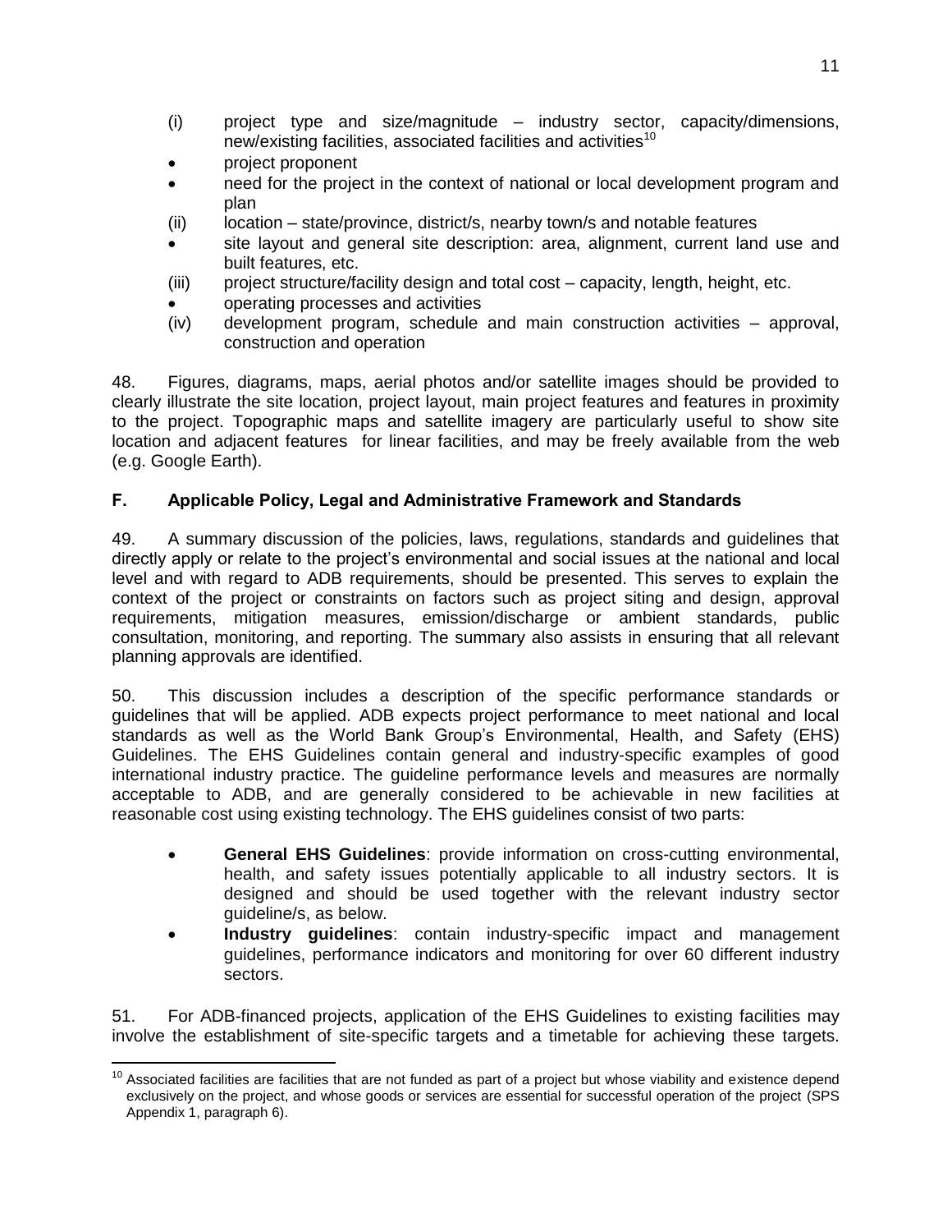(i) project type and size/magnitude – industry sector, capacity/dimensions, new/existing facilities, associated facilities and activities[10]

- project proponent
- need for the project in the context of national or local development program and plan

(ii) location – state/province, district/s, nearby town/s and notable features

- site layout and general site description: area, alignment, current land use and built features, etc.

(iii) project structure/facility design and total cost – capacity, length, height, etc.

- operating processes and activities

(iv) development program, schedule and main construction activities – approval, construction and operation

48. Figures, diagrams, maps, aerial photos and/or satellite images should be provided to clearly illustrate the site location, project layout, main project features and features in proximity to the project. Topographic maps and satellite imagery are particularly useful to show site location and adjacent features for linear facilities, and may be freely available from the web (e.g. Google Earth).

## F. Applicable Policy, Legal and Administrative Framework and Standards

49. A summary discussion of the policies, laws, regulations, standards and guidelines that directly apply or relate to the project's environmental and social issues at the national and local level and with regard to ADB requirements, should be presented. This serves to explain the context of the project or constraints on factors such as project siting and design, approval requirements, mitigation measures, emission/discharge or ambient standards, public consultation, monitoring, and reporting. The summary also assists in ensuring that all relevant planning approvals are identified.

50. This discussion includes a description of the specific performance standards or guidelines that will be applied. ADB expects project performance to meet national and local standards as well as the World Bank Group's Environmental, Health, and Safety (EHS) Guidelines. The EHS Guidelines contain general and industry-specific examples of good international industry practice. The guideline performance levels and measures are normally acceptable to ADB, and are generally considered to be achievable in new facilities at reasonable cost using existing technology. The EHS guidelines consist of two parts:

- **General EHS Guidelines**: provide information on cross-cutting environmental, health, and safety issues potentially applicable to all industry sectors. It is designed and should be used together with the relevant industry sector guideline/s, as below.
- **Industry guidelines**: contain industry-specific impact and management guidelines, performance indicators and monitoring for over 60 different industry sectors.

51. For ADB-financed projects, application of the EHS Guidelines to existing facilities may involve the establishment of site-specific targets and a timetable for achieving these targets.

[10] Associated facilities are facilities that are not funded as part of a project but whose viability and existence depend exclusively on the project, and whose goods or services are essential for successful operation of the project (SPS Appendix 1, paragraph 6).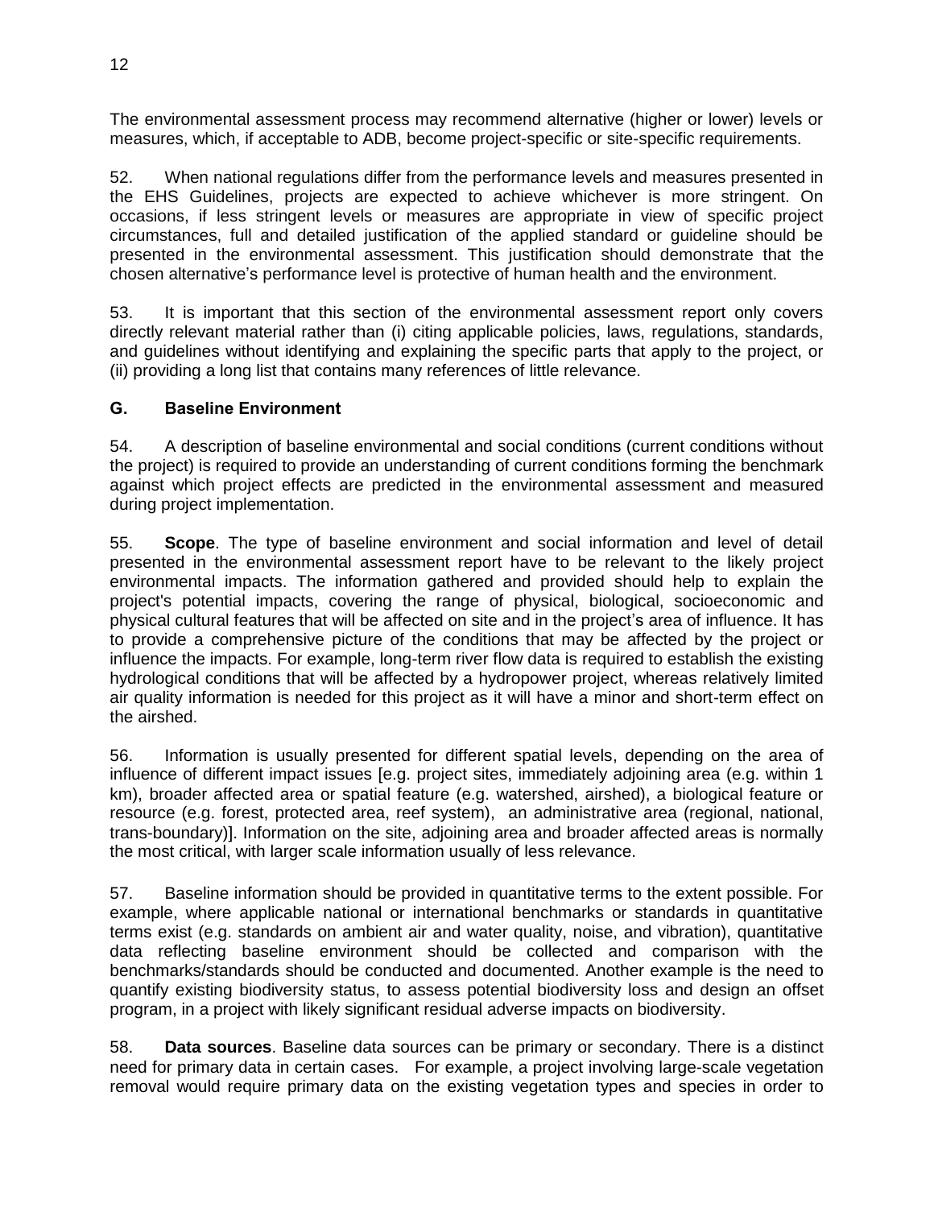The environmental assessment process may recommend alternative (higher or lower) levels or measures, which, if acceptable to ADB, become project-specific or site-specific requirements.

52. When national regulations differ from the performance levels and measures presented in the EHS Guidelines, projects are expected to achieve whichever is more stringent. On occasions, if less stringent levels or measures are appropriate in view of specific project circumstances, full and detailed justification of the applied standard or guideline should be presented in the environmental assessment. This justification should demonstrate that the chosen alternative's performance level is protective of human health and the environment.

53. It is important that this section of the environmental assessment report only covers directly relevant material rather than (i) citing applicable policies, laws, regulations, standards, and guidelines without identifying and explaining the specific parts that apply to the project, or (ii) providing a long list that contains many references of little relevance.

### G. Baseline Environment

54. A description of baseline environmental and social conditions (current conditions without the project) is required to provide an understanding of current conditions forming the benchmark against which project effects are predicted in the environmental assessment and measured during project implementation.

55. **Scope**. The type of baseline environment and social information and level of detail presented in the environmental assessment report have to be relevant to the likely project environmental impacts. The information gathered and provided should help to explain the project's potential impacts, covering the range of physical, biological, socioeconomic and physical cultural features that will be affected on site and in the project's area of influence. It has to provide a comprehensive picture of the conditions that may be affected by the project or influence the impacts. For example, long-term river flow data is required to establish the existing hydrological conditions that will be affected by a hydropower project, whereas relatively limited air quality information is needed for this project as it will have a minor and short-term effect on the airshed.

56. Information is usually presented for different spatial levels, depending on the area of influence of different impact issues [e.g. project sites, immediately adjoining area (e.g. within 1 km), broader affected area or spatial feature (e.g. watershed, airshed), a biological feature or resource (e.g. forest, protected area, reef system), an administrative area (regional, national, trans-boundary)]. Information on the site, adjoining area and broader affected areas is normally the most critical, with larger scale information usually of less relevance.

57. Baseline information should be provided in quantitative terms to the extent possible. For example, where applicable national or international benchmarks or standards in quantitative terms exist (e.g. standards on ambient air and water quality, noise, and vibration), quantitative data reflecting baseline environment should be collected and comparison with the benchmarks/standards should be conducted and documented. Another example is the need to quantify existing biodiversity status, to assess potential biodiversity loss and design an offset program, in a project with likely significant residual adverse impacts on biodiversity.

58. **Data sources**. Baseline data sources can be primary or secondary. There is a distinct need for primary data in certain cases. For example, a project involving large-scale vegetation removal would require primary data on the existing vegetation types and species in order to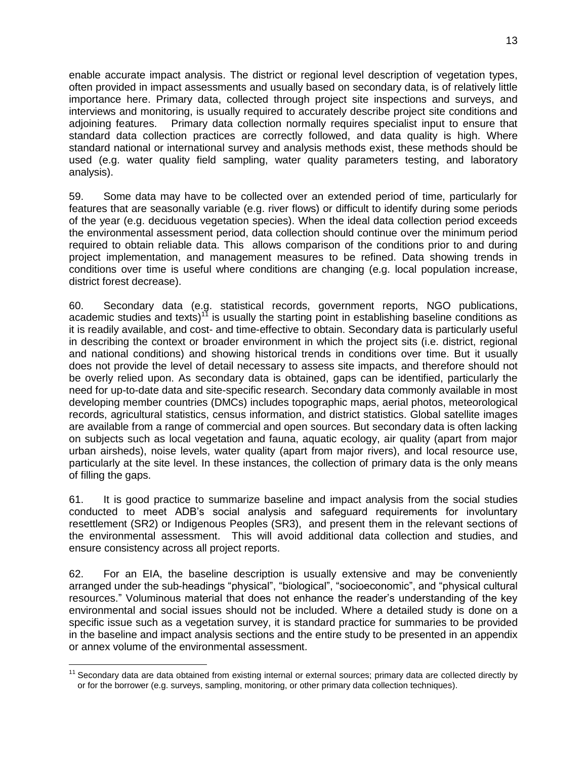enable accurate impact analysis. The district or regional level description of vegetation types, often provided in impact assessments and usually based on secondary data, is of relatively little importance here. Primary data, collected through project site inspections and surveys, and interviews and monitoring, is usually required to accurately describe project site conditions and adjoining features. Primary data collection normally requires specialist input to ensure that standard data collection practices are correctly followed, and data quality is high. Where standard national or international survey and analysis methods exist, these methods should be used (e.g. water quality field sampling, water quality parameters testing, and laboratory analysis).

59. Some data may have to be collected over an extended period of time, particularly for features that are seasonally variable (e.g. river flows) or difficult to identify during some periods of the year (e.g. deciduous vegetation species). When the ideal data collection period exceeds the environmental assessment period, data collection should continue over the minimum period required to obtain reliable data. This allows comparison of the conditions prior to and during project implementation, and management measures to be refined. Data showing trends in conditions over time is useful where conditions are changing (e.g. local population increase, district forest decrease).

60. Secondary data (e.g. statistical records, government reports, NGO publications, academic studies and texts)[11] is usually the starting point in establishing baseline conditions as it is readily available, and cost- and time-effective to obtain. Secondary data is particularly useful in describing the context or broader environment in which the project sits (i.e. district, regional and national conditions) and showing historical trends in conditions over time. But it usually does not provide the level of detail necessary to assess site impacts, and therefore should not be overly relied upon. As secondary data is obtained, gaps can be identified, particularly the need for up-to-date data and site-specific research. Secondary data commonly available in most developing member countries (DMCs) includes topographic maps, aerial photos, meteorological records, agricultural statistics, census information, and district statistics. Global satellite images are available from a range of commercial and open sources. But secondary data is often lacking on subjects such as local vegetation and fauna, aquatic ecology, air quality (apart from major urban airsheds), noise levels, water quality (apart from major rivers), and local resource use, particularly at the site level. In these instances, the collection of primary data is the only means of filling the gaps.

61. It is good practice to summarize baseline and impact analysis from the social studies conducted to meet ADB's social analysis and safeguard requirements for involuntary resettlement (SR2) or Indigenous Peoples (SR3), and present them in the relevant sections of the environmental assessment. This will avoid additional data collection and studies, and ensure consistency across all project reports.

62. For an EIA, the baseline description is usually extensive and may be conveniently arranged under the sub-headings "physical", "biological", "socioeconomic", and "physical cultural resources." Voluminous material that does not enhance the reader's understanding of the key environmental and social issues should not be included. Where a detailed study is done on a specific issue such as a vegetation survey, it is standard practice for summaries to be provided in the baseline and impact analysis sections and the entire study to be presented in an appendix or annex volume of the environmental assessment.

---

[11] Secondary data are data obtained from existing internal or external sources; primary data are collected directly by or for the borrower (e.g. surveys, sampling, monitoring, or other primary data collection techniques).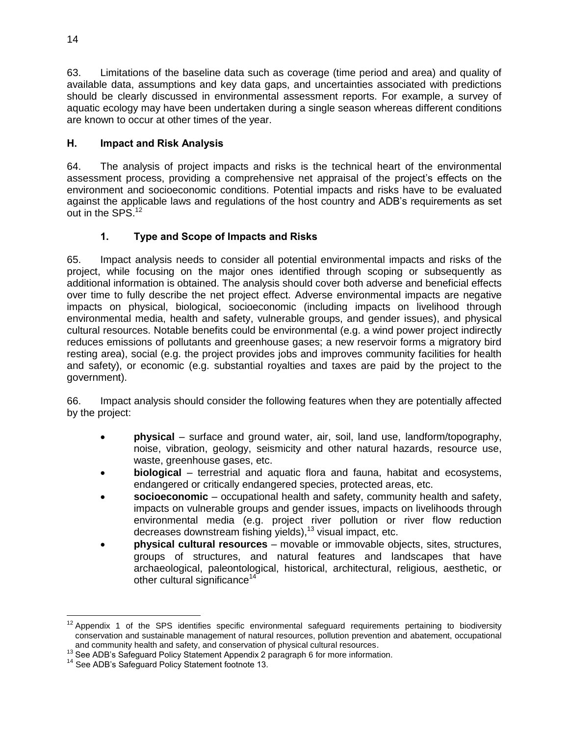63. Limitations of the baseline data such as coverage (time period and area) and quality of available data, assumptions and key data gaps, and uncertainties associated with predictions should be clearly discussed in environmental assessment reports. For example, a survey of aquatic ecology may have been undertaken during a single season whereas different conditions are known to occur at other times of the year.

## H. Impact and Risk Analysis

64. The analysis of project impacts and risks is the technical heart of the environmental assessment process, providing a comprehensive net appraisal of the project's effects on the environment and socioeconomic conditions. Potential impacts and risks have to be evaluated against the applicable laws and regulations of the host country and ADB's requirements as set out in the SPS.[12]

### 1. Type and Scope of Impacts and Risks

65. Impact analysis needs to consider all potential environmental impacts and risks of the project, while focusing on the major ones identified through scoping or subsequently as additional information is obtained. The analysis should cover both adverse and beneficial effects over time to fully describe the net project effect. Adverse environmental impacts are negative impacts on physical, biological, socioeconomic (including impacts on livelihood through environmental media, health and safety, vulnerable groups, and gender issues), and physical cultural resources. Notable benefits could be environmental (e.g. a wind power project indirectly reduces emissions of pollutants and greenhouse gases; a new reservoir forms a migratory bird resting area), social (e.g. the project provides jobs and improves community facilities for health and safety), or economic (e.g. substantial royalties and taxes are paid by the project to the government).

66. Impact analysis should consider the following features when they are potentially affected by the project:

- **physical** – surface and ground water, air, soil, land use, landform/topography, noise, vibration, geology, seismicity and other natural hazards, resource use, waste, greenhouse gases, etc.
- **biological** – terrestrial and aquatic flora and fauna, habitat and ecosystems, endangered or critically endangered species, protected areas, etc.
- **socioeconomic** – occupational health and safety, community health and safety, impacts on vulnerable groups and gender issues, impacts on livelihoods through environmental media (e.g. project river pollution or river flow reduction decreases downstream fishing yields),[13] visual impact, etc.
- **physical cultural resources** – movable or immovable objects, sites, structures, groups of structures, and natural features and landscapes that have archaeological, paleontological, historical, architectural, religious, aesthetic, or other cultural significance[14]

---

[12] Appendix 1 of the SPS identifies specific environmental safeguard requirements pertaining to biodiversity conservation and sustainable management of natural resources, pollution prevention and abatement, occupational and community health and safety, and conservation of physical cultural resources.

[13] See ADB's Safeguard Policy Statement Appendix 2 paragraph 6 for more information.

[14] See ADB's Safeguard Policy Statement footnote 13.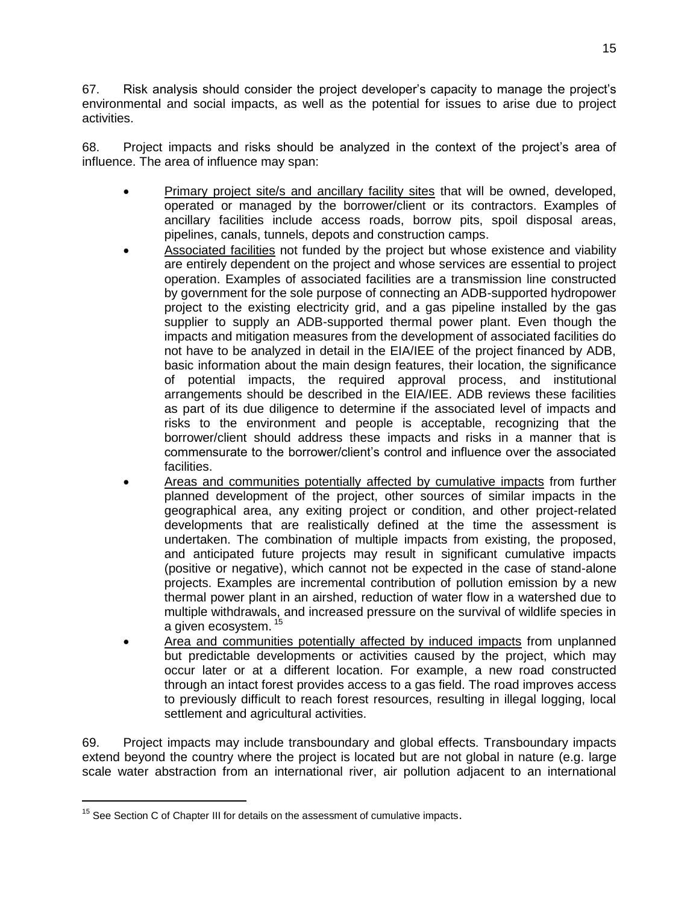67. Risk analysis should consider the project developer's capacity to manage the project's environmental and social impacts, as well as the potential for issues to arise due to project activities.

68. Project impacts and risks should be analyzed in the context of the project's area of influence. The area of influence may span:

- Primary project site/s and ancillary facility sites that will be owned, developed, operated or managed by the borrower/client or its contractors. Examples of ancillary facilities include access roads, borrow pits, spoil disposal areas, pipelines, canals, tunnels, depots and construction camps.
- Associated facilities not funded by the project but whose existence and viability are entirely dependent on the project and whose services are essential to project operation. Examples of associated facilities are a transmission line constructed by government for the sole purpose of connecting an ADB-supported hydropower project to the existing electricity grid, and a gas pipeline installed by the gas supplier to supply an ADB-supported thermal power plant. Even though the impacts and mitigation measures from the development of associated facilities do not have to be analyzed in detail in the EIA/IEE of the project financed by ADB, basic information about the main design features, their location, the significance of potential impacts, the required approval process, and institutional arrangements should be described in the EIA/IEE. ADB reviews these facilities as part of its due diligence to determine if the associated level of impacts and risks to the environment and people is acceptable, recognizing that the borrower/client should address these impacts and risks in a manner that is commensurate to the borrower/client's control and influence over the associated facilities.
- Areas and communities potentially affected by cumulative impacts from further planned development of the project, other sources of similar impacts in the geographical area, any exiting project or condition, and other project-related developments that are realistically defined at the time the assessment is undertaken. The combination of multiple impacts from existing, the proposed, and anticipated future projects may result in significant cumulative impacts (positive or negative), which cannot not be expected in the case of stand-alone projects. Examples are incremental contribution of pollution emission by a new thermal power plant in an airshed, reduction of water flow in a watershed due to multiple withdrawals, and increased pressure on the survival of wildlife species in a given ecosystem.[15]
- Area and communities potentially affected by induced impacts from unplanned but predictable developments or activities caused by the project, which may occur later or at a different location. For example, a new road constructed through an intact forest provides access to a gas field. The road improves access to previously difficult to reach forest resources, resulting in illegal logging, local settlement and agricultural activities.

69. Project impacts may include transboundary and global effects. Transboundary impacts extend beyond the country where the project is located but are not global in nature (e.g. large scale water abstraction from an international river, air pollution adjacent to an international

[15] See Section C of Chapter III for details on the assessment of cumulative impacts.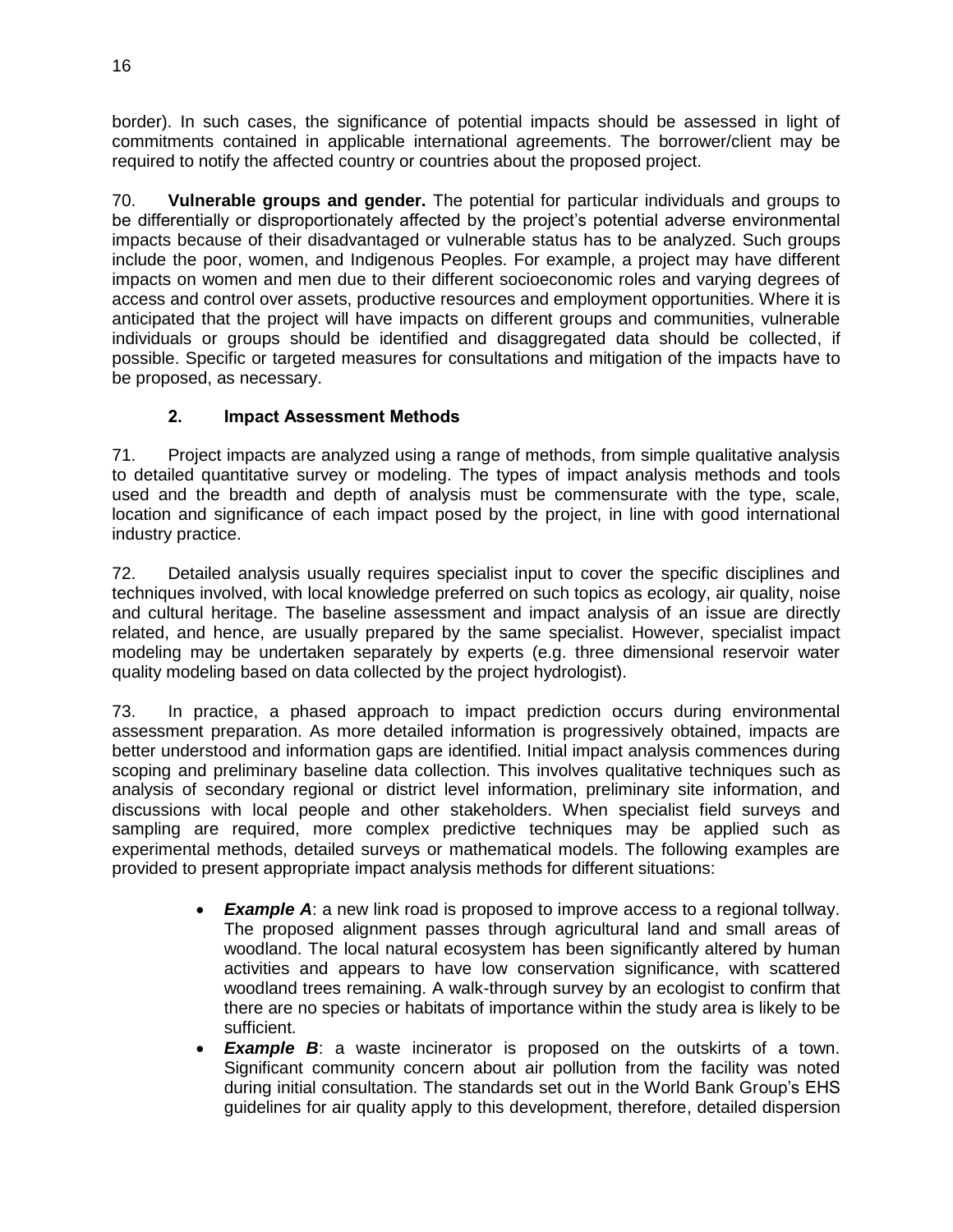border). In such cases, the significance of potential impacts should be assessed in light of commitments contained in applicable international agreements. The borrower/client may be required to notify the affected country or countries about the proposed project.

70. **Vulnerable groups and gender.** The potential for particular individuals and groups to be differentially or disproportionately affected by the project's potential adverse environmental impacts because of their disadvantaged or vulnerable status has to be analyzed. Such groups include the poor, women, and Indigenous Peoples. For example, a project may have different impacts on women and men due to their different socioeconomic roles and varying degrees of access and control over assets, productive resources and employment opportunities. Where it is anticipated that the project will have impacts on different groups and communities, vulnerable individuals or groups should be identified and disaggregated data should be collected, if possible. Specific or targeted measures for consultations and mitigation of the impacts have to be proposed, as necessary.

### 2. Impact Assessment Methods

71. Project impacts are analyzed using a range of methods, from simple qualitative analysis to detailed quantitative survey or modeling. The types of impact analysis methods and tools used and the breadth and depth of analysis must be commensurate with the type, scale, location and significance of each impact posed by the project, in line with good international industry practice.

72. Detailed analysis usually requires specialist input to cover the specific disciplines and techniques involved, with local knowledge preferred on such topics as ecology, air quality, noise and cultural heritage. The baseline assessment and impact analysis of an issue are directly related, and hence, are usually prepared by the same specialist. However, specialist impact modeling may be undertaken separately by experts (e.g. three dimensional reservoir water quality modeling based on data collected by the project hydrologist).

73. In practice, a phased approach to impact prediction occurs during environmental assessment preparation. As more detailed information is progressively obtained, impacts are better understood and information gaps are identified. Initial impact analysis commences during scoping and preliminary baseline data collection. This involves qualitative techniques such as analysis of secondary regional or district level information, preliminary site information, and discussions with local people and other stakeholders. When specialist field surveys and sampling are required, more complex predictive techniques may be applied such as experimental methods, detailed surveys or mathematical models. The following examples are provided to present appropriate impact analysis methods for different situations:

- ***Example A***: a new link road is proposed to improve access to a regional tollway. The proposed alignment passes through agricultural land and small areas of woodland. The local natural ecosystem has been significantly altered by human activities and appears to have low conservation significance, with scattered woodland trees remaining. A walk-through survey by an ecologist to confirm that there are no species or habitats of importance within the study area is likely to be sufficient.
- ***Example B***: a waste incinerator is proposed on the outskirts of a town. Significant community concern about air pollution from the facility was noted during initial consultation. The standards set out in the World Bank Group's EHS guidelines for air quality apply to this development, therefore, detailed dispersion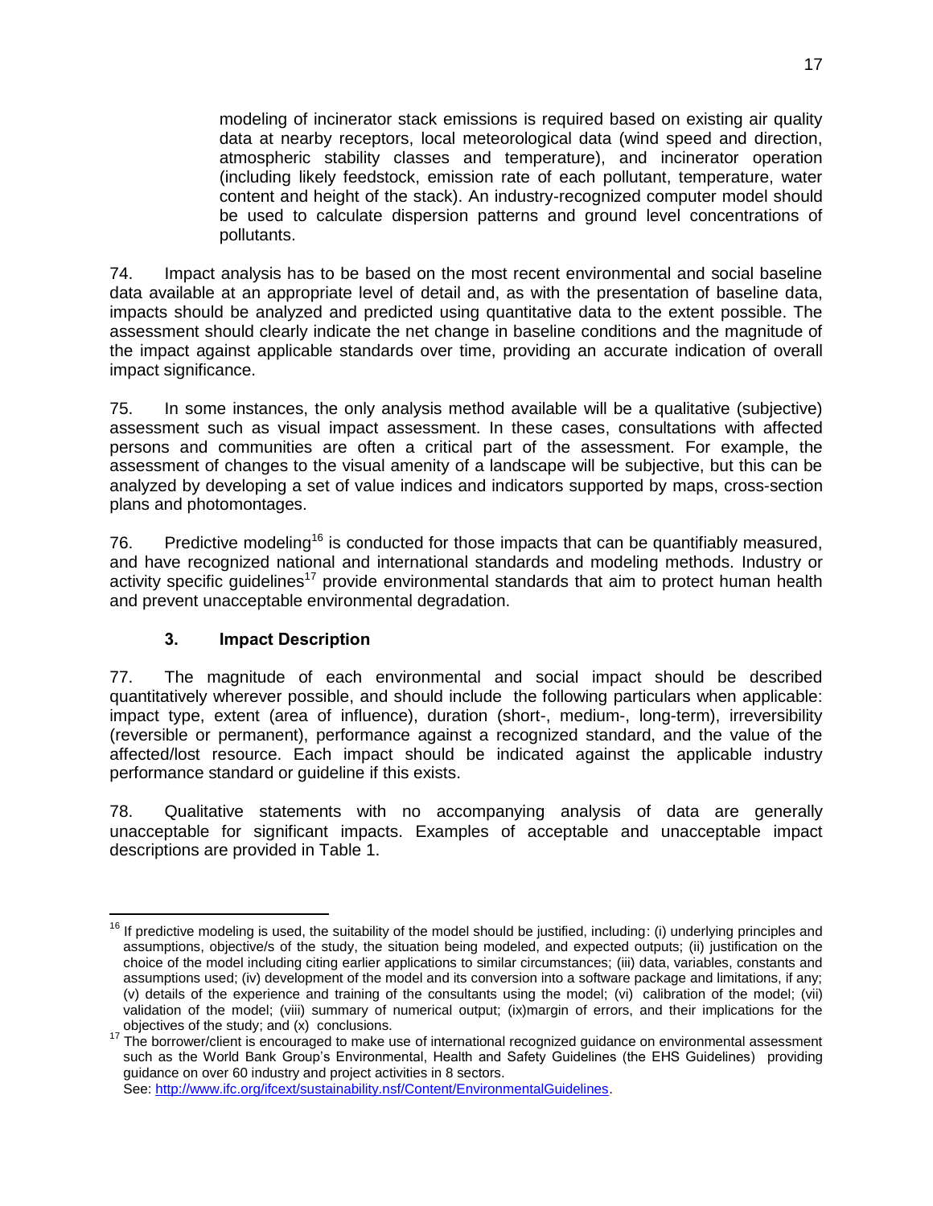modeling of incinerator stack emissions is required based on existing air quality data at nearby receptors, local meteorological data (wind speed and direction, atmospheric stability classes and temperature), and incinerator operation (including likely feedstock, emission rate of each pollutant, temperature, water content and height of the stack). An industry-recognized computer model should be used to calculate dispersion patterns and ground level concentrations of pollutants.

74. Impact analysis has to be based on the most recent environmental and social baseline data available at an appropriate level of detail and, as with the presentation of baseline data, impacts should be analyzed and predicted using quantitative data to the extent possible. The assessment should clearly indicate the net change in baseline conditions and the magnitude of the impact against applicable standards over time, providing an accurate indication of overall impact significance.

75. In some instances, the only analysis method available will be a qualitative (subjective) assessment such as visual impact assessment. In these cases, consultations with affected persons and communities are often a critical part of the assessment. For example, the assessment of changes to the visual amenity of a landscape will be subjective, but this can be analyzed by developing a set of value indices and indicators supported by maps, cross-section plans and photomontages.

76. Predictive modeling[16] is conducted for those impacts that can be quantifiably measured, and have recognized national and international standards and modeling methods. Industry or activity specific guidelines[17] provide environmental standards that aim to protect human health and prevent unacceptable environmental degradation.

### 3. Impact Description

77. The magnitude of each environmental and social impact should be described quantitatively wherever possible, and should include the following particulars when applicable: impact type, extent (area of influence), duration (short-, medium-, long-term), irreversibility (reversible or permanent), performance against a recognized standard, and the value of the affected/lost resource. Each impact should be indicated against the applicable industry performance standard or guideline if this exists.

78. Qualitative statements with no accompanying analysis of data are generally unacceptable for significant impacts. Examples of acceptable and unacceptable impact descriptions are provided in Table 1.

---

[16] If predictive modeling is used, the suitability of the model should be justified, including: (i) underlying principles and assumptions, objective/s of the study, the situation being modeled, and expected outputs; (ii) justification on the choice of the model including citing earlier applications to similar circumstances; (iii) data, variables, constants and assumptions used; (iv) development of the model and its conversion into a software package and limitations, if any; (v) details of the experience and training of the consultants using the model; (vi) calibration of the model; (vii) validation of the model; (viii) summary of numerical output; (ix)margin of errors, and their implications for the objectives of the study; and (x) conclusions.

[17] The borrower/client is encouraged to make use of international recognized guidance on environmental assessment such as the World Bank Group's Environmental, Health and Safety Guidelines (the EHS Guidelines) providing guidance on over 60 industry and project activities in 8 sectors. See: http://www.ifc.org/ifcext/sustainability.nsf/Content/EnvironmentalGuidelines.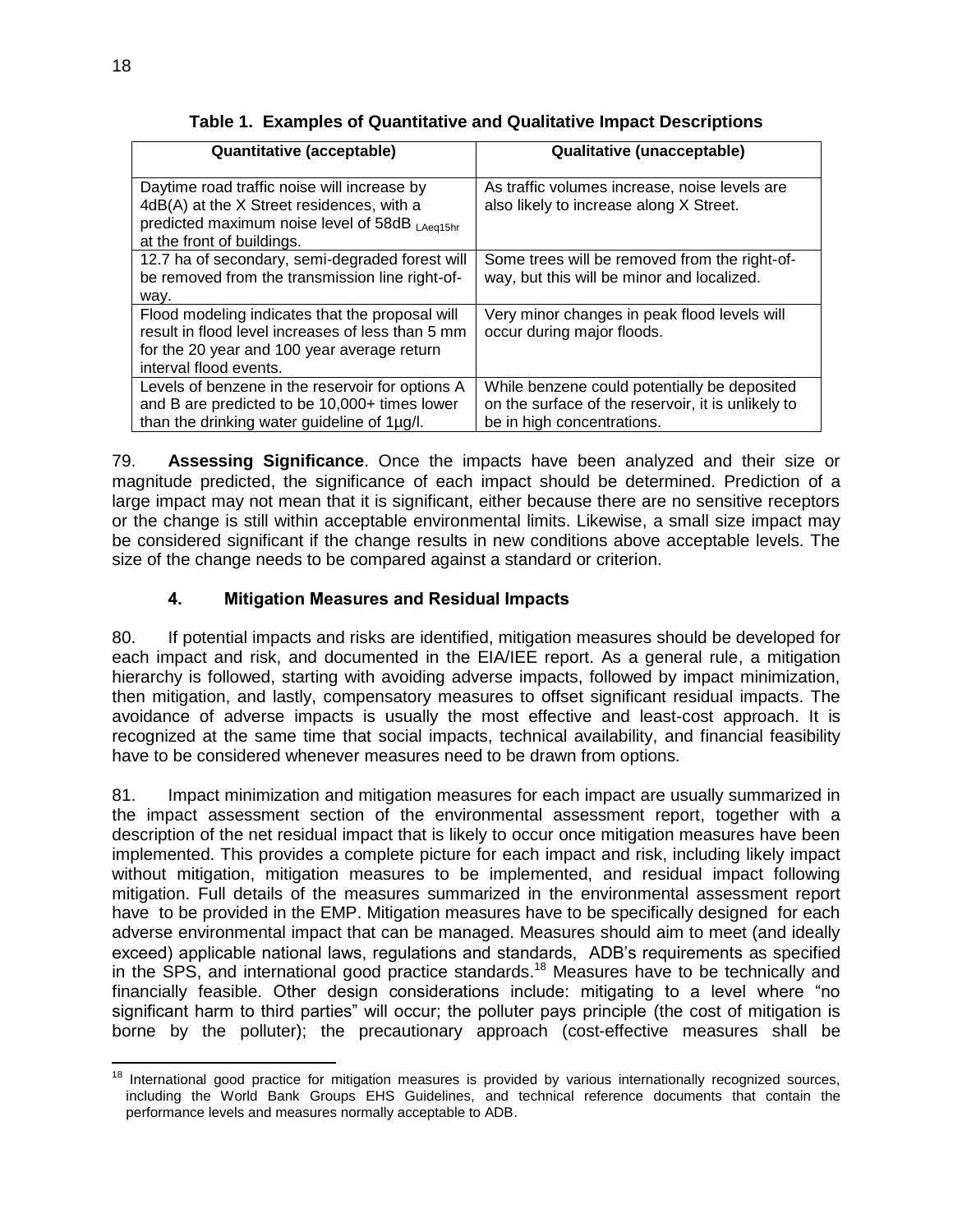**Table 1. Examples of Quantitative and Qualitative Impact Descriptions**

| Quantitative (acceptable) | Qualitative (unacceptable) |
|---|---|
| Daytime road traffic noise will increase by 4dB(A) at the X Street residences, with a predicted maximum noise level of 58dB $_{LAeq15hr}$ at the front of buildings. | As traffic volumes increase, noise levels are also likely to increase along X Street. |
| 12.7 ha of secondary, semi-degraded forest will be removed from the transmission line right-of-way. | Some trees will be removed from the right-of-way, but this will be minor and localized. |
| Flood modeling indicates that the proposal will result in flood level increases of less than 5 mm for the 20 year and 100 year average return interval flood events. | Very minor changes in peak flood levels will occur during major floods. |
| Levels of benzene in the reservoir for options A and B are predicted to be 10,000+ times lower than the drinking water guideline of 1µg/l. | While benzene could potentially be deposited on the surface of the reservoir, it is unlikely to be in high concentrations. |

79. **Assessing Significance**. Once the impacts have been analyzed and their size or magnitude predicted, the significance of each impact should be determined. Prediction of a large impact may not mean that it is significant, either because there are no sensitive receptors or the change is still within acceptable environmental limits. Likewise, a small size impact may be considered significant if the change results in new conditions above acceptable levels. The size of the change needs to be compared against a standard or criterion.

### 4. Mitigation Measures and Residual Impacts

80. If potential impacts and risks are identified, mitigation measures should be developed for each impact and risk, and documented in the EIA/IEE report. As a general rule, a mitigation hierarchy is followed, starting with avoiding adverse impacts, followed by impact minimization, then mitigation, and lastly, compensatory measures to offset significant residual impacts. The avoidance of adverse impacts is usually the most effective and least-cost approach. It is recognized at the same time that social impacts, technical availability, and financial feasibility have to be considered whenever measures need to be drawn from options.

81. Impact minimization and mitigation measures for each impact are usually summarized in the impact assessment section of the environmental assessment report, together with a description of the net residual impact that is likely to occur once mitigation measures have been implemented. This provides a complete picture for each impact and risk, including likely impact without mitigation, mitigation measures to be implemented, and residual impact following mitigation. Full details of the measures summarized in the environmental assessment report have to be provided in the EMP. Mitigation measures have to be specifically designed for each adverse environmental impact that can be managed. Measures should aim to meet (and ideally exceed) applicable national laws, regulations and standards, ADB's requirements as specified in the SPS, and international good practice standards.[18] Measures have to be technically and financially feasible. Other design considerations include: mitigating to a level where "no significant harm to third parties" will occur; the polluter pays principle (the cost of mitigation is borne by the polluter); the precautionary approach (cost-effective measures shall be

[18] International good practice for mitigation measures is provided by various internationally recognized sources, including the World Bank Groups EHS Guidelines, and technical reference documents that contain the performance levels and measures normally acceptable to ADB.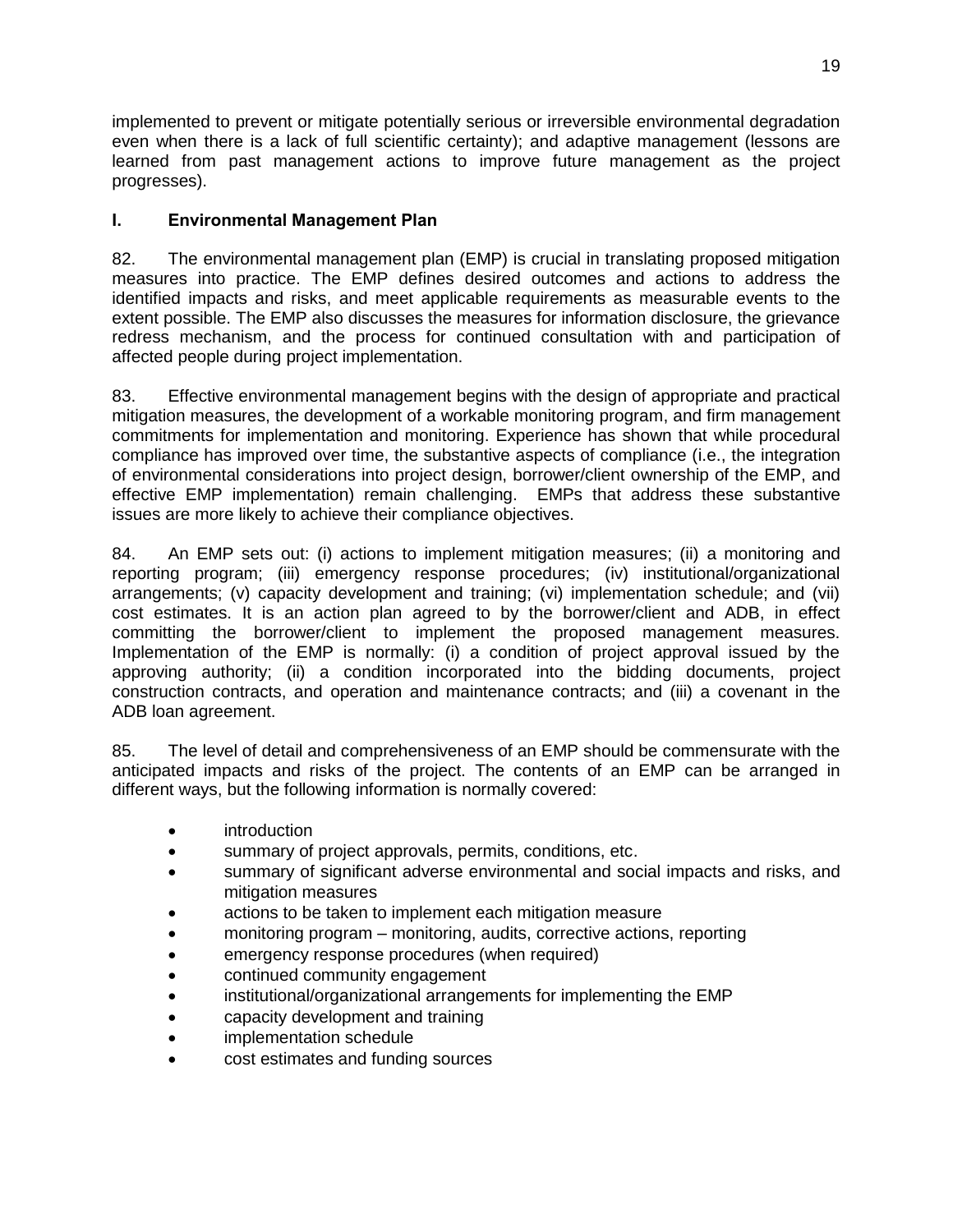implemented to prevent or mitigate potentially serious or irreversible environmental degradation even when there is a lack of full scientific certainty); and adaptive management (lessons are learned from past management actions to improve future management as the project progresses).

## I. Environmental Management Plan

82. The environmental management plan (EMP) is crucial in translating proposed mitigation measures into practice. The EMP defines desired outcomes and actions to address the identified impacts and risks, and meet applicable requirements as measurable events to the extent possible. The EMP also discusses the measures for information disclosure, the grievance redress mechanism, and the process for continued consultation with and participation of affected people during project implementation.

83. Effective environmental management begins with the design of appropriate and practical mitigation measures, the development of a workable monitoring program, and firm management commitments for implementation and monitoring. Experience has shown that while procedural compliance has improved over time, the substantive aspects of compliance (i.e., the integration of environmental considerations into project design, borrower/client ownership of the EMP, and effective EMP implementation) remain challenging. EMPs that address these substantive issues are more likely to achieve their compliance objectives.

84. An EMP sets out: (i) actions to implement mitigation measures; (ii) a monitoring and reporting program; (iii) emergency response procedures; (iv) institutional/organizational arrangements; (v) capacity development and training; (vi) implementation schedule; and (vii) cost estimates. It is an action plan agreed to by the borrower/client and ADB, in effect committing the borrower/client to implement the proposed management measures. Implementation of the EMP is normally: (i) a condition of project approval issued by the approving authority; (ii) a condition incorporated into the bidding documents, project construction contracts, and operation and maintenance contracts; and (iii) a covenant in the ADB loan agreement.

85. The level of detail and comprehensiveness of an EMP should be commensurate with the anticipated impacts and risks of the project. The contents of an EMP can be arranged in different ways, but the following information is normally covered:

- introduction
- summary of project approvals, permits, conditions, etc.
- summary of significant adverse environmental and social impacts and risks, and mitigation measures
- actions to be taken to implement each mitigation measure
- monitoring program – monitoring, audits, corrective actions, reporting
- emergency response procedures (when required)
- continued community engagement
- institutional/organizational arrangements for implementing the EMP
- capacity development and training
- implementation schedule
- cost estimates and funding sources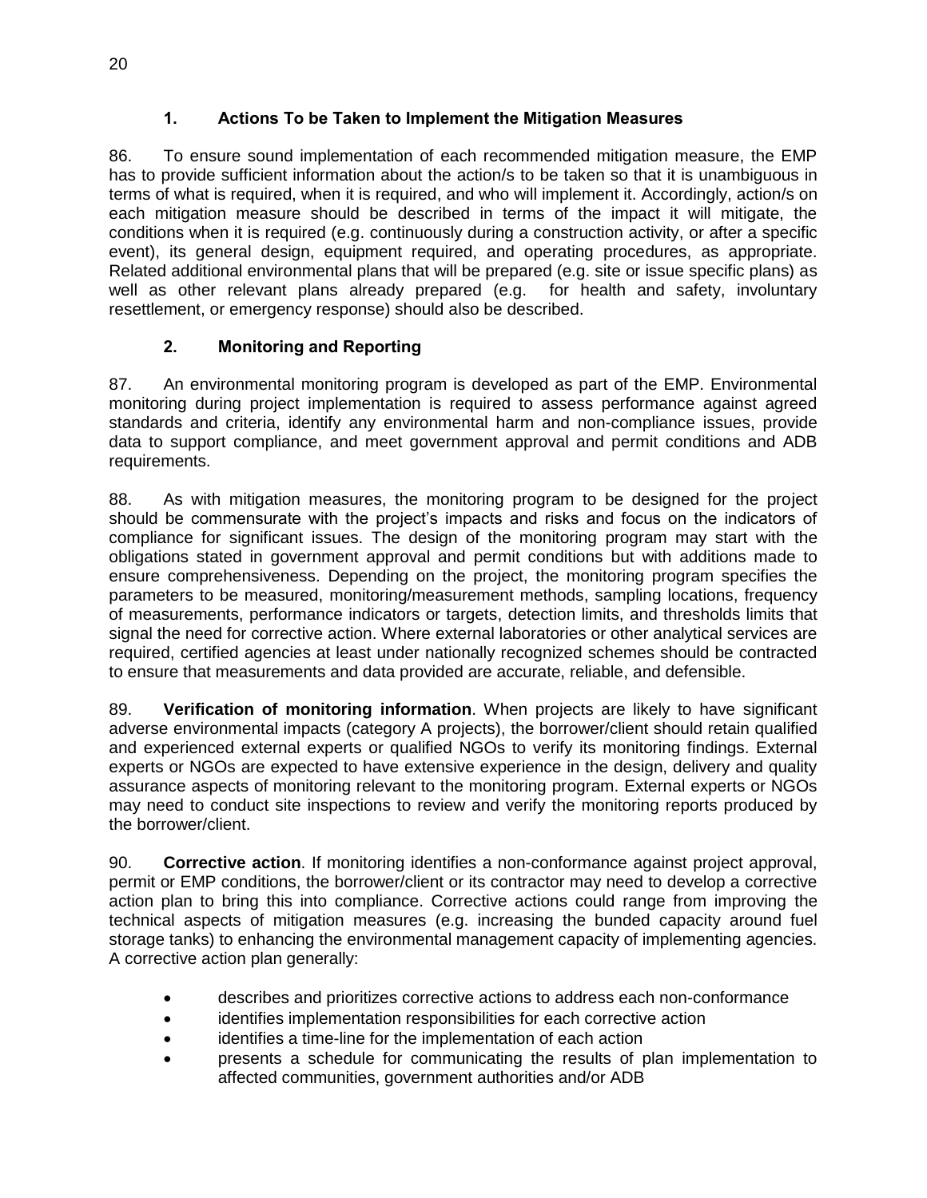### 1. Actions To be Taken to Implement the Mitigation Measures

86. To ensure sound implementation of each recommended mitigation measure, the EMP has to provide sufficient information about the action/s to be taken so that it is unambiguous in terms of what is required, when it is required, and who will implement it. Accordingly, action/s on each mitigation measure should be described in terms of the impact it will mitigate, the conditions when it is required (e.g. continuously during a construction activity, or after a specific event), its general design, equipment required, and operating procedures, as appropriate. Related additional environmental plans that will be prepared (e.g. site or issue specific plans) as well as other relevant plans already prepared (e.g. for health and safety, involuntary resettlement, or emergency response) should also be described.

### 2. Monitoring and Reporting

87. An environmental monitoring program is developed as part of the EMP. Environmental monitoring during project implementation is required to assess performance against agreed standards and criteria, identify any environmental harm and non-compliance issues, provide data to support compliance, and meet government approval and permit conditions and ADB requirements.

88. As with mitigation measures, the monitoring program to be designed for the project should be commensurate with the project's impacts and risks and focus on the indicators of compliance for significant issues. The design of the monitoring program may start with the obligations stated in government approval and permit conditions but with additions made to ensure comprehensiveness. Depending on the project, the monitoring program specifies the parameters to be measured, monitoring/measurement methods, sampling locations, frequency of measurements, performance indicators or targets, detection limits, and thresholds limits that signal the need for corrective action. Where external laboratories or other analytical services are required, certified agencies at least under nationally recognized schemes should be contracted to ensure that measurements and data provided are accurate, reliable, and defensible.

89. **Verification of monitoring information**. When projects are likely to have significant adverse environmental impacts (category A projects), the borrower/client should retain qualified and experienced external experts or qualified NGOs to verify its monitoring findings. External experts or NGOs are expected to have extensive experience in the design, delivery and quality assurance aspects of monitoring relevant to the monitoring program. External experts or NGOs may need to conduct site inspections to review and verify the monitoring reports produced by the borrower/client.

90. **Corrective action**. If monitoring identifies a non-conformance against project approval, permit or EMP conditions, the borrower/client or its contractor may need to develop a corrective action plan to bring this into compliance. Corrective actions could range from improving the technical aspects of mitigation measures (e.g. increasing the bunded capacity around fuel storage tanks) to enhancing the environmental management capacity of implementing agencies. A corrective action plan generally:

- describes and prioritizes corrective actions to address each non-conformance
- identifies implementation responsibilities for each corrective action
- identifies a time-line for the implementation of each action
- presents a schedule for communicating the results of plan implementation to affected communities, government authorities and/or ADB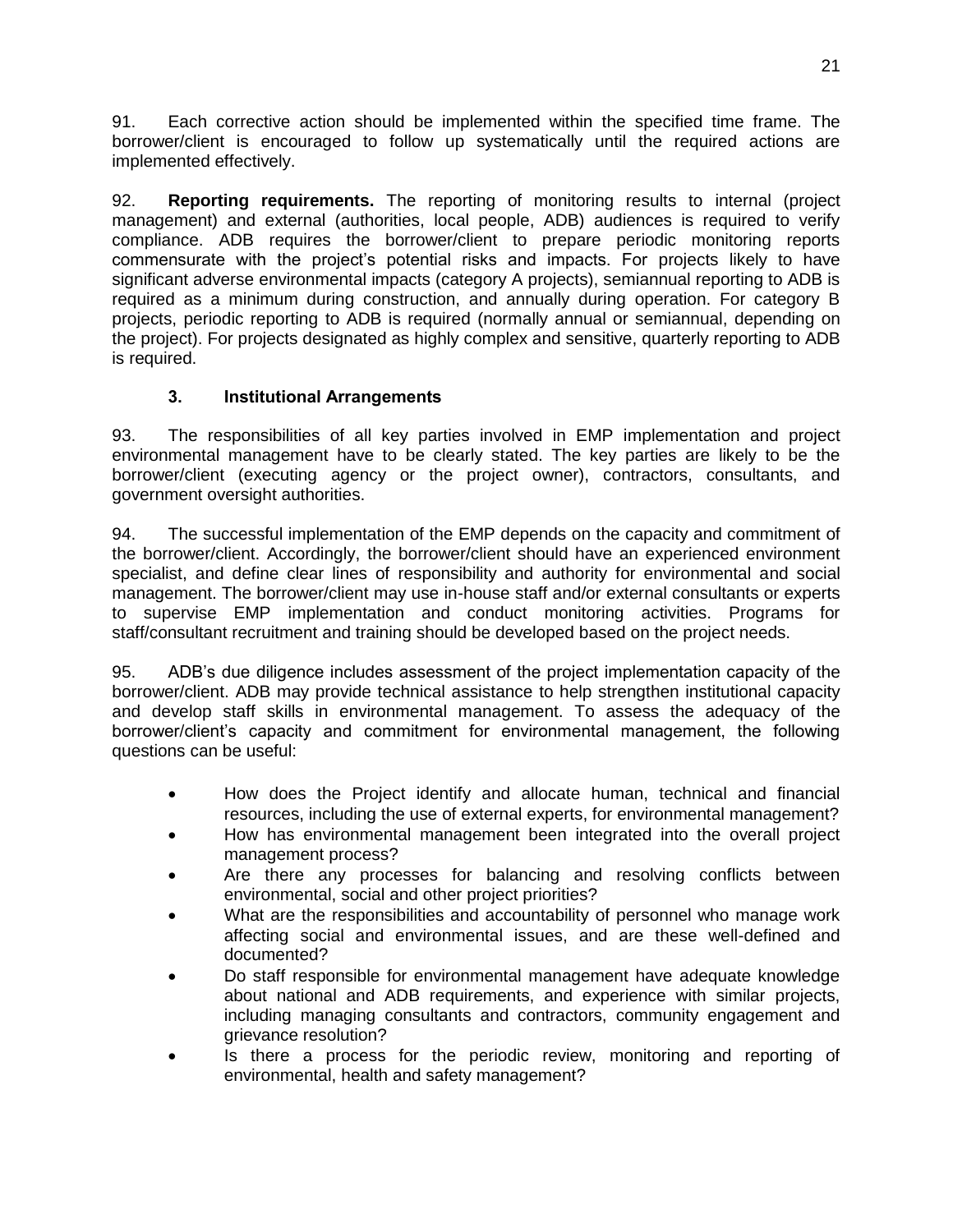91. Each corrective action should be implemented within the specified time frame. The borrower/client is encouraged to follow up systematically until the required actions are implemented effectively.

92. **Reporting requirements.** The reporting of monitoring results to internal (project management) and external (authorities, local people, ADB) audiences is required to verify compliance. ADB requires the borrower/client to prepare periodic monitoring reports commensurate with the project's potential risks and impacts. For projects likely to have significant adverse environmental impacts (category A projects), semiannual reporting to ADB is required as a minimum during construction, and annually during operation. For category B projects, periodic reporting to ADB is required (normally annual or semiannual, depending on the project). For projects designated as highly complex and sensitive, quarterly reporting to ADB is required.

### 3. Institutional Arrangements

93. The responsibilities of all key parties involved in EMP implementation and project environmental management have to be clearly stated. The key parties are likely to be the borrower/client (executing agency or the project owner), contractors, consultants, and government oversight authorities.

94. The successful implementation of the EMP depends on the capacity and commitment of the borrower/client. Accordingly, the borrower/client should have an experienced environment specialist, and define clear lines of responsibility and authority for environmental and social management. The borrower/client may use in-house staff and/or external consultants or experts to supervise EMP implementation and conduct monitoring activities. Programs for staff/consultant recruitment and training should be developed based on the project needs.

95. ADB's due diligence includes assessment of the project implementation capacity of the borrower/client. ADB may provide technical assistance to help strengthen institutional capacity and develop staff skills in environmental management. To assess the adequacy of the borrower/client's capacity and commitment for environmental management, the following questions can be useful:

- How does the Project identify and allocate human, technical and financial resources, including the use of external experts, for environmental management?
- How has environmental management been integrated into the overall project management process?
- Are there any processes for balancing and resolving conflicts between environmental, social and other project priorities?
- What are the responsibilities and accountability of personnel who manage work affecting social and environmental issues, and are these well-defined and documented?
- Do staff responsible for environmental management have adequate knowledge about national and ADB requirements, and experience with similar projects, including managing consultants and contractors, community engagement and grievance resolution?
- Is there a process for the periodic review, monitoring and reporting of environmental, health and safety management?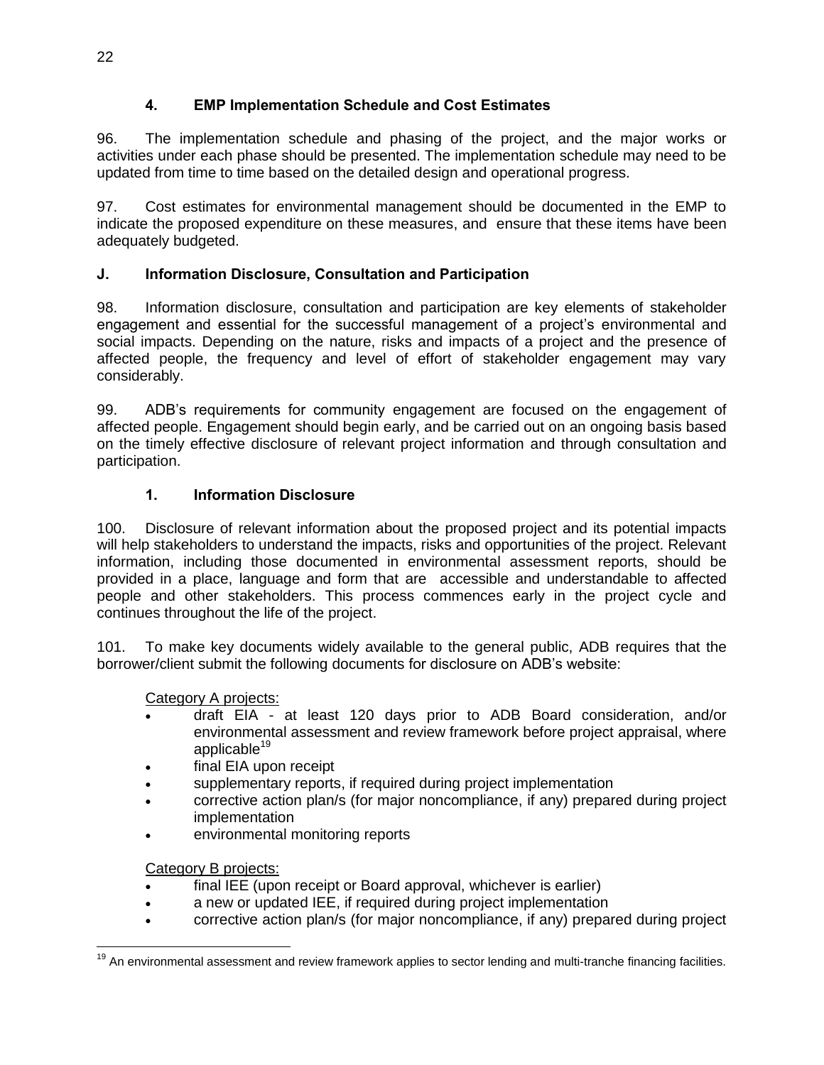### 4. EMP Implementation Schedule and Cost Estimates

96. The implementation schedule and phasing of the project, and the major works or activities under each phase should be presented. The implementation schedule may need to be updated from time to time based on the detailed design and operational progress.

97. Cost estimates for environmental management should be documented in the EMP to indicate the proposed expenditure on these measures, and ensure that these items have been adequately budgeted.

## J. Information Disclosure, Consultation and Participation

98. Information disclosure, consultation and participation are key elements of stakeholder engagement and essential for the successful management of a project's environmental and social impacts. Depending on the nature, risks and impacts of a project and the presence of affected people, the frequency and level of effort of stakeholder engagement may vary considerably.

99. ADB's requirements for community engagement are focused on the engagement of affected people. Engagement should begin early, and be carried out on an ongoing basis based on the timely effective disclosure of relevant project information and through consultation and participation.

### 1. Information Disclosure

100. Disclosure of relevant information about the proposed project and its potential impacts will help stakeholders to understand the impacts, risks and opportunities of the project. Relevant information, including those documented in environmental assessment reports, should be provided in a place, language and form that are accessible and understandable to affected people and other stakeholders. This process commences early in the project cycle and continues throughout the life of the project.

101. To make key documents widely available to the general public, ADB requires that the borrower/client submit the following documents for disclosure on ADB's website:

Category A projects:

- draft EIA - at least 120 days prior to ADB Board consideration, and/or environmental assessment and review framework before project appraisal, where applicable[19]
- final EIA upon receipt
- supplementary reports, if required during project implementation
- corrective action plan/s (for major noncompliance, if any) prepared during project implementation
- environmental monitoring reports

Category B projects:

- final IEE (upon receipt or Board approval, whichever is earlier)
- a new or updated IEE, if required during project implementation
- corrective action plan/s (for major noncompliance, if any) prepared during project

[19] An environmental assessment and review framework applies to sector lending and multi-tranche financing facilities.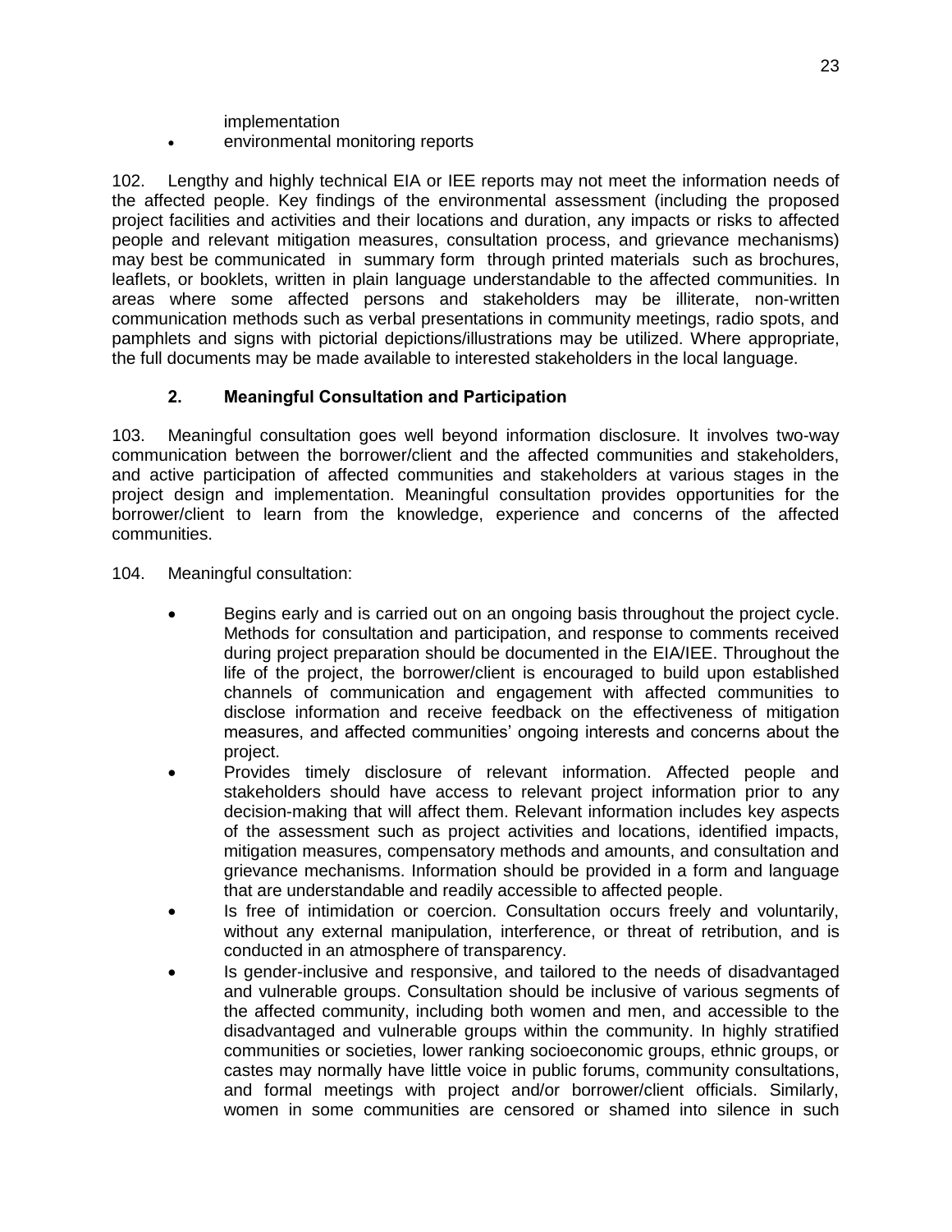implementation

- environmental monitoring reports

102. Lengthy and highly technical EIA or IEE reports may not meet the information needs of the affected people. Key findings of the environmental assessment (including the proposed project facilities and activities and their locations and duration, any impacts or risks to affected people and relevant mitigation measures, consultation process, and grievance mechanisms) may best be communicated in summary form through printed materials such as brochures, leaflets, or booklets, written in plain language understandable to the affected communities. In areas where some affected persons and stakeholders may be illiterate, non-written communication methods such as verbal presentations in community meetings, radio spots, and pamphlets and signs with pictorial depictions/illustrations may be utilized. Where appropriate, the full documents may be made available to interested stakeholders in the local language.

### 2. Meaningful Consultation and Participation

103. Meaningful consultation goes well beyond information disclosure. It involves two-way communication between the borrower/client and the affected communities and stakeholders, and active participation of affected communities and stakeholders at various stages in the project design and implementation. Meaningful consultation provides opportunities for the borrower/client to learn from the knowledge, experience and concerns of the affected communities.

104. Meaningful consultation:

- Begins early and is carried out on an ongoing basis throughout the project cycle. Methods for consultation and participation, and response to comments received during project preparation should be documented in the EIA/IEE. Throughout the life of the project, the borrower/client is encouraged to build upon established channels of communication and engagement with affected communities to disclose information and receive feedback on the effectiveness of mitigation measures, and affected communities' ongoing interests and concerns about the project.
- Provides timely disclosure of relevant information. Affected people and stakeholders should have access to relevant project information prior to any decision-making that will affect them. Relevant information includes key aspects of the assessment such as project activities and locations, identified impacts, mitigation measures, compensatory methods and amounts, and consultation and grievance mechanisms. Information should be provided in a form and language that are understandable and readily accessible to affected people.
- Is free of intimidation or coercion. Consultation occurs freely and voluntarily, without any external manipulation, interference, or threat of retribution, and is conducted in an atmosphere of transparency.
- Is gender-inclusive and responsive, and tailored to the needs of disadvantaged and vulnerable groups. Consultation should be inclusive of various segments of the affected community, including both women and men, and accessible to the disadvantaged and vulnerable groups within the community. In highly stratified communities or societies, lower ranking socioeconomic groups, ethnic groups, or castes may normally have little voice in public forums, community consultations, and formal meetings with project and/or borrower/client officials. Similarly, women in some communities are censored or shamed into silence in such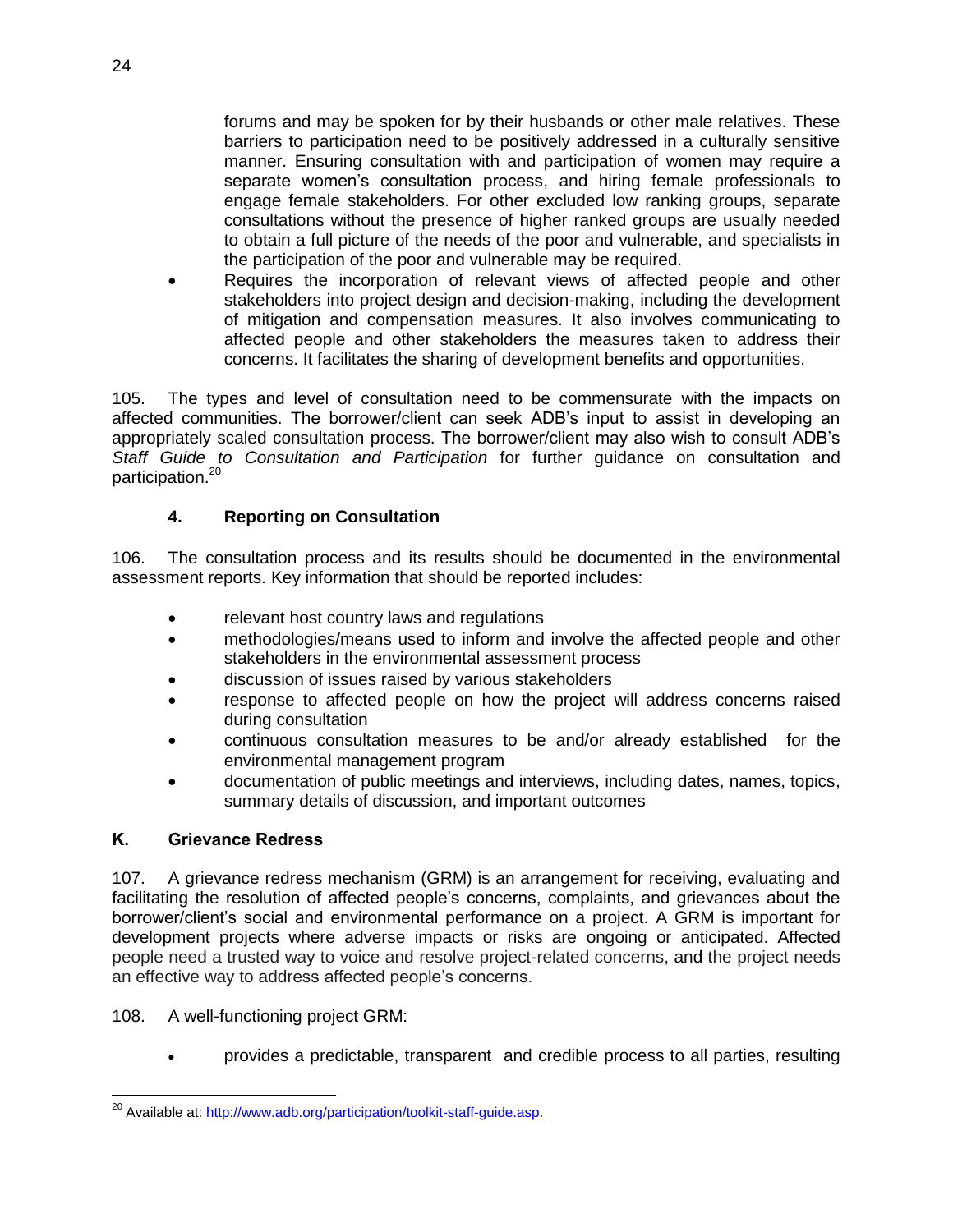forums and may be spoken for by their husbands or other male relatives. These barriers to participation need to be positively addressed in a culturally sensitive manner. Ensuring consultation with and participation of women may require a separate women's consultation process, and hiring female professionals to engage female stakeholders. For other excluded low ranking groups, separate consultations without the presence of higher ranked groups are usually needed to obtain a full picture of the needs of the poor and vulnerable, and specialists in the participation of the poor and vulnerable may be required.

- Requires the incorporation of relevant views of affected people and other stakeholders into project design and decision-making, including the development of mitigation and compensation measures. It also involves communicating to affected people and other stakeholders the measures taken to address their concerns. It facilitates the sharing of development benefits and opportunities.

105. The types and level of consultation need to be commensurate with the impacts on affected communities. The borrower/client can seek ADB's input to assist in developing an appropriately scaled consultation process. The borrower/client may also wish to consult ADB's *Staff Guide to Consultation and Participation* for further guidance on consultation and participation.[20]

### 4. Reporting on Consultation

106. The consultation process and its results should be documented in the environmental assessment reports. Key information that should be reported includes:

- relevant host country laws and regulations
- methodologies/means used to inform and involve the affected people and other stakeholders in the environmental assessment process
- discussion of issues raised by various stakeholders
- response to affected people on how the project will address concerns raised during consultation
- continuous consultation measures to be and/or already established for the environmental management program
- documentation of public meetings and interviews, including dates, names, topics, summary details of discussion, and important outcomes

## K. Grievance Redress

107. A grievance redress mechanism (GRM) is an arrangement for receiving, evaluating and facilitating the resolution of affected people's concerns, complaints, and grievances about the borrower/client's social and environmental performance on a project. A GRM is important for development projects where adverse impacts or risks are ongoing or anticipated. Affected people need a trusted way to voice and resolve project-related concerns, and the project needs an effective way to address affected people's concerns.

108. A well-functioning project GRM:

- provides a predictable, transparent and credible process to all parties, resulting

[20] Available at: http://www.adb.org/participation/toolkit-staff-guide.asp.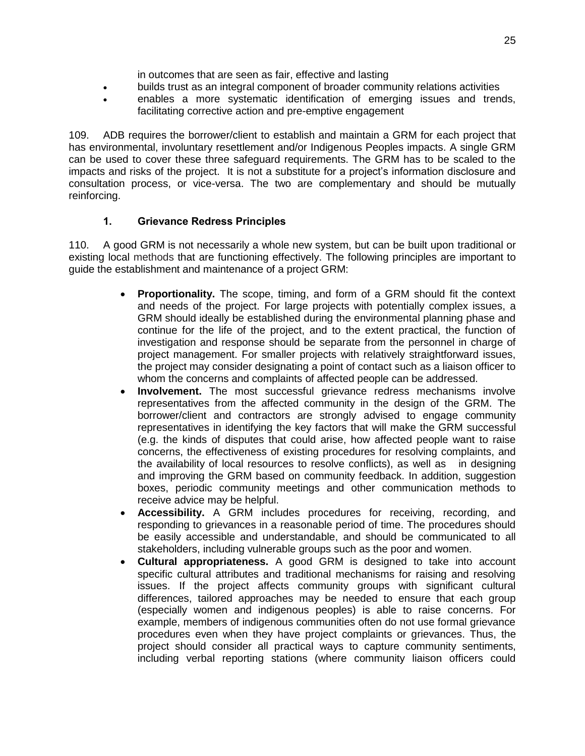in outcomes that are seen as fair, effective and lasting

- builds trust as an integral component of broader community relations activities
- enables a more systematic identification of emerging issues and trends, facilitating corrective action and pre-emptive engagement

109. ADB requires the borrower/client to establish and maintain a GRM for each project that has environmental, involuntary resettlement and/or Indigenous Peoples impacts. A single GRM can be used to cover these three safeguard requirements. The GRM has to be scaled to the impacts and risks of the project. It is not a substitute for a project's information disclosure and consultation process, or vice-versa. The two are complementary and should be mutually reinforcing.

### 1. Grievance Redress Principles

110. A good GRM is not necessarily a whole new system, but can be built upon traditional or existing local methods that are functioning effectively. The following principles are important to guide the establishment and maintenance of a project GRM:

- **Proportionality.** The scope, timing, and form of a GRM should fit the context and needs of the project. For large projects with potentially complex issues, a GRM should ideally be established during the environmental planning phase and continue for the life of the project, and to the extent practical, the function of investigation and response should be separate from the personnel in charge of project management. For smaller projects with relatively straightforward issues, the project may consider designating a point of contact such as a liaison officer to whom the concerns and complaints of affected people can be addressed.
- **Involvement.** The most successful grievance redress mechanisms involve representatives from the affected community in the design of the GRM. The borrower/client and contractors are strongly advised to engage community representatives in identifying the key factors that will make the GRM successful (e.g. the kinds of disputes that could arise, how affected people want to raise concerns, the effectiveness of existing procedures for resolving complaints, and the availability of local resources to resolve conflicts), as well as in designing and improving the GRM based on community feedback. In addition, suggestion boxes, periodic community meetings and other communication methods to receive advice may be helpful.
- **Accessibility.** A GRM includes procedures for receiving, recording, and responding to grievances in a reasonable period of time. The procedures should be easily accessible and understandable, and should be communicated to all stakeholders, including vulnerable groups such as the poor and women.
- **Cultural appropriateness.** A good GRM is designed to take into account specific cultural attributes and traditional mechanisms for raising and resolving issues. If the project affects community groups with significant cultural differences, tailored approaches may be needed to ensure that each group (especially women and indigenous peoples) is able to raise concerns. For example, members of indigenous communities often do not use formal grievance procedures even when they have project complaints or grievances. Thus, the project should consider all practical ways to capture community sentiments, including verbal reporting stations (where community liaison officers could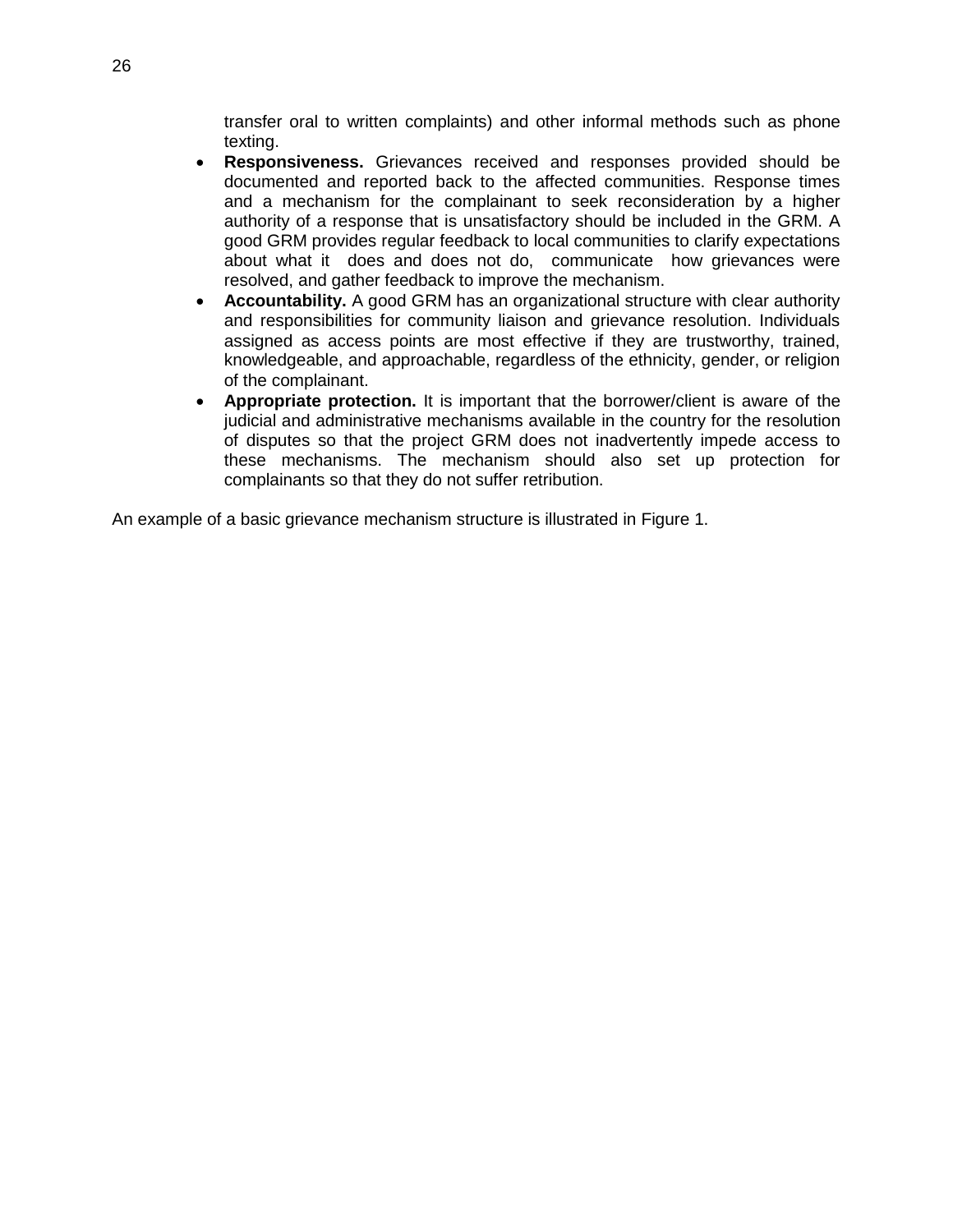transfer oral to written complaints) and other informal methods such as phone texting.

- **Responsiveness.** Grievances received and responses provided should be documented and reported back to the affected communities. Response times and a mechanism for the complainant to seek reconsideration by a higher authority of a response that is unsatisfactory should be included in the GRM. A good GRM provides regular feedback to local communities to clarify expectations about what it does and does not do, communicate how grievances were resolved, and gather feedback to improve the mechanism.
- **Accountability.** A good GRM has an organizational structure with clear authority and responsibilities for community liaison and grievance resolution. Individuals assigned as access points are most effective if they are trustworthy, trained, knowledgeable, and approachable, regardless of the ethnicity, gender, or religion of the complainant.
- **Appropriate protection.** It is important that the borrower/client is aware of the judicial and administrative mechanisms available in the country for the resolution of disputes so that the project GRM does not inadvertently impede access to these mechanisms. The mechanism should also set up protection for complainants so that they do not suffer retribution.

An example of a basic grievance mechanism structure is illustrated in Figure 1.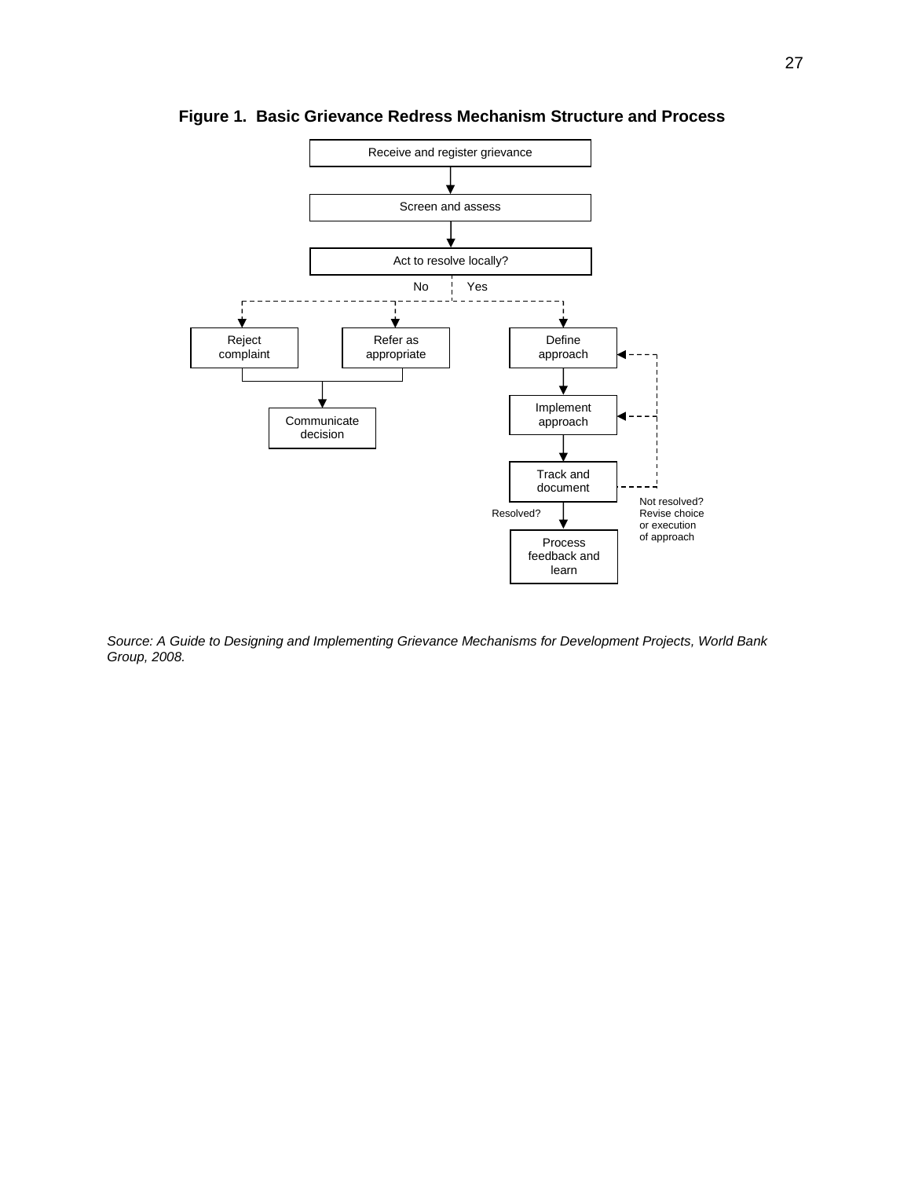**Figure 1. Basic Grievance Redress Mechanism Structure and Process**

Receive and register grievance

Screen and assess

Act to resolve locally?

No | Yes

Reject complaint

Refer as appropriate

Communicate decision

Define approach

Implement approach

Track and document

Resolved?

Not resolved? Revise choice or execution of approach

Process feedback and learn

*Source: A Guide to Designing and Implementing Grievance Mechanisms for Development Projects, World Bank Group, 2008.*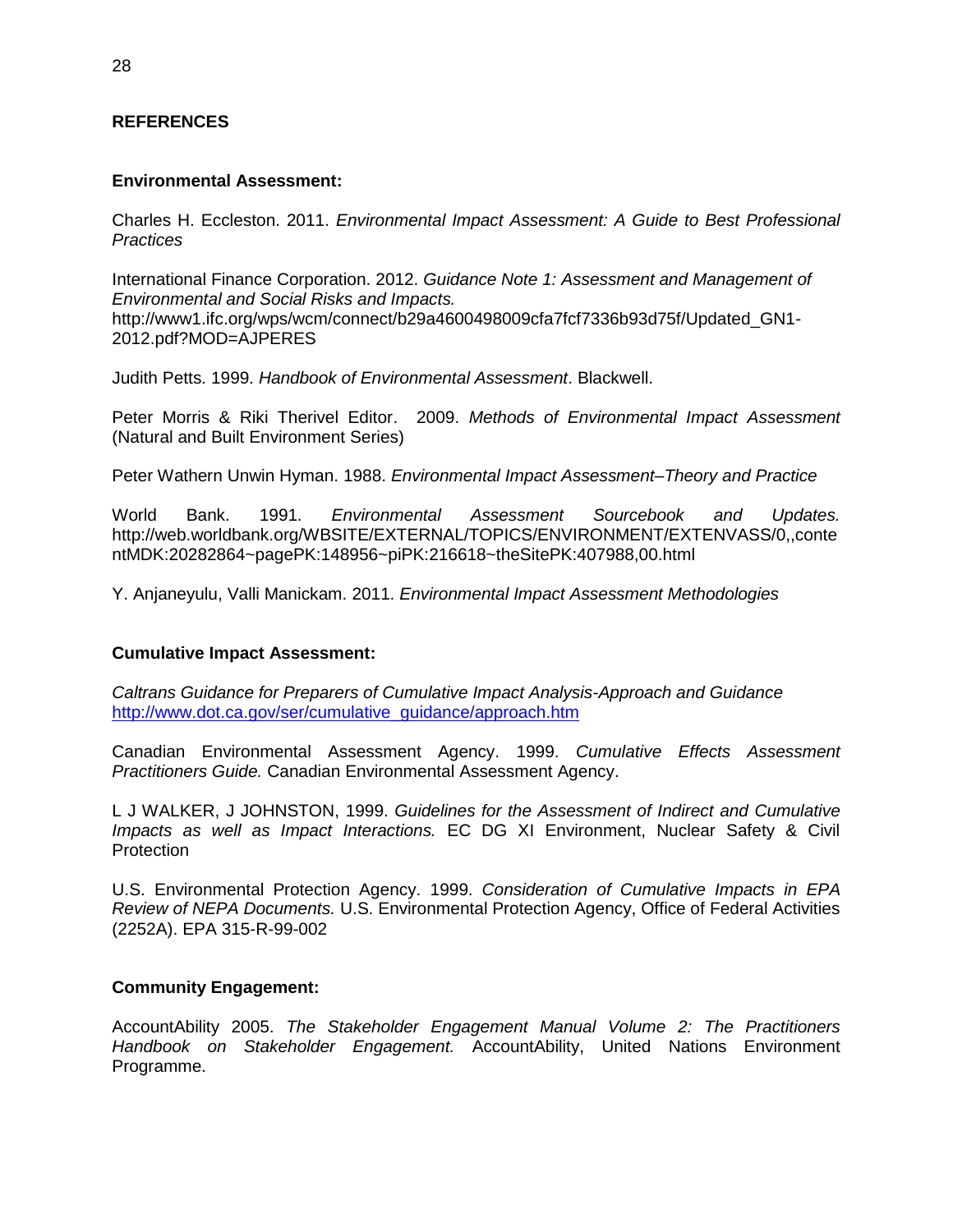## REFERENCES

### Environmental Assessment:

Charles H. Eccleston. 2011. *Environmental Impact Assessment: A Guide to Best Professional Practices*

International Finance Corporation. 2012. *Guidance Note 1: Assessment and Management of Environmental and Social Risks and Impacts.* http://www1.ifc.org/wps/wcm/connect/b29a4600498009cfa7fcf7336b93d75f/Updated_GN1-2012.pdf?MOD=AJPERES

Judith Petts. 1999. *Handbook of Environmental Assessment*. Blackwell.

Peter Morris & Riki Therivel Editor. 2009. *Methods of Environmental Impact Assessment* (Natural and Built Environment Series)

Peter Wathern Unwin Hyman. 1988. *Environmental Impact Assessment–Theory and Practice*

World Bank. 1991. *Environmental Assessment Sourcebook and Updates.* http://web.worldbank.org/WBSITE/EXTERNAL/TOPICS/ENVIRONMENT/EXTENVASS/0,,contentMDK:20282864~pagePK:148956~piPK:216618~theSitePK:407988,00.html

Y. Anjaneyulu, Valli Manickam. 2011. *Environmental Impact Assessment Methodologies*

### Cumulative Impact Assessment:

*Caltrans Guidance for Preparers of Cumulative Impact Analysis-Approach and Guidance* http://www.dot.ca.gov/ser/cumulative_guidance/approach.htm

Canadian Environmental Assessment Agency. 1999. *Cumulative Effects Assessment Practitioners Guide.* Canadian Environmental Assessment Agency.

L J WALKER, J JOHNSTON, 1999. *Guidelines for the Assessment of Indirect and Cumulative Impacts as well as Impact Interactions.* EC DG XI Environment, Nuclear Safety & Civil Protection

U.S. Environmental Protection Agency. 1999. *Consideration of Cumulative Impacts in EPA Review of NEPA Documents.* U.S. Environmental Protection Agency, Office of Federal Activities (2252A). EPA 315-R-99-002

### Community Engagement:

AccountAbility 2005. *The Stakeholder Engagement Manual Volume 2: The Practitioners Handbook on Stakeholder Engagement.* AccountAbility, United Nations Environment Programme.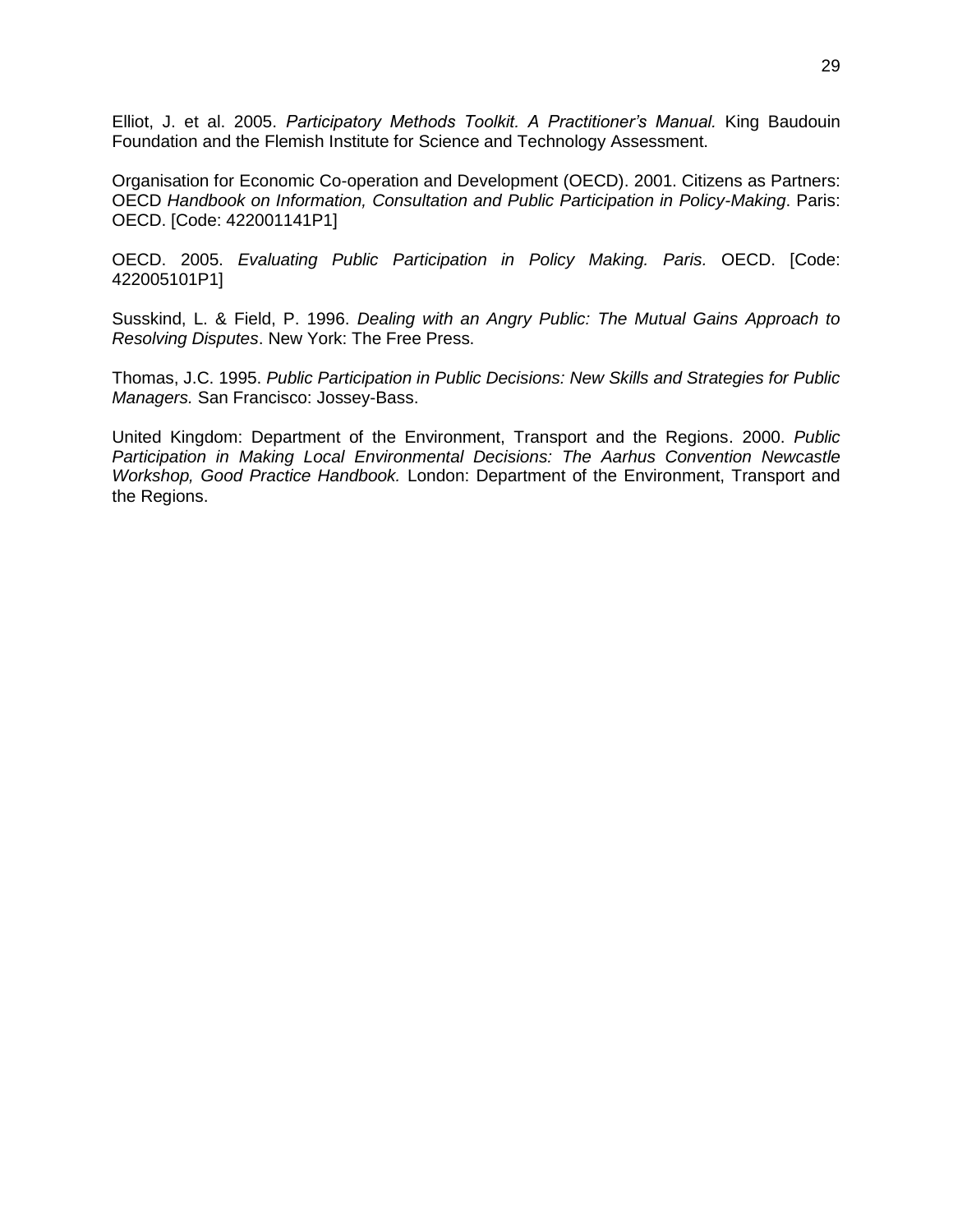Elliot, J. et al. 2005. *Participatory Methods Toolkit. A Practitioner's Manual.* King Baudouin Foundation and the Flemish Institute for Science and Technology Assessment.

Organisation for Economic Co-operation and Development (OECD). 2001. Citizens as Partners: OECD *Handbook on Information, Consultation and Public Participation in Policy-Making*. Paris: OECD. [Code: 422001141P1]

OECD. 2005. *Evaluating Public Participation in Policy Making. Paris.* OECD. [Code: 422005101P1]

Susskind, L. & Field, P. 1996. *Dealing with an Angry Public: The Mutual Gains Approach to Resolving Disputes*. New York: The Free Press.

Thomas, J.C. 1995. *Public Participation in Public Decisions: New Skills and Strategies for Public Managers.* San Francisco: Jossey-Bass.

United Kingdom: Department of the Environment, Transport and the Regions. 2000. *Public Participation in Making Local Environmental Decisions: The Aarhus Convention Newcastle Workshop, Good Practice Handbook.* London: Department of the Environment, Transport and the Regions.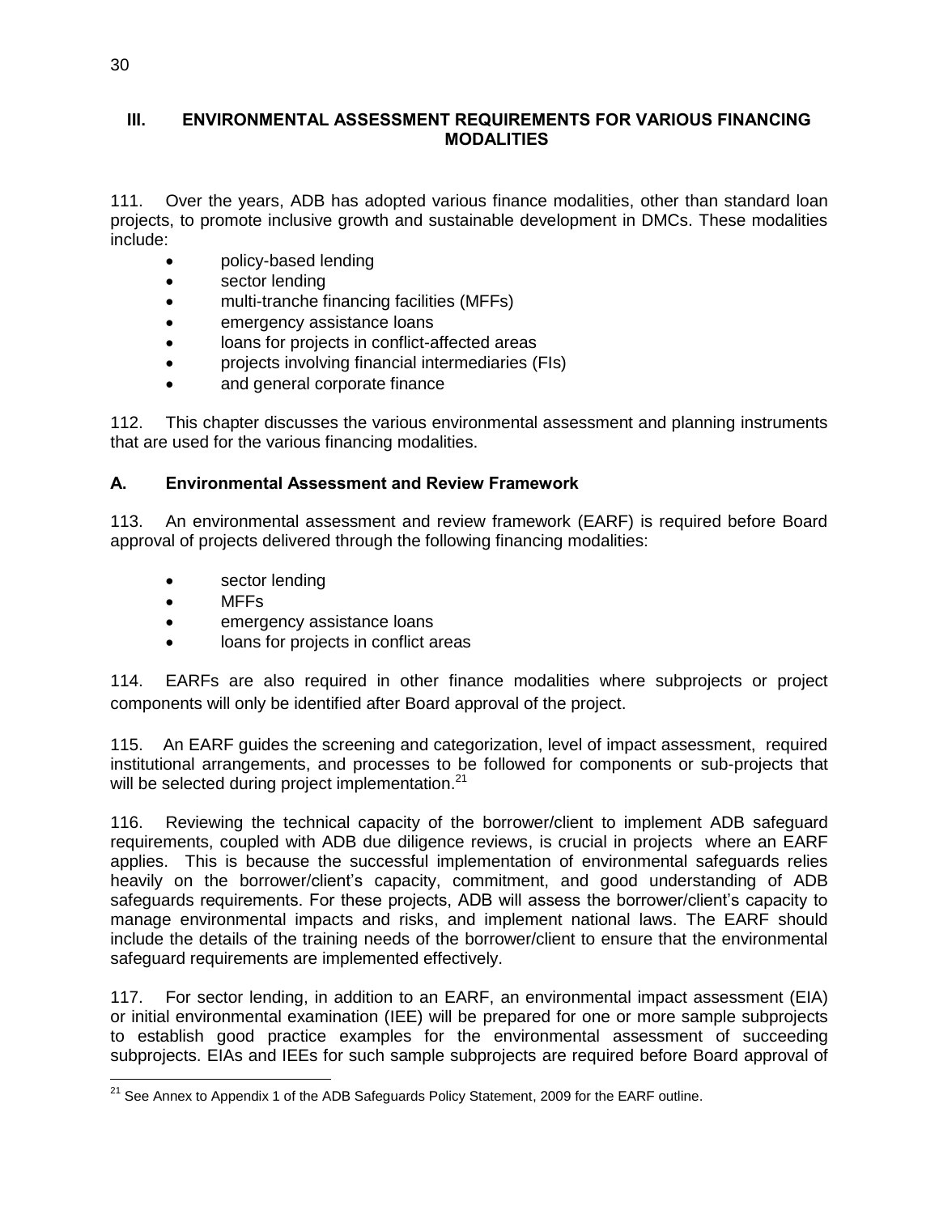## III. ENVIRONMENTAL ASSESSMENT REQUIREMENTS FOR VARIOUS FINANCING MODALITIES

111. Over the years, ADB has adopted various finance modalities, other than standard loan projects, to promote inclusive growth and sustainable development in DMCs. These modalities include:

- policy-based lending
- sector lending
- multi-tranche financing facilities (MFFs)
- emergency assistance loans
- loans for projects in conflict-affected areas
- projects involving financial intermediaries (FIs)
- and general corporate finance

112. This chapter discusses the various environmental assessment and planning instruments that are used for the various financing modalities.

### A. Environmental Assessment and Review Framework

113. An environmental assessment and review framework (EARF) is required before Board approval of projects delivered through the following financing modalities:

- sector lending
- MFFs
- emergency assistance loans
- loans for projects in conflict areas

114. EARFs are also required in other finance modalities where subprojects or project components will only be identified after Board approval of the project.

115. An EARF guides the screening and categorization, level of impact assessment, required institutional arrangements, and processes to be followed for components or sub-projects that will be selected during project implementation.[21]

116. Reviewing the technical capacity of the borrower/client to implement ADB safeguard requirements, coupled with ADB due diligence reviews, is crucial in projects where an EARF applies. This is because the successful implementation of environmental safeguards relies heavily on the borrower/client's capacity, commitment, and good understanding of ADB safeguards requirements. For these projects, ADB will assess the borrower/client's capacity to manage environmental impacts and risks, and implement national laws. The EARF should include the details of the training needs of the borrower/client to ensure that the environmental safeguard requirements are implemented effectively.

117. For sector lending, in addition to an EARF, an environmental impact assessment (EIA) or initial environmental examination (IEE) will be prepared for one or more sample subprojects to establish good practice examples for the environmental assessment of succeeding subprojects. EIAs and IEEs for such sample subprojects are required before Board approval of

---

[21] See Annex to Appendix 1 of the ADB Safeguards Policy Statement, 2009 for the EARF outline.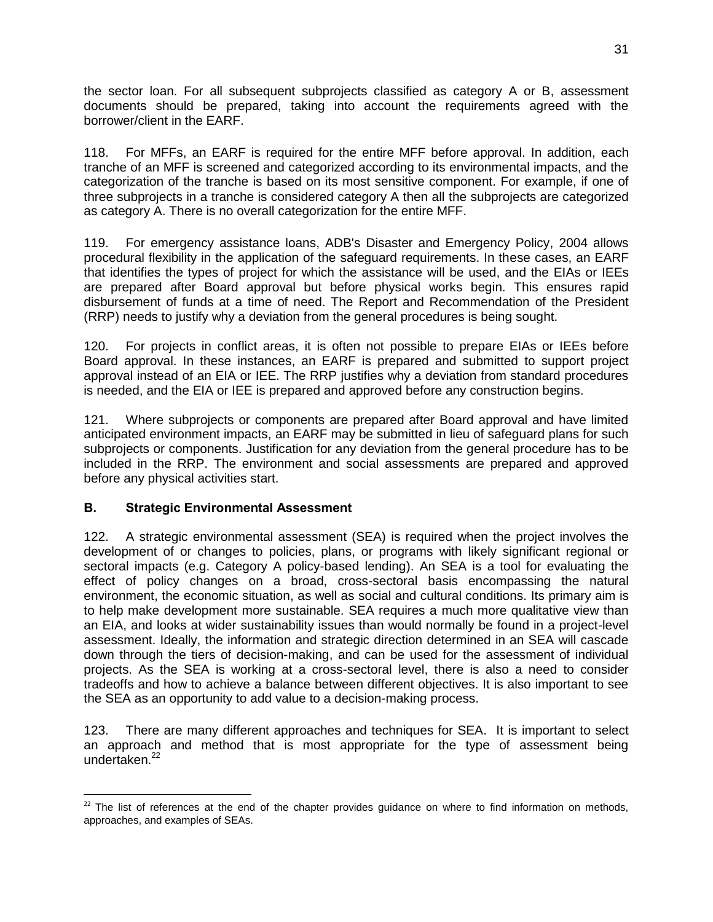the sector loan. For all subsequent subprojects classified as category A or B, assessment documents should be prepared, taking into account the requirements agreed with the borrower/client in the EARF.

118. For MFFs, an EARF is required for the entire MFF before approval. In addition, each tranche of an MFF is screened and categorized according to its environmental impacts, and the categorization of the tranche is based on its most sensitive component. For example, if one of three subprojects in a tranche is considered category A then all the subprojects are categorized as category A. There is no overall categorization for the entire MFF.

119. For emergency assistance loans, ADB's Disaster and Emergency Policy, 2004 allows procedural flexibility in the application of the safeguard requirements. In these cases, an EARF that identifies the types of project for which the assistance will be used, and the EIAs or IEEs are prepared after Board approval but before physical works begin. This ensures rapid disbursement of funds at a time of need. The Report and Recommendation of the President (RRP) needs to justify why a deviation from the general procedures is being sought.

120. For projects in conflict areas, it is often not possible to prepare EIAs or IEEs before Board approval. In these instances, an EARF is prepared and submitted to support project approval instead of an EIA or IEE. The RRP justifies why a deviation from standard procedures is needed, and the EIA or IEE is prepared and approved before any construction begins.

121. Where subprojects or components are prepared after Board approval and have limited anticipated environment impacts, an EARF may be submitted in lieu of safeguard plans for such subprojects or components. Justification for any deviation from the general procedure has to be included in the RRP. The environment and social assessments are prepared and approved before any physical activities start.

## B. Strategic Environmental Assessment

122. A strategic environmental assessment (SEA) is required when the project involves the development of or changes to policies, plans, or programs with likely significant regional or sectoral impacts (e.g. Category A policy-based lending). An SEA is a tool for evaluating the effect of policy changes on a broad, cross-sectoral basis encompassing the natural environment, the economic situation, as well as social and cultural conditions. Its primary aim is to help make development more sustainable. SEA requires a much more qualitative view than an EIA, and looks at wider sustainability issues than would normally be found in a project-level assessment. Ideally, the information and strategic direction determined in an SEA will cascade down through the tiers of decision-making, and can be used for the assessment of individual projects. As the SEA is working at a cross-sectoral level, there is also a need to consider tradeoffs and how to achieve a balance between different objectives. It is also important to see the SEA as an opportunity to add value to a decision-making process.

123. There are many different approaches and techniques for SEA. It is important to select an approach and method that is most appropriate for the type of assessment being undertaken.[22]

[22] The list of references at the end of the chapter provides guidance on where to find information on methods, approaches, and examples of SEAs.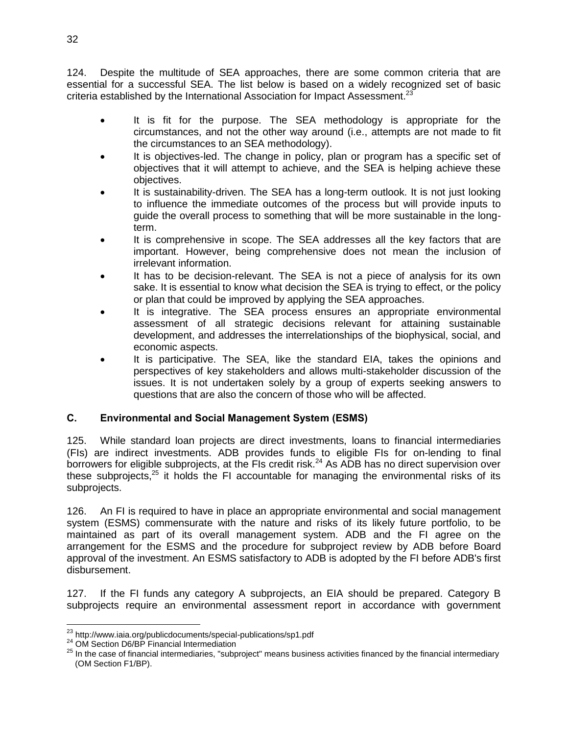124. Despite the multitude of SEA approaches, there are some common criteria that are essential for a successful SEA. The list below is based on a widely recognized set of basic criteria established by the International Association for Impact Assessment.[23]

- It is fit for the purpose. The SEA methodology is appropriate for the circumstances, and not the other way around (i.e., attempts are not made to fit the circumstances to an SEA methodology).
- It is objectives-led. The change in policy, plan or program has a specific set of objectives that it will attempt to achieve, and the SEA is helping achieve these objectives.
- It is sustainability-driven. The SEA has a long-term outlook. It is not just looking to influence the immediate outcomes of the process but will provide inputs to guide the overall process to something that will be more sustainable in the long-term.
- It is comprehensive in scope. The SEA addresses all the key factors that are important. However, being comprehensive does not mean the inclusion of irrelevant information.
- It has to be decision-relevant. The SEA is not a piece of analysis for its own sake. It is essential to know what decision the SEA is trying to effect, or the policy or plan that could be improved by applying the SEA approaches.
- It is integrative. The SEA process ensures an appropriate environmental assessment of all strategic decisions relevant for attaining sustainable development, and addresses the interrelationships of the biophysical, social, and economic aspects.
- It is participative. The SEA, like the standard EIA, takes the opinions and perspectives of key stakeholders and allows multi-stakeholder discussion of the issues. It is not undertaken solely by a group of experts seeking answers to questions that are also the concern of those who will be affected.

## C. Environmental and Social Management System (ESMS)

125. While standard loan projects are direct investments, loans to financial intermediaries (FIs) are indirect investments. ADB provides funds to eligible FIs for on-lending to final borrowers for eligible subprojects, at the FIs credit risk.[24] As ADB has no direct supervision over these subprojects,[25] it holds the FI accountable for managing the environmental risks of its subprojects.

126. An FI is required to have in place an appropriate environmental and social management system (ESMS) commensurate with the nature and risks of its likely future portfolio, to be maintained as part of its overall management system. ADB and the FI agree on the arrangement for the ESMS and the procedure for subproject review by ADB before Board approval of the investment. An ESMS satisfactory to ADB is adopted by the FI before ADB's first disbursement.

127. If the FI funds any category A subprojects, an EIA should be prepared. Category B subprojects require an environmental assessment report in accordance with government

---

[23] http://www.iaia.org/publicdocuments/special-publications/sp1.pdf

[24] OM Section D6/BP Financial Intermediation

[25] In the case of financial intermediaries, "subproject" means business activities financed by the financial intermediary (OM Section F1/BP).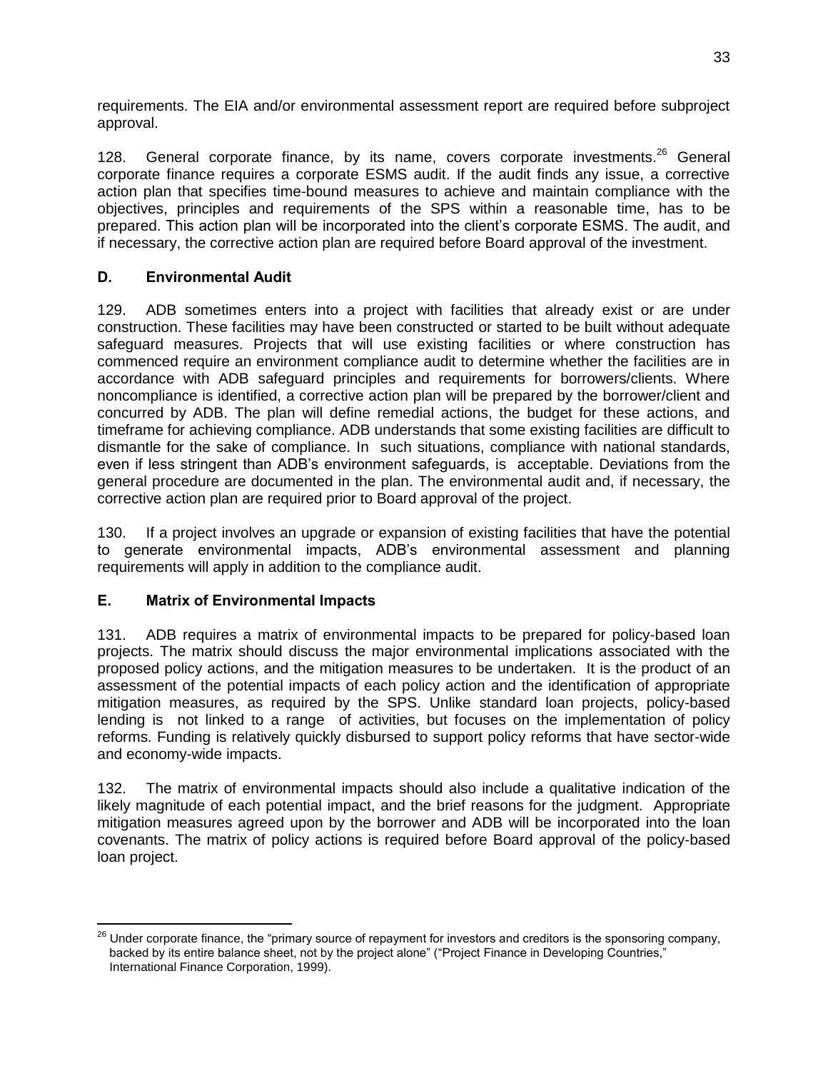requirements. The EIA and/or environmental assessment report are required before subproject approval.

128. General corporate finance, by its name, covers corporate investments.[26] General corporate finance requires a corporate ESMS audit. If the audit finds any issue, a corrective action plan that specifies time-bound measures to achieve and maintain compliance with the objectives, principles and requirements of the SPS within a reasonable time, has to be prepared. This action plan will be incorporated into the client's corporate ESMS. The audit, and if necessary, the corrective action plan are required before Board approval of the investment.

## D. Environmental Audit

129. ADB sometimes enters into a project with facilities that already exist or are under construction. These facilities may have been constructed or started to be built without adequate safeguard measures. Projects that will use existing facilities or where construction has commenced require an environment compliance audit to determine whether the facilities are in accordance with ADB safeguard principles and requirements for borrowers/clients. Where noncompliance is identified, a corrective action plan will be prepared by the borrower/client and concurred by ADB. The plan will define remedial actions, the budget for these actions, and timeframe for achieving compliance. ADB understands that some existing facilities are difficult to dismantle for the sake of compliance. In such situations, compliance with national standards, even if less stringent than ADB's environment safeguards, is acceptable. Deviations from the general procedure are documented in the plan. The environmental audit and, if necessary, the corrective action plan are required prior to Board approval of the project.

130. If a project involves an upgrade or expansion of existing facilities that have the potential to generate environmental impacts, ADB's environmental assessment and planning requirements will apply in addition to the compliance audit.

## E. Matrix of Environmental Impacts

131. ADB requires a matrix of environmental impacts to be prepared for policy-based loan projects. The matrix should discuss the major environmental implications associated with the proposed policy actions, and the mitigation measures to be undertaken. It is the product of an assessment of the potential impacts of each policy action and the identification of appropriate mitigation measures, as required by the SPS. Unlike standard loan projects, policy-based lending is not linked to a range of activities, but focuses on the implementation of policy reforms. Funding is relatively quickly disbursed to support policy reforms that have sector-wide and economy-wide impacts.

132. The matrix of environmental impacts should also include a qualitative indication of the likely magnitude of each potential impact, and the brief reasons for the judgment. Appropriate mitigation measures agreed upon by the borrower and ADB will be incorporated into the loan covenants. The matrix of policy actions is required before Board approval of the policy-based loan project.

---

[26] Under corporate finance, the "primary source of repayment for investors and creditors is the sponsoring company, backed by its entire balance sheet, not by the project alone" ("Project Finance in Developing Countries," International Finance Corporation, 1999).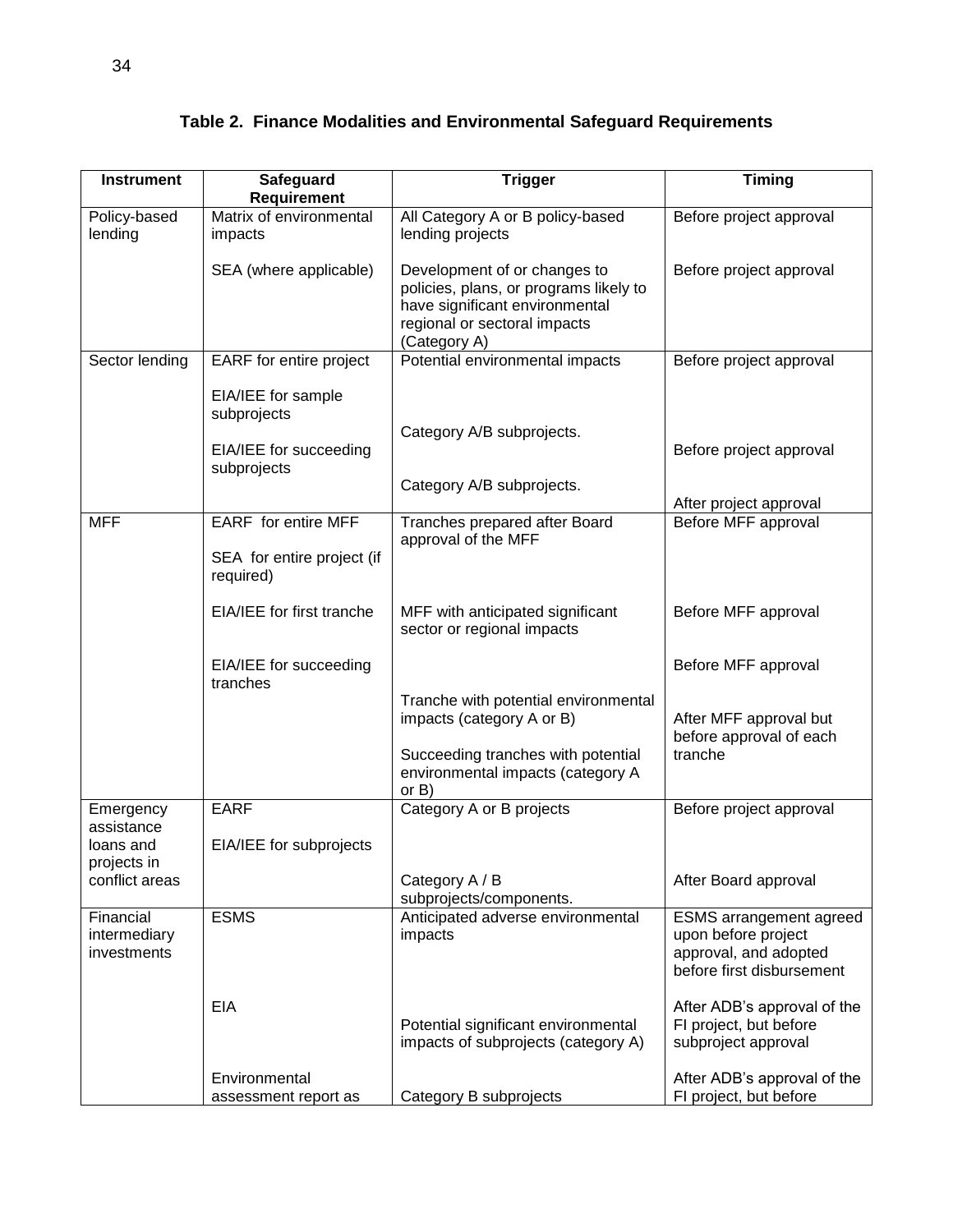**Table 2. Finance Modalities and Environmental Safeguard Requirements**

| Instrument | Safeguard Requirement | Trigger | Timing |
|---|---|---|---|
| Policy-based lending | Matrix of environmental impacts | All Category A or B policy-based lending projects | Before project approval |
| | SEA (where applicable) | Development of or changes to policies, plans, or programs likely to have significant environmental regional or sectoral impacts (Category A) | Before project approval |
| Sector lending | EARF for entire project | Potential environmental impacts | Before project approval |
| | EIA/IEE for sample subprojects | Category A/B subprojects. | Before project approval |
| | EIA/IEE for succeeding subprojects | Category A/B subprojects. | After project approval |
| MFF | EARF for entire MFF | Tranches prepared after Board approval of the MFF | Before MFF approval |
| | SEA for entire project (if required) | MFF with anticipated significant sector or regional impacts | Before MFF approval |
| | EIA/IEE for first tranche | Tranche with potential environmental impacts (category A or B) | Before MFF approval |
| | EIA/IEE for succeeding tranches | Succeeding tranches with potential environmental impacts (category A or B) | After MFF approval but before approval of each tranche |
| Emergency assistance loans and projects in conflict areas | EARF | Category A or B projects | Before project approval |
| | EIA/IEE for subprojects | Category A / B subprojects/components. | After Board approval |
| Financial intermediary investments | ESMS | Anticipated adverse environmental impacts | ESMS arrangement agreed upon before project approval, and adopted before first disbursement |
| | EIA | Potential significant environmental impacts of subprojects (category A) | After ADB's approval of the FI project, but before subproject approval |
| | Environmental assessment report as | Category B subprojects | After ADB's approval of the FI project, but before |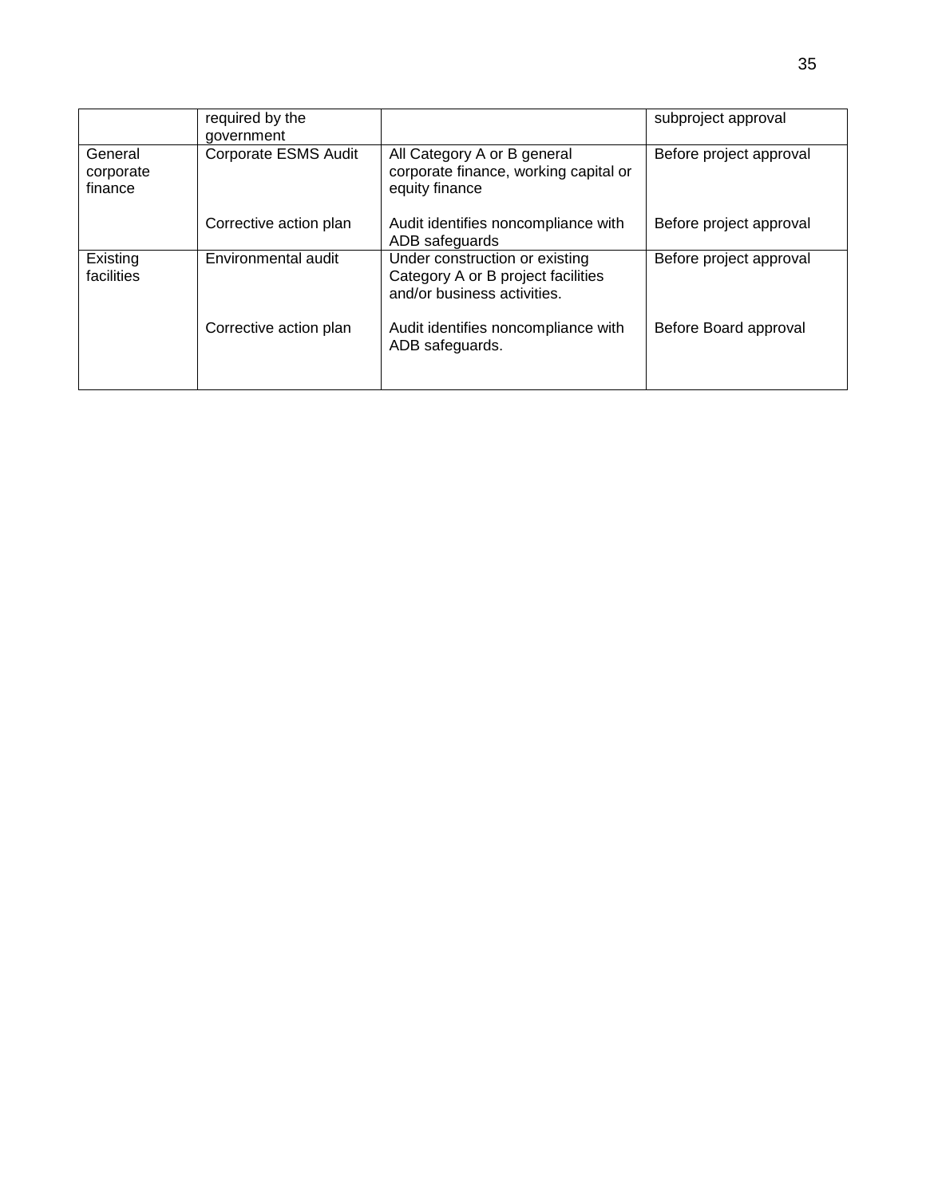| | | | |
|---|---|---|---|
| | required by the government | | subproject approval |
| General corporate finance | Corporate ESMS Audit | All Category A or B general corporate finance, working capital or equity finance | Before project approval |
| | Corrective action plan | Audit identifies noncompliance with ADB safeguards | Before project approval |
| Existing facilities | Environmental audit | Under construction or existing Category A or B project facilities and/or business activities. | Before project approval |
| | Corrective action plan | Audit identifies noncompliance with ADB safeguards. | Before Board approval |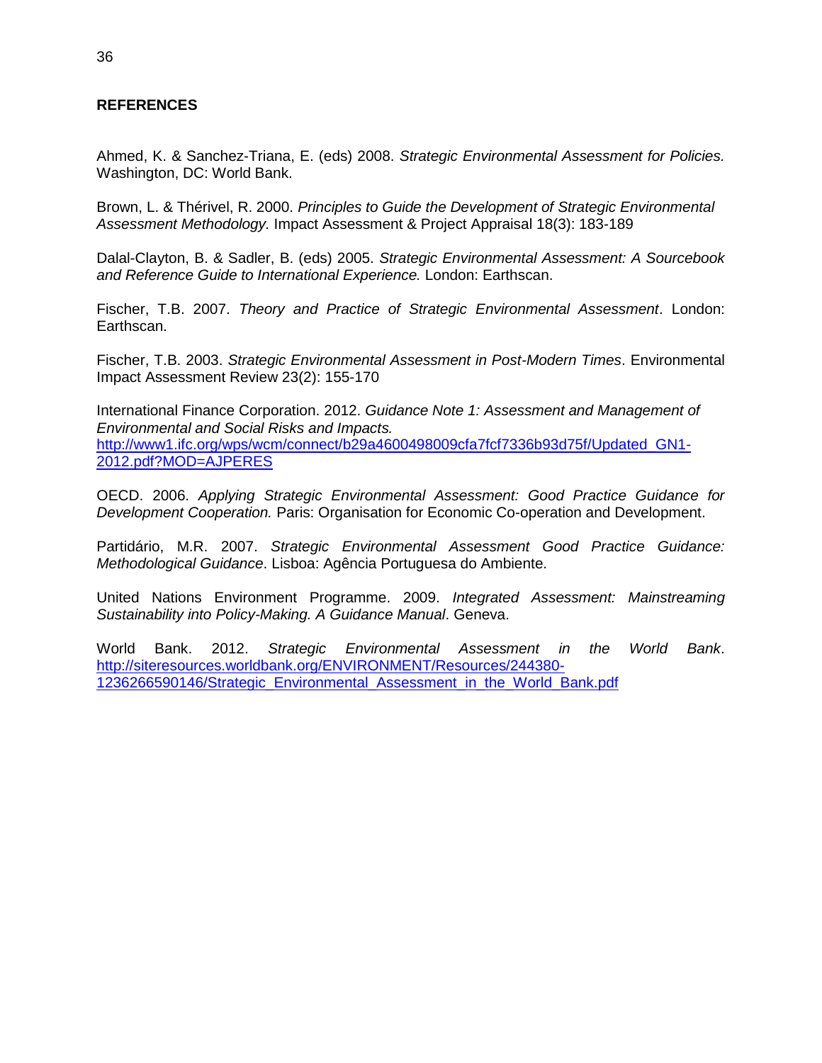## REFERENCES

Ahmed, K. & Sanchez-Triana, E. (eds) 2008. *Strategic Environmental Assessment for Policies.* Washington, DC: World Bank.

Brown, L. & Thérivel, R. 2000. *Principles to Guide the Development of Strategic Environmental Assessment Methodology.* Impact Assessment & Project Appraisal 18(3): 183-189

Dalal-Clayton, B. & Sadler, B. (eds) 2005. *Strategic Environmental Assessment: A Sourcebook and Reference Guide to International Experience.* London: Earthscan.

Fischer, T.B. 2007. *Theory and Practice of Strategic Environmental Assessment*. London: Earthscan.

Fischer, T.B. 2003. *Strategic Environmental Assessment in Post-Modern Times*. Environmental Impact Assessment Review 23(2): 155-170

International Finance Corporation. 2012. *Guidance Note 1: Assessment and Management of Environmental and Social Risks and Impacts.* http://www1.ifc.org/wps/wcm/connect/b29a4600498009cfa7fcf7336b93d75f/Updated_GN1-2012.pdf?MOD=AJPERES

OECD. 2006. *Applying Strategic Environmental Assessment: Good Practice Guidance for Development Cooperation.* Paris: Organisation for Economic Co-operation and Development.

Partidário, M.R. 2007. *Strategic Environmental Assessment Good Practice Guidance: Methodological Guidance*. Lisboa: Agência Portuguesa do Ambiente.

United Nations Environment Programme. 2009. *Integrated Assessment: Mainstreaming Sustainability into Policy-Making. A Guidance Manual*. Geneva.

World Bank. 2012. *Strategic Environmental Assessment in the World Bank*. http://siteresources.worldbank.org/ENVIRONMENT/Resources/244380-1236266590146/Strategic_Environmental_Assessment_in_the_World_Bank.pdf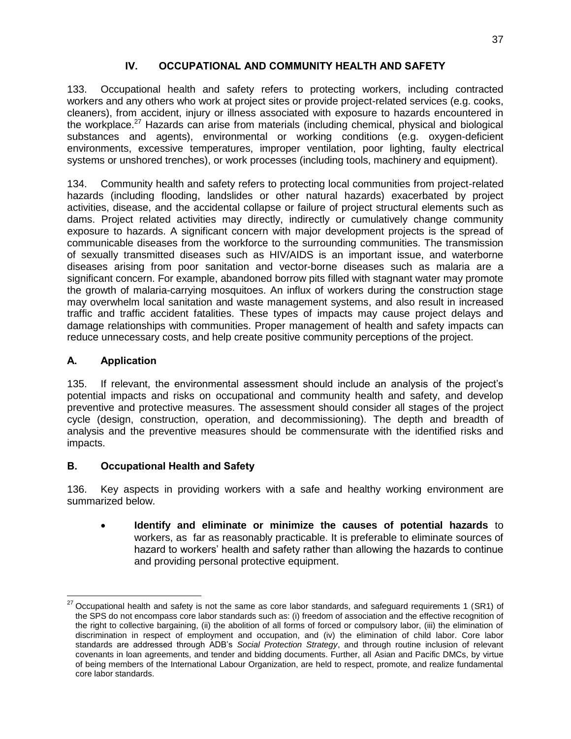## IV. OCCUPATIONAL AND COMMUNITY HEALTH AND SAFETY

133. Occupational health and safety refers to protecting workers, including contracted workers and any others who work at project sites or provide project-related services (e.g. cooks, cleaners), from accident, injury or illness associated with exposure to hazards encountered in the workplace.[27] Hazards can arise from materials (including chemical, physical and biological substances and agents), environmental or working conditions (e.g. oxygen-deficient environments, excessive temperatures, improper ventilation, poor lighting, faulty electrical systems or unshored trenches), or work processes (including tools, machinery and equipment).

134. Community health and safety refers to protecting local communities from project-related hazards (including flooding, landslides or other natural hazards) exacerbated by project activities, disease, and the accidental collapse or failure of project structural elements such as dams. Project related activities may directly, indirectly or cumulatively change community exposure to hazards. A significant concern with major development projects is the spread of communicable diseases from the workforce to the surrounding communities. The transmission of sexually transmitted diseases such as HIV/AIDS is an important issue, and waterborne diseases arising from poor sanitation and vector-borne diseases such as malaria are a significant concern. For example, abandoned borrow pits filled with stagnant water may promote the growth of malaria-carrying mosquitoes. An influx of workers during the construction stage may overwhelm local sanitation and waste management systems, and also result in increased traffic and traffic accident fatalities. These types of impacts may cause project delays and damage relationships with communities. Proper management of health and safety impacts can reduce unnecessary costs, and help create positive community perceptions of the project.

### A. Application

135. If relevant, the environmental assessment should include an analysis of the project's potential impacts and risks on occupational and community health and safety, and develop preventive and protective measures. The assessment should consider all stages of the project cycle (design, construction, operation, and decommissioning). The depth and breadth of analysis and the preventive measures should be commensurate with the identified risks and impacts.

### B. Occupational Health and Safety

136. Key aspects in providing workers with a safe and healthy working environment are summarized below.

- **Identify and eliminate or minimize the causes of potential hazards** to workers, as far as reasonably practicable. It is preferable to eliminate sources of hazard to workers' health and safety rather than allowing the hazards to continue and providing personal protective equipment.

---

[27] Occupational health and safety is not the same as core labor standards, and safeguard requirements 1 (SR1) of the SPS do not encompass core labor standards such as: (i) freedom of association and the effective recognition of the right to collective bargaining, (ii) the abolition of all forms of forced or compulsory labor, (iii) the elimination of discrimination in respect of employment and occupation, and (iv) the elimination of child labor. Core labor standards are addressed through ADB's *Social Protection Strategy*, and through routine inclusion of relevant covenants in loan agreements, and tender and bidding documents. Further, all Asian and Pacific DMCs, by virtue of being members of the International Labour Organization, are held to respect, promote, and realize fundamental core labor standards.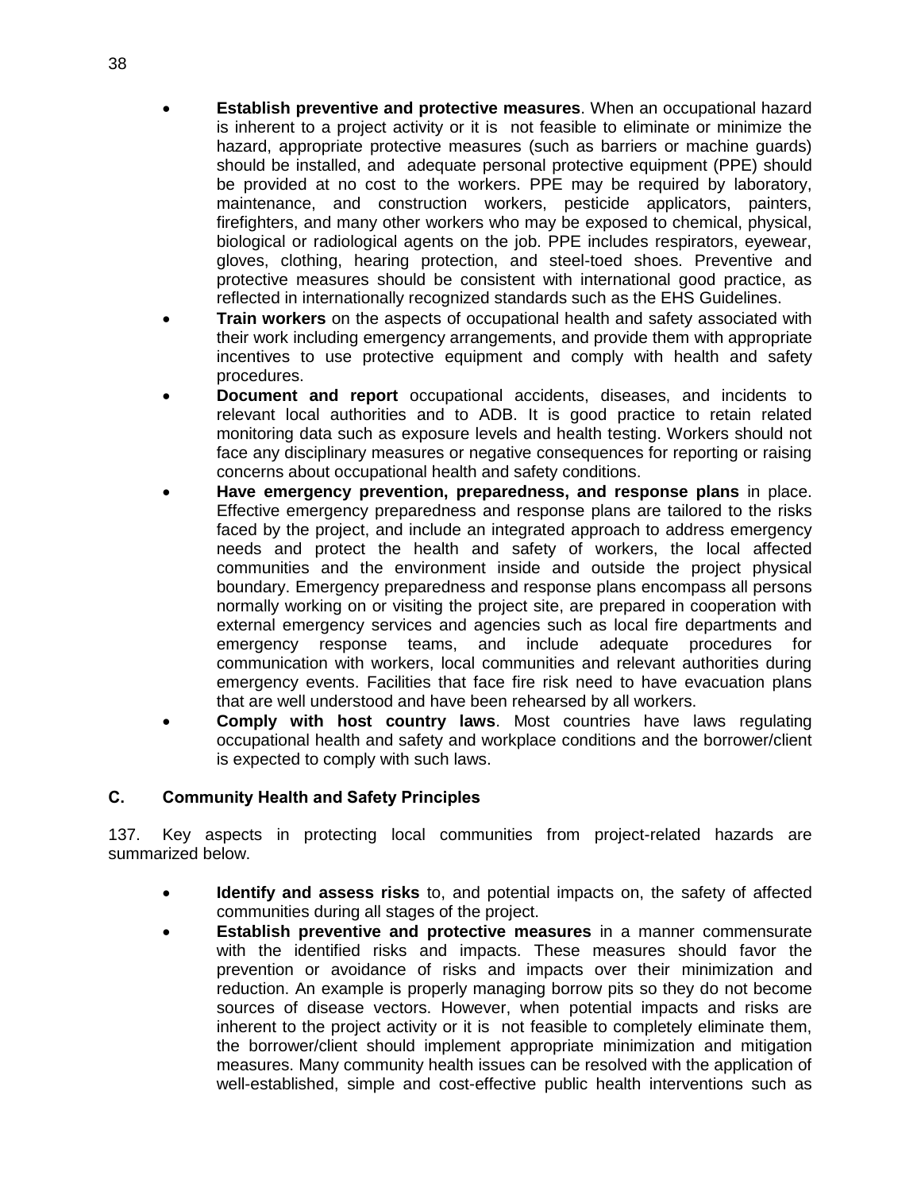- **Establish preventive and protective measures**. When an occupational hazard is inherent to a project activity or it is not feasible to eliminate or minimize the hazard, appropriate protective measures (such as barriers or machine guards) should be installed, and adequate personal protective equipment (PPE) should be provided at no cost to the workers. PPE may be required by laboratory, maintenance, and construction workers, pesticide applicators, painters, firefighters, and many other workers who may be exposed to chemical, physical, biological or radiological agents on the job. PPE includes respirators, eyewear, gloves, clothing, hearing protection, and steel-toed shoes. Preventive and protective measures should be consistent with international good practice, as reflected in internationally recognized standards such as the EHS Guidelines.
- **Train workers** on the aspects of occupational health and safety associated with their work including emergency arrangements, and provide them with appropriate incentives to use protective equipment and comply with health and safety procedures.
- **Document and report** occupational accidents, diseases, and incidents to relevant local authorities and to ADB. It is good practice to retain related monitoring data such as exposure levels and health testing. Workers should not face any disciplinary measures or negative consequences for reporting or raising concerns about occupational health and safety conditions.
- **Have emergency prevention, preparedness, and response plans** in place. Effective emergency preparedness and response plans are tailored to the risks faced by the project, and include an integrated approach to address emergency needs and protect the health and safety of workers, the local affected communities and the environment inside and outside the project physical boundary. Emergency preparedness and response plans encompass all persons normally working on or visiting the project site, are prepared in cooperation with external emergency services and agencies such as local fire departments and emergency response teams, and include adequate procedures for communication with workers, local communities and relevant authorities during emergency events. Facilities that face fire risk need to have evacuation plans that are well understood and have been rehearsed by all workers.
- **Comply with host country laws**. Most countries have laws regulating occupational health and safety and workplace conditions and the borrower/client is expected to comply with such laws.

## C. Community Health and Safety Principles

137. Key aspects in protecting local communities from project-related hazards are summarized below.

- **Identify and assess risks** to, and potential impacts on, the safety of affected communities during all stages of the project.
- **Establish preventive and protective measures** in a manner commensurate with the identified risks and impacts. These measures should favor the prevention or avoidance of risks and impacts over their minimization and reduction. An example is properly managing borrow pits so they do not become sources of disease vectors. However, when potential impacts and risks are inherent to the project activity or it is not feasible to completely eliminate them, the borrower/client should implement appropriate minimization and mitigation measures. Many community health issues can be resolved with the application of well-established, simple and cost-effective public health interventions such as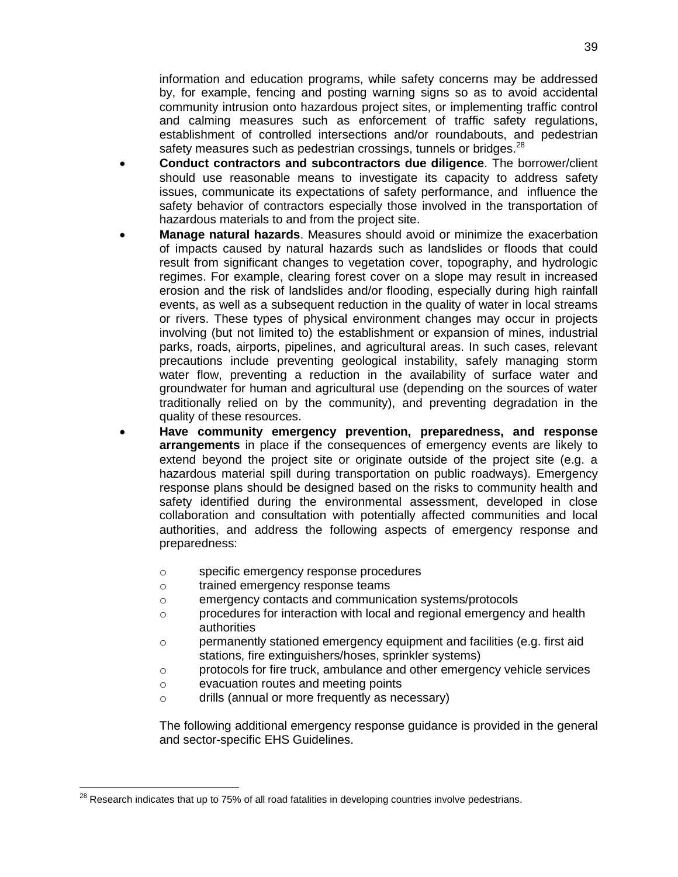information and education programs, while safety concerns may be addressed by, for example, fencing and posting warning signs so as to avoid accidental community intrusion onto hazardous project sites, or implementing traffic control and calming measures such as enforcement of traffic safety regulations, establishment of controlled intersections and/or roundabouts, and pedestrian safety measures such as pedestrian crossings, tunnels or bridges.[28]

- **Conduct contractors and subcontractors due diligence**. The borrower/client should use reasonable means to investigate its capacity to address safety issues, communicate its expectations of safety performance, and influence the safety behavior of contractors especially those involved in the transportation of hazardous materials to and from the project site.
- **Manage natural hazards**. Measures should avoid or minimize the exacerbation of impacts caused by natural hazards such as landslides or floods that could result from significant changes to vegetation cover, topography, and hydrologic regimes. For example, clearing forest cover on a slope may result in increased erosion and the risk of landslides and/or flooding, especially during high rainfall events, as well as a subsequent reduction in the quality of water in local streams or rivers. These types of physical environment changes may occur in projects involving (but not limited to) the establishment or expansion of mines, industrial parks, roads, airports, pipelines, and agricultural areas. In such cases, relevant precautions include preventing geological instability, safely managing storm water flow, preventing a reduction in the availability of surface water and groundwater for human and agricultural use (depending on the sources of water traditionally relied on by the community), and preventing degradation in the quality of these resources.
- **Have community emergency prevention, preparedness, and response arrangements** in place if the consequences of emergency events are likely to extend beyond the project site or originate outside of the project site (e.g. a hazardous material spill during transportation on public roadways). Emergency response plans should be designed based on the risks to community health and safety identified during the environmental assessment, developed in close collaboration and consultation with potentially affected communities and local authorities, and address the following aspects of emergency response and preparedness:

  - specific emergency response procedures
  - trained emergency response teams
  - emergency contacts and communication systems/protocols
  - procedures for interaction with local and regional emergency and health authorities
  - permanently stationed emergency equipment and facilities (e.g. first aid stations, fire extinguishers/hoses, sprinkler systems)
  - protocols for fire truck, ambulance and other emergency vehicle services
  - evacuation routes and meeting points
  - drills (annual or more frequently as necessary)

  The following additional emergency response guidance is provided in the general and sector-specific EHS Guidelines.

[28] Research indicates that up to 75% of all road fatalities in developing countries involve pedestrians.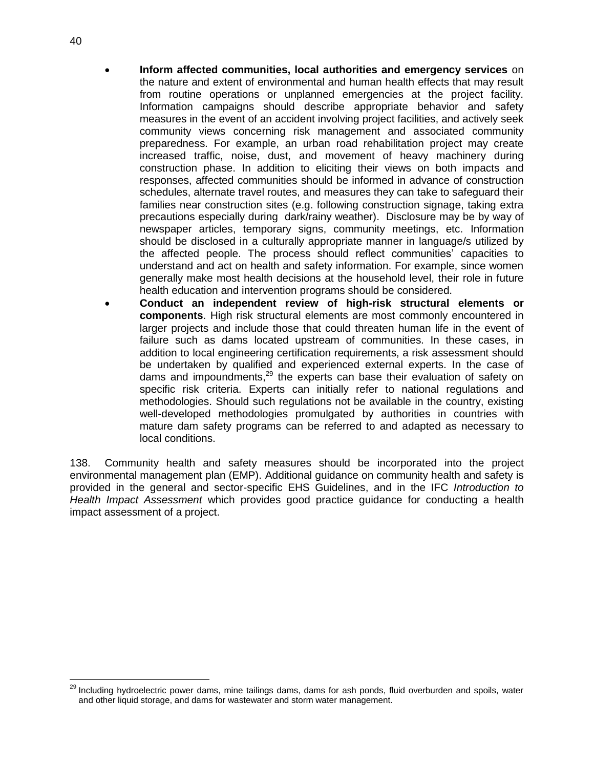- **Inform affected communities, local authorities and emergency services** on the nature and extent of environmental and human health effects that may result from routine operations or unplanned emergencies at the project facility. Information campaigns should describe appropriate behavior and safety measures in the event of an accident involving project facilities, and actively seek community views concerning risk management and associated community preparedness. For example, an urban road rehabilitation project may create increased traffic, noise, dust, and movement of heavy machinery during construction phase. In addition to eliciting their views on both impacts and responses, affected communities should be informed in advance of construction schedules, alternate travel routes, and measures they can take to safeguard their families near construction sites (e.g. following construction signage, taking extra precautions especially during dark/rainy weather). Disclosure may be by way of newspaper articles, temporary signs, community meetings, etc. Information should be disclosed in a culturally appropriate manner in language/s utilized by the affected people. The process should reflect communities' capacities to understand and act on health and safety information. For example, since women generally make most health decisions at the household level, their role in future health education and intervention programs should be considered.
- **Conduct an independent review of high-risk structural elements or components**. High risk structural elements are most commonly encountered in larger projects and include those that could threaten human life in the event of failure such as dams located upstream of communities. In these cases, in addition to local engineering certification requirements, a risk assessment should be undertaken by qualified and experienced external experts. In the case of dams and impoundments,[29] the experts can base their evaluation of safety on specific risk criteria. Experts can initially refer to national regulations and methodologies. Should such regulations not be available in the country, existing well-developed methodologies promulgated by authorities in countries with mature dam safety programs can be referred to and adapted as necessary to local conditions.

138. Community health and safety measures should be incorporated into the project environmental management plan (EMP). Additional guidance on community health and safety is provided in the general and sector-specific EHS Guidelines, and in the IFC *Introduction to Health Impact Assessment* which provides good practice guidance for conducting a health impact assessment of a project.

[29] Including hydroelectric power dams, mine tailings dams, dams for ash ponds, fluid overburden and spoils, water and other liquid storage, and dams for wastewater and storm water management.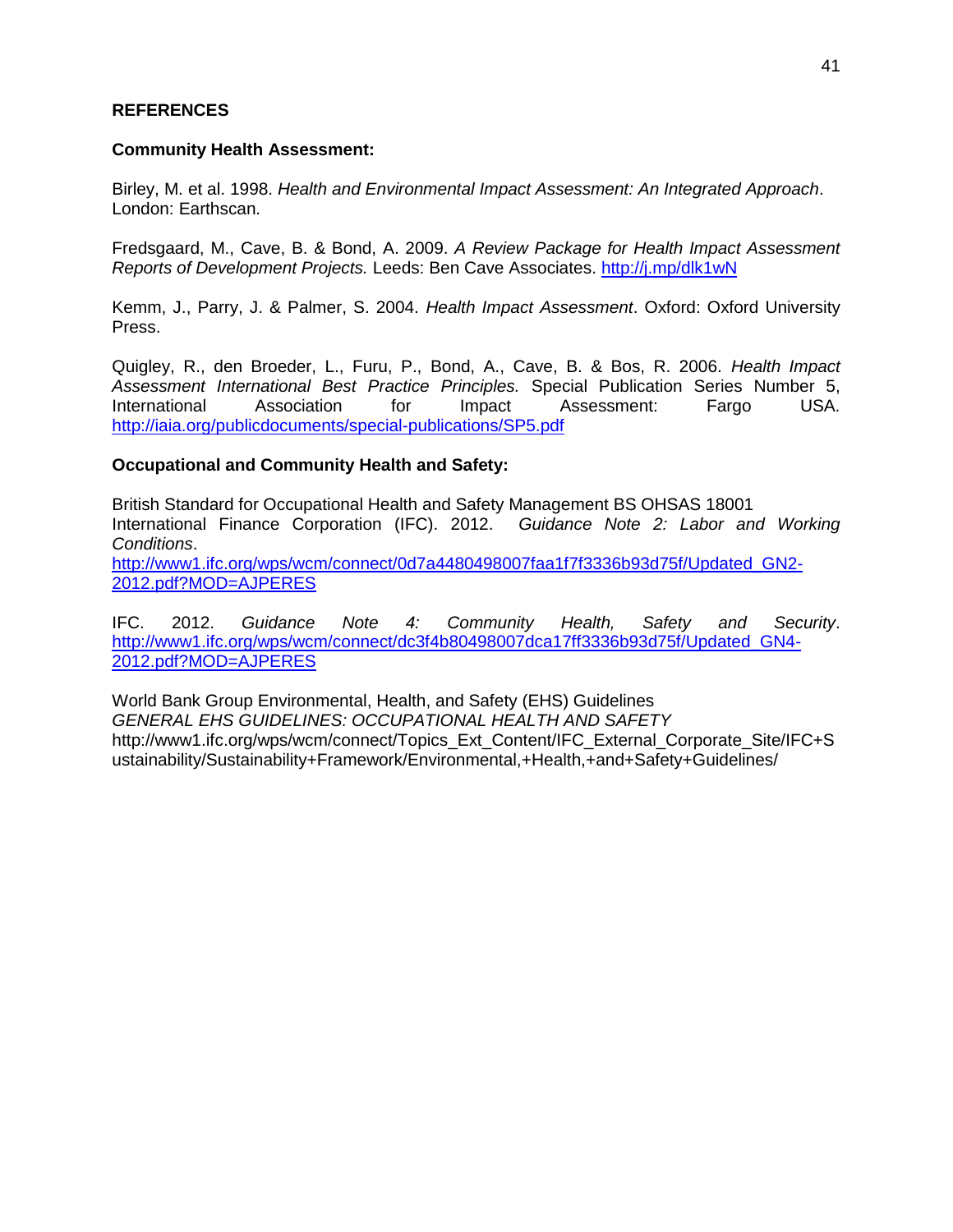## REFERENCES

### Community Health Assessment:

Birley, M. et al. 1998. *Health and Environmental Impact Assessment: An Integrated Approach*. London: Earthscan.

Fredsgaard, M., Cave, B. & Bond, A. 2009. *A Review Package for Health Impact Assessment Reports of Development Projects.* Leeds: Ben Cave Associates. http://j.mp/dlk1wN

Kemm, J., Parry, J. & Palmer, S. 2004. *Health Impact Assessment*. Oxford: Oxford University Press.

Quigley, R., den Broeder, L., Furu, P., Bond, A., Cave, B. & Bos, R. 2006. *Health Impact Assessment International Best Practice Principles.* Special Publication Series Number 5, International Association for Impact Assessment: Fargo USA. http://iaia.org/publicdocuments/special-publications/SP5.pdf

### Occupational and Community Health and Safety:

British Standard for Occupational Health and Safety Management BS OHSAS 18001
International Finance Corporation (IFC). 2012. *Guidance Note 2: Labor and Working Conditions*.
http://www1.ifc.org/wps/wcm/connect/0d7a4480498007faa1f7f3336b93d75f/Updated_GN2-2012.pdf?MOD=AJPERES

IFC. 2012. *Guidance Note 4: Community Health, Safety and Security*. http://www1.ifc.org/wps/wcm/connect/dc3f4b80498007dca17ff3336b93d75f/Updated_GN4-2012.pdf?MOD=AJPERES

World Bank Group Environmental, Health, and Safety (EHS) Guidelines
*GENERAL EHS GUIDELINES: OCCUPATIONAL HEALTH AND SAFETY*
http://www1.ifc.org/wps/wcm/connect/Topics_Ext_Content/IFC_External_Corporate_Site/IFC+Sustainability/Sustainability+Framework/Environmental,+Health,+and+Safety+Guidelines/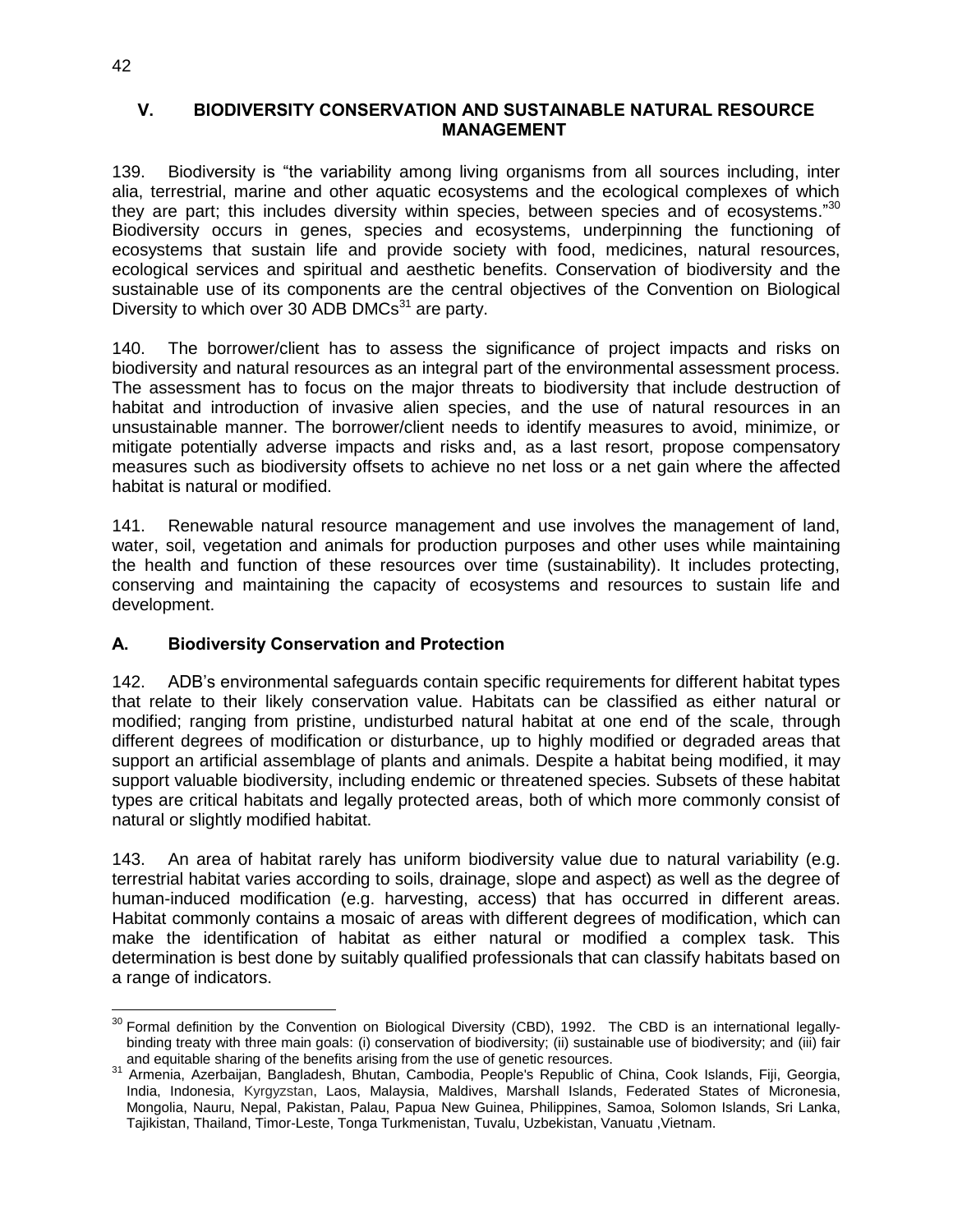## V. BIODIVERSITY CONSERVATION AND SUSTAINABLE NATURAL RESOURCE MANAGEMENT

139. Biodiversity is "the variability among living organisms from all sources including, inter alia, terrestrial, marine and other aquatic ecosystems and the ecological complexes of which they are part; this includes diversity within species, between species and of ecosystems."[30] Biodiversity occurs in genes, species and ecosystems, underpinning the functioning of ecosystems that sustain life and provide society with food, medicines, natural resources, ecological services and spiritual and aesthetic benefits. Conservation of biodiversity and the sustainable use of its components are the central objectives of the Convention on Biological Diversity to which over 30 ADB DMCs[31] are party.

140. The borrower/client has to assess the significance of project impacts and risks on biodiversity and natural resources as an integral part of the environmental assessment process. The assessment has to focus on the major threats to biodiversity that include destruction of habitat and introduction of invasive alien species, and the use of natural resources in an unsustainable manner. The borrower/client needs to identify measures to avoid, minimize, or mitigate potentially adverse impacts and risks and, as a last resort, propose compensatory measures such as biodiversity offsets to achieve no net loss or a net gain where the affected habitat is natural or modified.

141. Renewable natural resource management and use involves the management of land, water, soil, vegetation and animals for production purposes and other uses while maintaining the health and function of these resources over time (sustainability). It includes protecting, conserving and maintaining the capacity of ecosystems and resources to sustain life and development.

### A. Biodiversity Conservation and Protection

142. ADB's environmental safeguards contain specific requirements for different habitat types that relate to their likely conservation value. Habitats can be classified as either natural or modified; ranging from pristine, undisturbed natural habitat at one end of the scale, through different degrees of modification or disturbance, up to highly modified or degraded areas that support an artificial assemblage of plants and animals. Despite a habitat being modified, it may support valuable biodiversity, including endemic or threatened species. Subsets of these habitat types are critical habitats and legally protected areas, both of which more commonly consist of natural or slightly modified habitat.

143. An area of habitat rarely has uniform biodiversity value due to natural variability (e.g. terrestrial habitat varies according to soils, drainage, slope and aspect) as well as the degree of human-induced modification (e.g. harvesting, access) that has occurred in different areas. Habitat commonly contains a mosaic of areas with different degrees of modification, which can make the identification of habitat as either natural or modified a complex task. This determination is best done by suitably qualified professionals that can classify habitats based on a range of indicators.

---

[30] Formal definition by the Convention on Biological Diversity (CBD), 1992. The CBD is an international legally-binding treaty with three main goals: (i) conservation of biodiversity; (ii) sustainable use of biodiversity; and (iii) fair and equitable sharing of the benefits arising from the use of genetic resources.

[31] Armenia, Azerbaijan, Bangladesh, Bhutan, Cambodia, People's Republic of China, Cook Islands, Fiji, Georgia, India, Indonesia, Kyrgyzstan, Laos, Malaysia, Maldives, Marshall Islands, Federated States of Micronesia, Mongolia, Nauru, Nepal, Pakistan, Palau, Papua New Guinea, Philippines, Samoa, Solomon Islands, Sri Lanka, Tajikistan, Thailand, Timor-Leste, Tonga Turkmenistan, Tuvalu, Uzbekistan, Vanuatu ,Vietnam.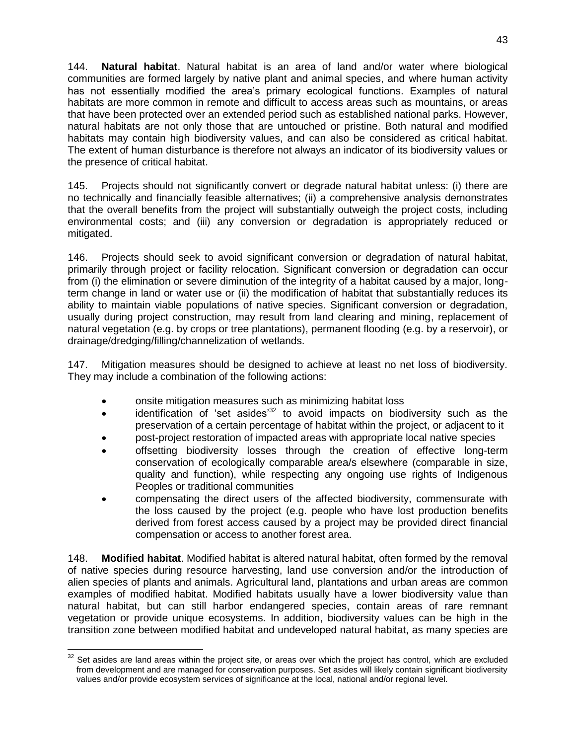144. **Natural habitat**. Natural habitat is an area of land and/or water where biological communities are formed largely by native plant and animal species, and where human activity has not essentially modified the area's primary ecological functions. Examples of natural habitats are more common in remote and difficult to access areas such as mountains, or areas that have been protected over an extended period such as established national parks. However, natural habitats are not only those that are untouched or pristine. Both natural and modified habitats may contain high biodiversity values, and can also be considered as critical habitat. The extent of human disturbance is therefore not always an indicator of its biodiversity values or the presence of critical habitat.

145. Projects should not significantly convert or degrade natural habitat unless: (i) there are no technically and financially feasible alternatives; (ii) a comprehensive analysis demonstrates that the overall benefits from the project will substantially outweigh the project costs, including environmental costs; and (iii) any conversion or degradation is appropriately reduced or mitigated.

146. Projects should seek to avoid significant conversion or degradation of natural habitat, primarily through project or facility relocation. Significant conversion or degradation can occur from (i) the elimination or severe diminution of the integrity of a habitat caused by a major, long-term change in land or water use or (ii) the modification of habitat that substantially reduces its ability to maintain viable populations of native species. Significant conversion or degradation, usually during project construction, may result from land clearing and mining, replacement of natural vegetation (e.g. by crops or tree plantations), permanent flooding (e.g. by a reservoir), or drainage/dredging/filling/channelization of wetlands.

147. Mitigation measures should be designed to achieve at least no net loss of biodiversity. They may include a combination of the following actions:

- onsite mitigation measures such as minimizing habitat loss
- identification of 'set asides'[32] to avoid impacts on biodiversity such as the preservation of a certain percentage of habitat within the project, or adjacent to it
- post-project restoration of impacted areas with appropriate local native species
- offsetting biodiversity losses through the creation of effective long-term conservation of ecologically comparable area/s elsewhere (comparable in size, quality and function), while respecting any ongoing use rights of Indigenous Peoples or traditional communities
- compensating the direct users of the affected biodiversity, commensurate with the loss caused by the project (e.g. people who have lost production benefits derived from forest access caused by a project may be provided direct financial compensation or access to another forest area.

148. **Modified habitat**. Modified habitat is altered natural habitat, often formed by the removal of native species during resource harvesting, land use conversion and/or the introduction of alien species of plants and animals. Agricultural land, plantations and urban areas are common examples of modified habitat. Modified habitats usually have a lower biodiversity value than natural habitat, but can still harbor endangered species, contain areas of rare remnant vegetation or provide unique ecosystems. In addition, biodiversity values can be high in the transition zone between modified habitat and undeveloped natural habitat, as many species are

---

[32] Set asides are land areas within the project site, or areas over which the project has control, which are excluded from development and are managed for conservation purposes. Set asides will likely contain significant biodiversity values and/or provide ecosystem services of significance at the local, national and/or regional level.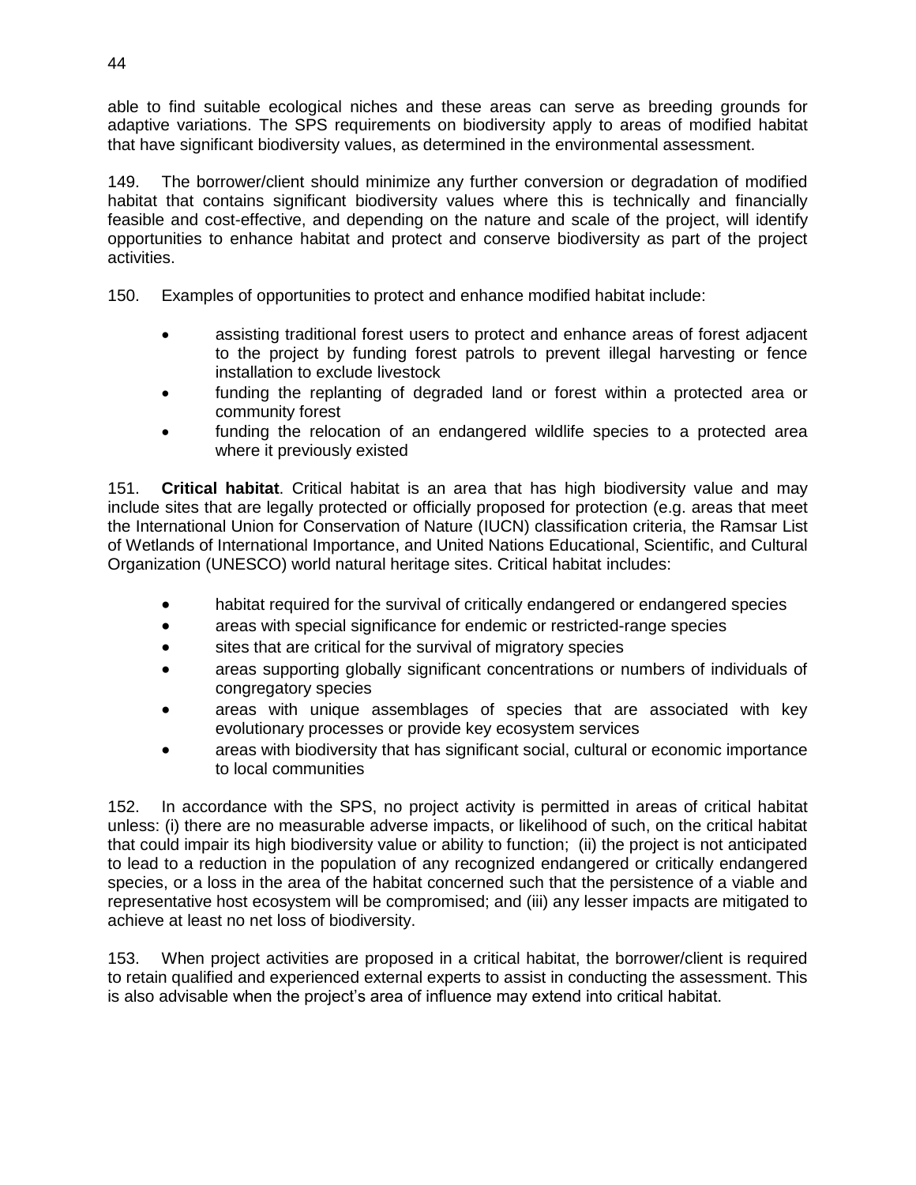able to find suitable ecological niches and these areas can serve as breeding grounds for adaptive variations. The SPS requirements on biodiversity apply to areas of modified habitat that have significant biodiversity values, as determined in the environmental assessment.

149. The borrower/client should minimize any further conversion or degradation of modified habitat that contains significant biodiversity values where this is technically and financially feasible and cost-effective, and depending on the nature and scale of the project, will identify opportunities to enhance habitat and protect and conserve biodiversity as part of the project activities.

150. Examples of opportunities to protect and enhance modified habitat include:

- assisting traditional forest users to protect and enhance areas of forest adjacent to the project by funding forest patrols to prevent illegal harvesting or fence installation to exclude livestock
- funding the replanting of degraded land or forest within a protected area or community forest
- funding the relocation of an endangered wildlife species to a protected area where it previously existed

151. **Critical habitat**. Critical habitat is an area that has high biodiversity value and may include sites that are legally protected or officially proposed for protection (e.g. areas that meet the International Union for Conservation of Nature (IUCN) classification criteria, the Ramsar List of Wetlands of International Importance, and United Nations Educational, Scientific, and Cultural Organization (UNESCO) world natural heritage sites. Critical habitat includes:

- habitat required for the survival of critically endangered or endangered species
- areas with special significance for endemic or restricted-range species
- sites that are critical for the survival of migratory species
- areas supporting globally significant concentrations or numbers of individuals of congregatory species
- areas with unique assemblages of species that are associated with key evolutionary processes or provide key ecosystem services
- areas with biodiversity that has significant social, cultural or economic importance to local communities

152. In accordance with the SPS, no project activity is permitted in areas of critical habitat unless: (i) there are no measurable adverse impacts, or likelihood of such, on the critical habitat that could impair its high biodiversity value or ability to function; (ii) the project is not anticipated to lead to a reduction in the population of any recognized endangered or critically endangered species, or a loss in the area of the habitat concerned such that the persistence of a viable and representative host ecosystem will be compromised; and (iii) any lesser impacts are mitigated to achieve at least no net loss of biodiversity.

153. When project activities are proposed in a critical habitat, the borrower/client is required to retain qualified and experienced external experts to assist in conducting the assessment. This is also advisable when the project's area of influence may extend into critical habitat.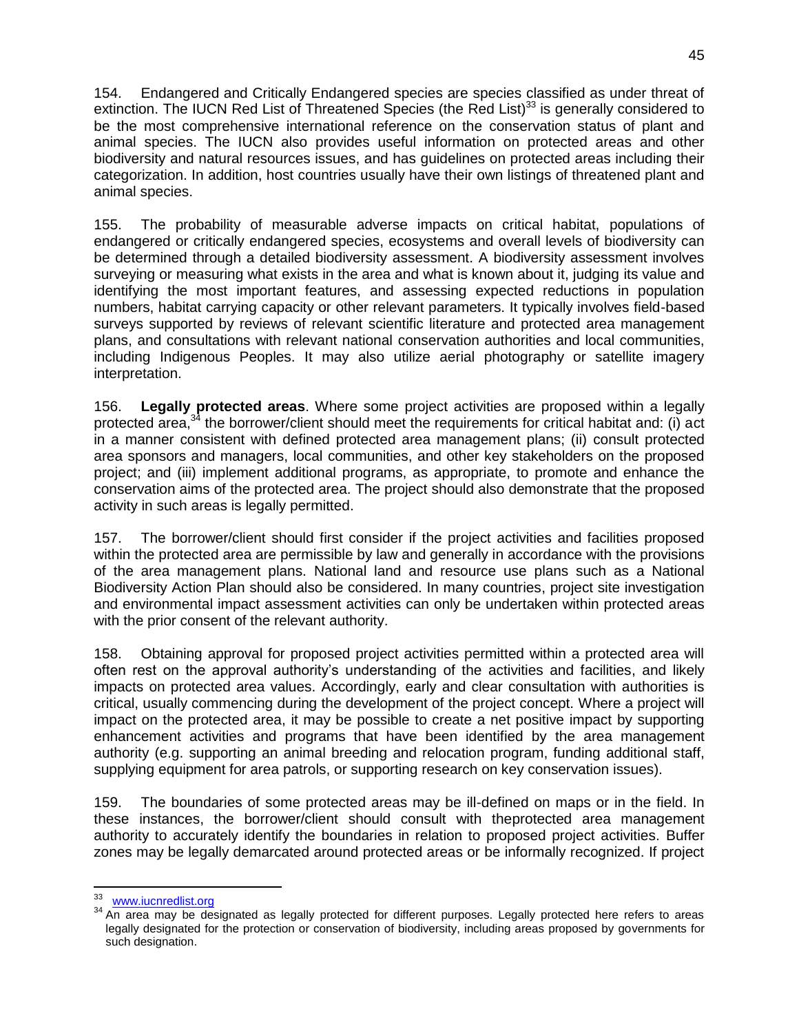154. Endangered and Critically Endangered species are species classified as under threat of extinction. The IUCN Red List of Threatened Species (the Red List)[33] is generally considered to be the most comprehensive international reference on the conservation status of plant and animal species. The IUCN also provides useful information on protected areas and other biodiversity and natural resources issues, and has guidelines on protected areas including their categorization. In addition, host countries usually have their own listings of threatened plant and animal species.

155. The probability of measurable adverse impacts on critical habitat, populations of endangered or critically endangered species, ecosystems and overall levels of biodiversity can be determined through a detailed biodiversity assessment. A biodiversity assessment involves surveying or measuring what exists in the area and what is known about it, judging its value and identifying the most important features, and assessing expected reductions in population numbers, habitat carrying capacity or other relevant parameters. It typically involves field-based surveys supported by reviews of relevant scientific literature and protected area management plans, and consultations with relevant national conservation authorities and local communities, including Indigenous Peoples. It may also utilize aerial photography or satellite imagery interpretation.

156. **Legally protected areas**. Where some project activities are proposed within a legally protected area,[34] the borrower/client should meet the requirements for critical habitat and: (i) act in a manner consistent with defined protected area management plans; (ii) consult protected area sponsors and managers, local communities, and other key stakeholders on the proposed project; and (iii) implement additional programs, as appropriate, to promote and enhance the conservation aims of the protected area. The project should also demonstrate that the proposed activity in such areas is legally permitted.

157. The borrower/client should first consider if the project activities and facilities proposed within the protected area are permissible by law and generally in accordance with the provisions of the area management plans. National land and resource use plans such as a National Biodiversity Action Plan should also be considered. In many countries, project site investigation and environmental impact assessment activities can only be undertaken within protected areas with the prior consent of the relevant authority.

158. Obtaining approval for proposed project activities permitted within a protected area will often rest on the approval authority's understanding of the activities and facilities, and likely impacts on protected area values. Accordingly, early and clear consultation with authorities is critical, usually commencing during the development of the project concept. Where a project will impact on the protected area, it may be possible to create a net positive impact by supporting enhancement activities and programs that have been identified by the area management authority (e.g. supporting an animal breeding and relocation program, funding additional staff, supplying equipment for area patrols, or supporting research on key conservation issues).

159. The boundaries of some protected areas may be ill-defined on maps or in the field. In these instances, the borrower/client should consult with theprotected area management authority to accurately identify the boundaries in relation to proposed project activities. Buffer zones may be legally demarcated around protected areas or be informally recognized. If project

---

[33] www.iucnredlist.org

[34] An area may be designated as legally protected for different purposes. Legally protected here refers to areas legally designated for the protection or conservation of biodiversity, including areas proposed by governments for such designation.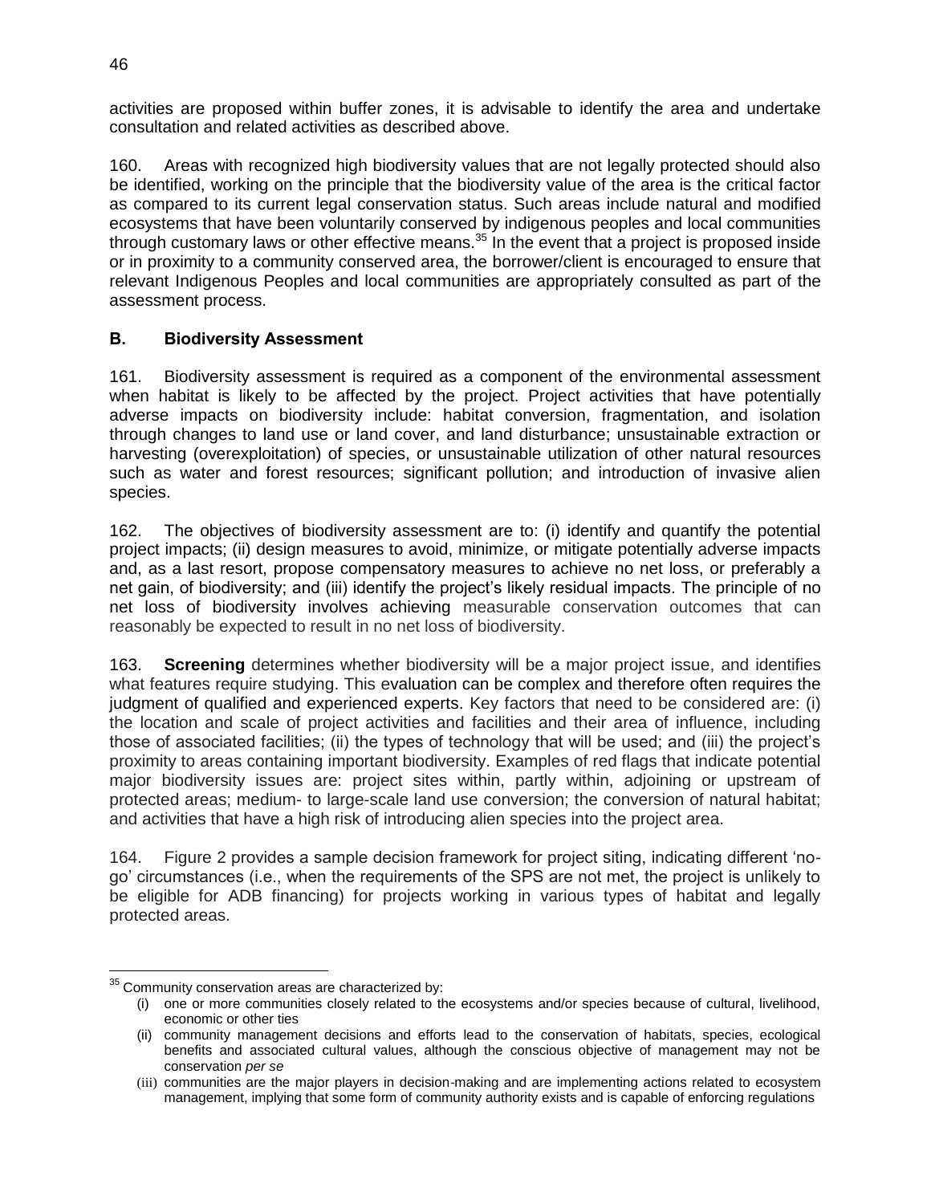activities are proposed within buffer zones, it is advisable to identify the area and undertake consultation and related activities as described above.

160. Areas with recognized high biodiversity values that are not legally protected should also be identified, working on the principle that the biodiversity value of the area is the critical factor as compared to its current legal conservation status. Such areas include natural and modified ecosystems that have been voluntarily conserved by indigenous peoples and local communities through customary laws or other effective means.[35] In the event that a project is proposed inside or in proximity to a community conserved area, the borrower/client is encouraged to ensure that relevant Indigenous Peoples and local communities are appropriately consulted as part of the assessment process.

## B. Biodiversity Assessment

161. Biodiversity assessment is required as a component of the environmental assessment when habitat is likely to be affected by the project. Project activities that have potentially adverse impacts on biodiversity include: habitat conversion, fragmentation, and isolation through changes to land use or land cover, and land disturbance; unsustainable extraction or harvesting (overexploitation) of species, or unsustainable utilization of other natural resources such as water and forest resources; significant pollution; and introduction of invasive alien species.

162. The objectives of biodiversity assessment are to: (i) identify and quantify the potential project impacts; (ii) design measures to avoid, minimize, or mitigate potentially adverse impacts and, as a last resort, propose compensatory measures to achieve no net loss, or preferably a net gain, of biodiversity; and (iii) identify the project's likely residual impacts. The principle of no net loss of biodiversity involves achieving measurable conservation outcomes that can reasonably be expected to result in no net loss of biodiversity.

163. **Screening** determines whether biodiversity will be a major project issue, and identifies what features require studying. This evaluation can be complex and therefore often requires the judgment of qualified and experienced experts. Key factors that need to be considered are: (i) the location and scale of project activities and facilities and their area of influence, including those of associated facilities; (ii) the types of technology that will be used; and (iii) the project's proximity to areas containing important biodiversity. Examples of red flags that indicate potential major biodiversity issues are: project sites within, partly within, adjoining or upstream of protected areas; medium- to large-scale land use conversion; the conversion of natural habitat; and activities that have a high risk of introducing alien species into the project area.

164. Figure 2 provides a sample decision framework for project siting, indicating different 'no-go' circumstances (i.e., when the requirements of the SPS are not met, the project is unlikely to be eligible for ADB financing) for projects working in various types of habitat and legally protected areas.

---

[35] Community conservation areas are characterized by:

(i) one or more communities closely related to the ecosystems and/or species because of cultural, livelihood, economic or other ties
(ii) community management decisions and efforts lead to the conservation of habitats, species, ecological benefits and associated cultural values, although the conscious objective of management may not be conservation *per se*
(iii) communities are the major players in decision-making and are implementing actions related to ecosystem management, implying that some form of community authority exists and is capable of enforcing regulations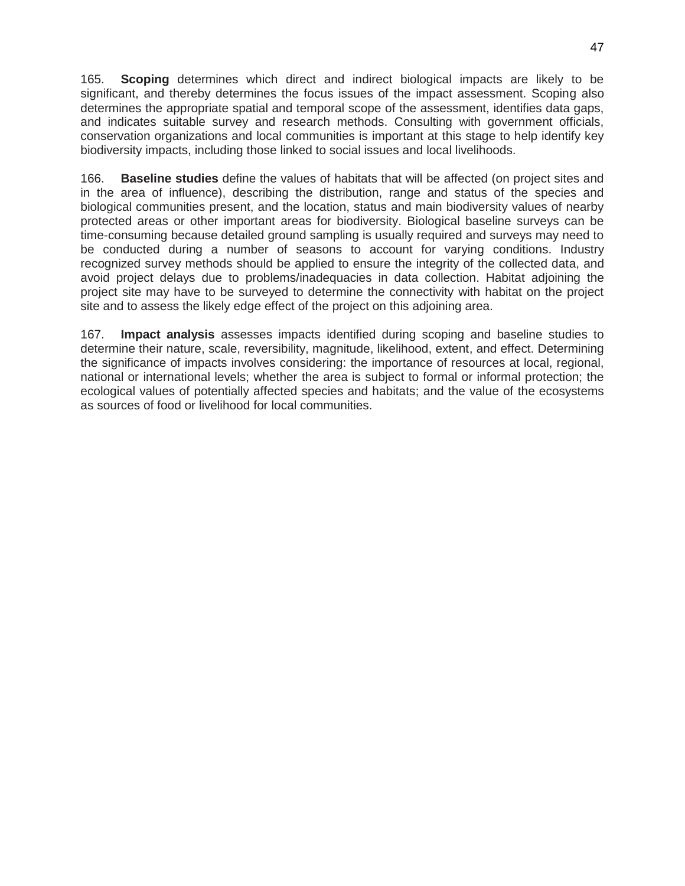165. **Scoping** determines which direct and indirect biological impacts are likely to be significant, and thereby determines the focus issues of the impact assessment. Scoping also determines the appropriate spatial and temporal scope of the assessment, identifies data gaps, and indicates suitable survey and research methods. Consulting with government officials, conservation organizations and local communities is important at this stage to help identify key biodiversity impacts, including those linked to social issues and local livelihoods.

166. **Baseline studies** define the values of habitats that will be affected (on project sites and in the area of influence), describing the distribution, range and status of the species and biological communities present, and the location, status and main biodiversity values of nearby protected areas or other important areas for biodiversity. Biological baseline surveys can be time-consuming because detailed ground sampling is usually required and surveys may need to be conducted during a number of seasons to account for varying conditions. Industry recognized survey methods should be applied to ensure the integrity of the collected data, and avoid project delays due to problems/inadequacies in data collection. Habitat adjoining the project site may have to be surveyed to determine the connectivity with habitat on the project site and to assess the likely edge effect of the project on this adjoining area.

167. **Impact analysis** assesses impacts identified during scoping and baseline studies to determine their nature, scale, reversibility, magnitude, likelihood, extent, and effect. Determining the significance of impacts involves considering: the importance of resources at local, regional, national or international levels; whether the area is subject to formal or informal protection; the ecological values of potentially affected species and habitats; and the value of the ecosystems as sources of food or livelihood for local communities.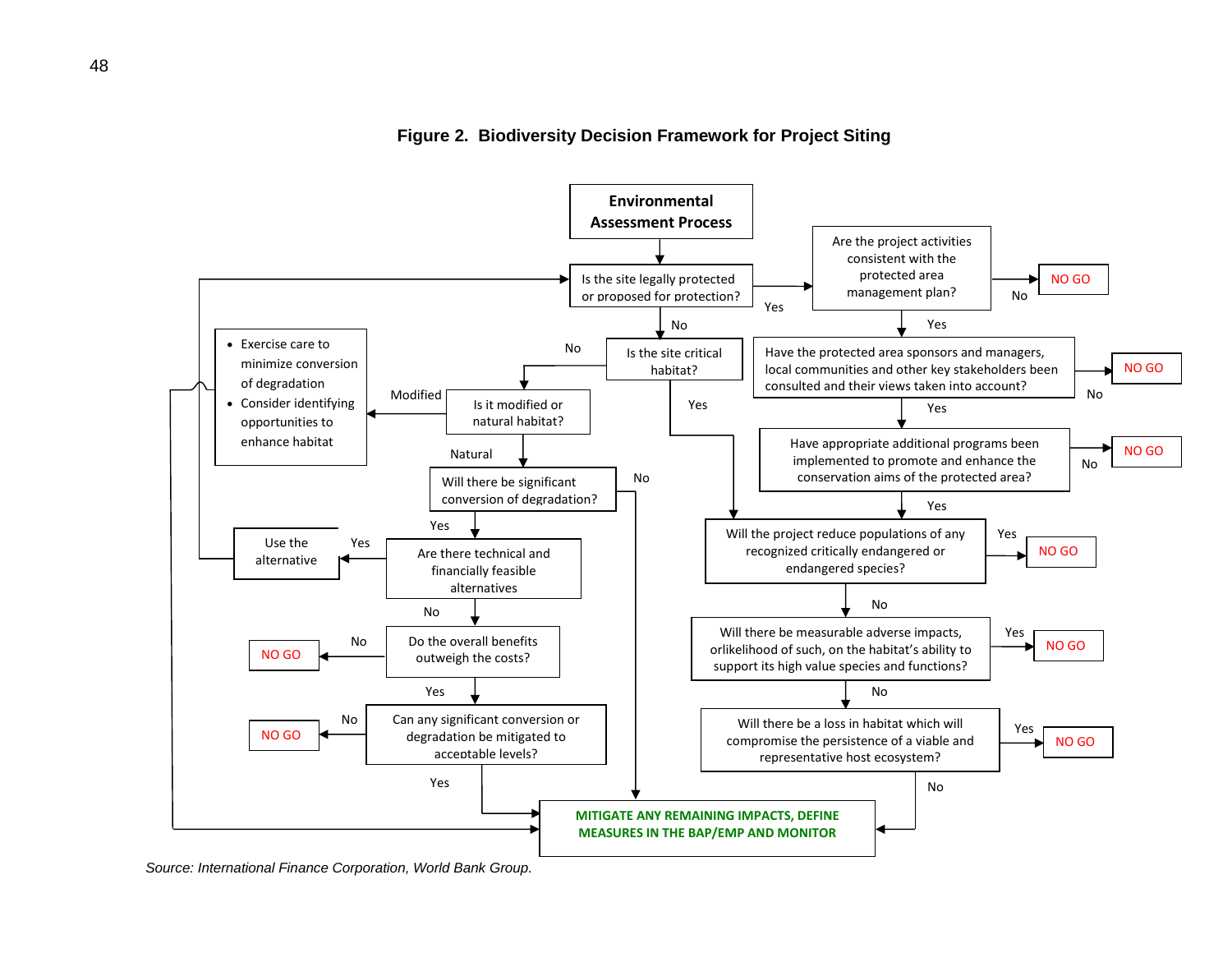**Figure 2. Biodiversity Decision Framework for Project Siting**

**Environmental Assessment Process**

- Is the site legally protected or proposed for protection?
  - Yes → Are the project activities consistent with the protected area management plan?
    - No → NO GO
    - Yes → Have the protected area sponsors and managers, local communities and other key stakeholders been consulted and their views taken into account?
      - No → NO GO
      - Yes → Have appropriate additional programs been implemented to promote and enhance the conservation aims of the protected area?
        - No → NO GO
        - Yes → Will the project reduce populations of any recognized critically endangered or endangered species?
  - No → Is the site critical habitat?
    - Yes → Will the project reduce populations of any recognized critically endangered or endangered species?
      - Yes → NO GO
      - No → Will there be measurable adverse impacts, orlikelihood of such, on the habitat's ability to support its high value species and functions?
        - Yes → NO GO
        - No → Will there be a loss in habitat which will compromise the persistence of a viable and representative host ecosystem?
          - Yes → NO GO
          - No → MITIGATE ANY REMAINING IMPACTS, DEFINE MEASURES IN THE BAP/EMP AND MONITOR
    - No → Is it modified or natural habitat?
      - Modified →
        - Exercise care to minimize conversion of degradation
        - Consider identifying opportunities to enhance habitat
        - → MITIGATE ANY REMAINING IMPACTS, DEFINE MEASURES IN THE BAP/EMP AND MONITOR
      - Natural → Will there be significant conversion of degradation?
        - No → MITIGATE ANY REMAINING IMPACTS, DEFINE MEASURES IN THE BAP/EMP AND MONITOR
        - Yes → Are there technical and financially feasible alternatives
          - Yes → Use the alternative → Is the site legally protected or proposed for protection?
          - No → Do the overall benefits outweigh the costs?
            - No → NO GO
            - Yes → Can any significant conversion or degradation be mitigated to acceptable levels?
              - No → NO GO
              - Yes → MITIGATE ANY REMAINING IMPACTS, DEFINE MEASURES IN THE BAP/EMP AND MONITOR

*Source: International Finance Corporation, World Bank Group.*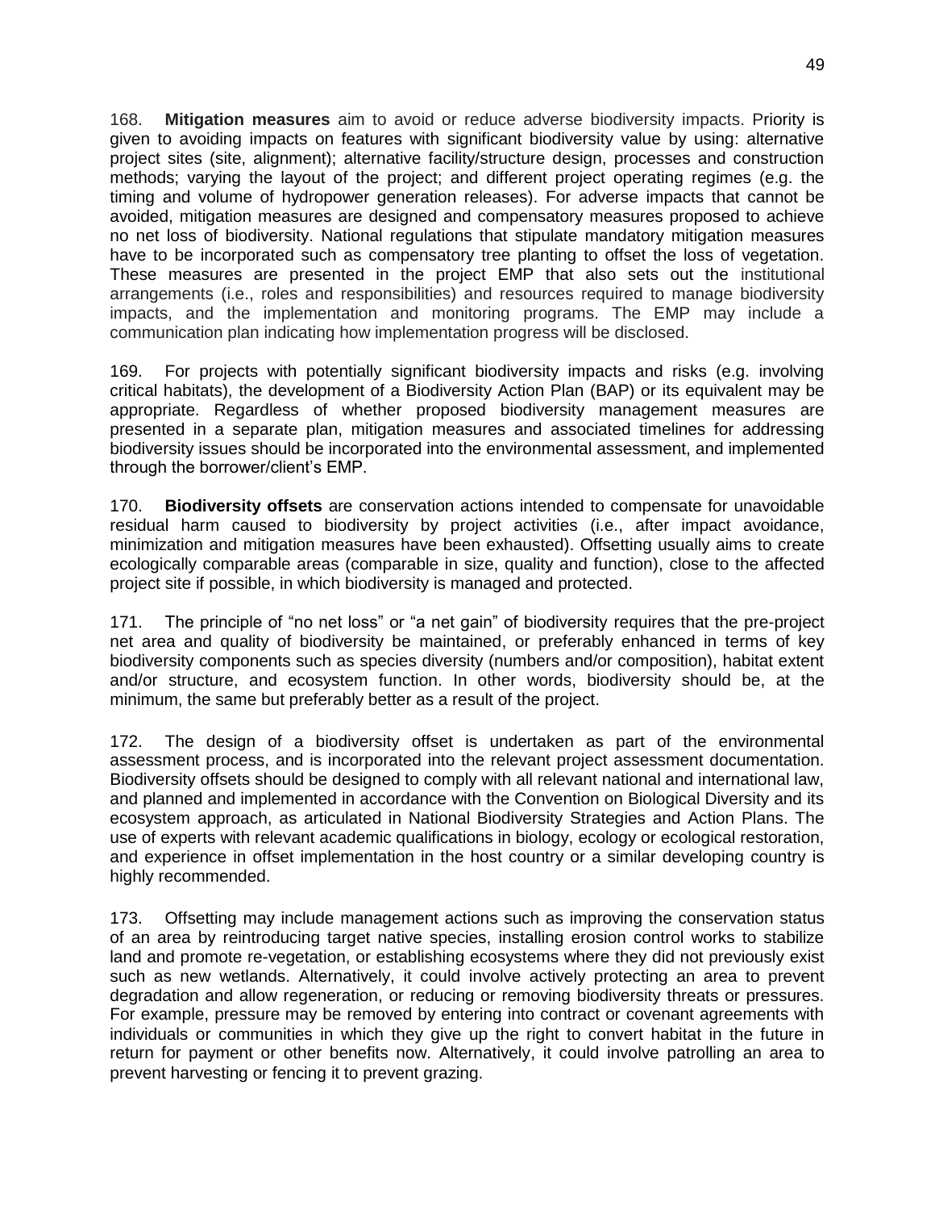168. **Mitigation measures** aim to avoid or reduce adverse biodiversity impacts. Priority is given to avoiding impacts on features with significant biodiversity value by using: alternative project sites (site, alignment); alternative facility/structure design, processes and construction methods; varying the layout of the project; and different project operating regimes (e.g. the timing and volume of hydropower generation releases). For adverse impacts that cannot be avoided, mitigation measures are designed and compensatory measures proposed to achieve no net loss of biodiversity. National regulations that stipulate mandatory mitigation measures have to be incorporated such as compensatory tree planting to offset the loss of vegetation. These measures are presented in the project EMP that also sets out the institutional arrangements (i.e., roles and responsibilities) and resources required to manage biodiversity impacts, and the implementation and monitoring programs. The EMP may include a communication plan indicating how implementation progress will be disclosed.

169. For projects with potentially significant biodiversity impacts and risks (e.g. involving critical habitats), the development of a Biodiversity Action Plan (BAP) or its equivalent may be appropriate. Regardless of whether proposed biodiversity management measures are presented in a separate plan, mitigation measures and associated timelines for addressing biodiversity issues should be incorporated into the environmental assessment, and implemented through the borrower/client's EMP.

170. **Biodiversity offsets** are conservation actions intended to compensate for unavoidable residual harm caused to biodiversity by project activities (i.e., after impact avoidance, minimization and mitigation measures have been exhausted). Offsetting usually aims to create ecologically comparable areas (comparable in size, quality and function), close to the affected project site if possible, in which biodiversity is managed and protected.

171. The principle of "no net loss" or "a net gain" of biodiversity requires that the pre-project net area and quality of biodiversity be maintained, or preferably enhanced in terms of key biodiversity components such as species diversity (numbers and/or composition), habitat extent and/or structure, and ecosystem function. In other words, biodiversity should be, at the minimum, the same but preferably better as a result of the project.

172. The design of a biodiversity offset is undertaken as part of the environmental assessment process, and is incorporated into the relevant project assessment documentation. Biodiversity offsets should be designed to comply with all relevant national and international law, and planned and implemented in accordance with the Convention on Biological Diversity and its ecosystem approach, as articulated in National Biodiversity Strategies and Action Plans. The use of experts with relevant academic qualifications in biology, ecology or ecological restoration, and experience in offset implementation in the host country or a similar developing country is highly recommended.

173. Offsetting may include management actions such as improving the conservation status of an area by reintroducing target native species, installing erosion control works to stabilize land and promote re-vegetation, or establishing ecosystems where they did not previously exist such as new wetlands. Alternatively, it could involve actively protecting an area to prevent degradation and allow regeneration, or reducing or removing biodiversity threats or pressures. For example, pressure may be removed by entering into contract or covenant agreements with individuals or communities in which they give up the right to convert habitat in the future in return for payment or other benefits now. Alternatively, it could involve patrolling an area to prevent harvesting or fencing it to prevent grazing.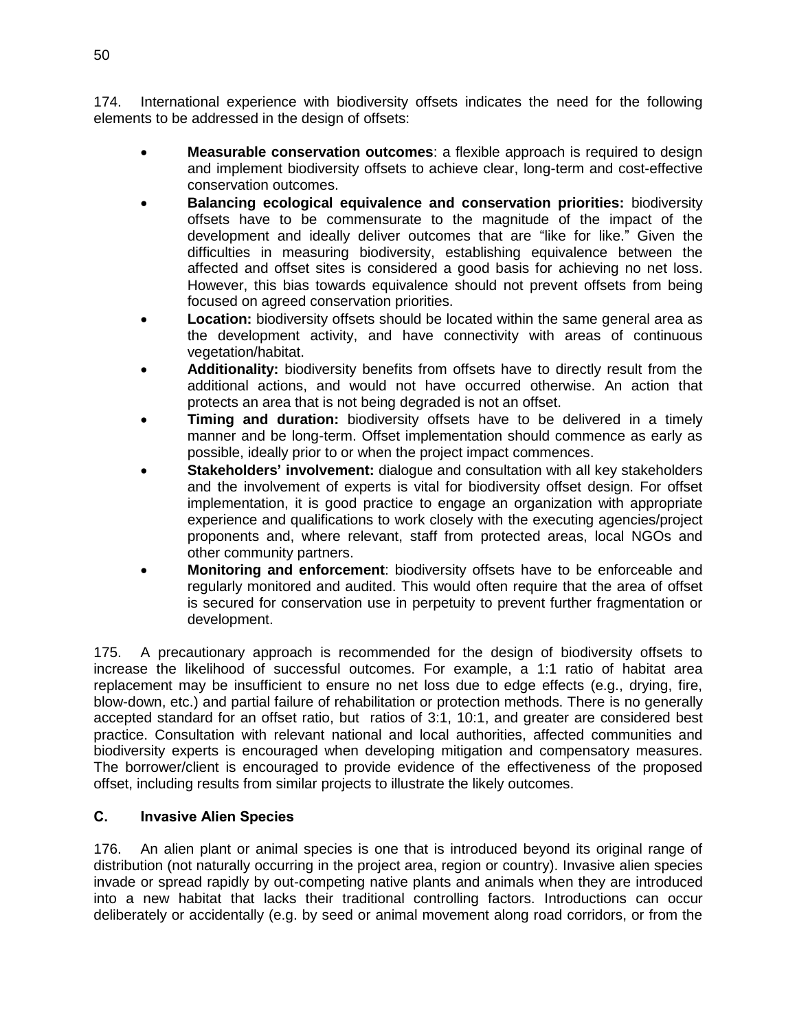174. International experience with biodiversity offsets indicates the need for the following elements to be addressed in the design of offsets:

- **Measurable conservation outcomes**: a flexible approach is required to design and implement biodiversity offsets to achieve clear, long-term and cost-effective conservation outcomes.
- **Balancing ecological equivalence and conservation priorities:** biodiversity offsets have to be commensurate to the magnitude of the impact of the development and ideally deliver outcomes that are "like for like." Given the difficulties in measuring biodiversity, establishing equivalence between the affected and offset sites is considered a good basis for achieving no net loss. However, this bias towards equivalence should not prevent offsets from being focused on agreed conservation priorities.
- **Location:** biodiversity offsets should be located within the same general area as the development activity, and have connectivity with areas of continuous vegetation/habitat.
- **Additionality:** biodiversity benefits from offsets have to directly result from the additional actions, and would not have occurred otherwise. An action that protects an area that is not being degraded is not an offset.
- **Timing and duration:** biodiversity offsets have to be delivered in a timely manner and be long-term. Offset implementation should commence as early as possible, ideally prior to or when the project impact commences.
- **Stakeholders' involvement:** dialogue and consultation with all key stakeholders and the involvement of experts is vital for biodiversity offset design. For offset implementation, it is good practice to engage an organization with appropriate experience and qualifications to work closely with the executing agencies/project proponents and, where relevant, staff from protected areas, local NGOs and other community partners.
- **Monitoring and enforcement**: biodiversity offsets have to be enforceable and regularly monitored and audited. This would often require that the area of offset is secured for conservation use in perpetuity to prevent further fragmentation or development.

175. A precautionary approach is recommended for the design of biodiversity offsets to increase the likelihood of successful outcomes. For example, a 1:1 ratio of habitat area replacement may be insufficient to ensure no net loss due to edge effects (e.g., drying, fire, blow-down, etc.) and partial failure of rehabilitation or protection methods. There is no generally accepted standard for an offset ratio, but ratios of 3:1, 10:1, and greater are considered best practice. Consultation with relevant national and local authorities, affected communities and biodiversity experts is encouraged when developing mitigation and compensatory measures. The borrower/client is encouraged to provide evidence of the effectiveness of the proposed offset, including results from similar projects to illustrate the likely outcomes.

### C. Invasive Alien Species

176. An alien plant or animal species is one that is introduced beyond its original range of distribution (not naturally occurring in the project area, region or country). Invasive alien species invade or spread rapidly by out-competing native plants and animals when they are introduced into a new habitat that lacks their traditional controlling factors. Introductions can occur deliberately or accidentally (e.g. by seed or animal movement along road corridors, or from the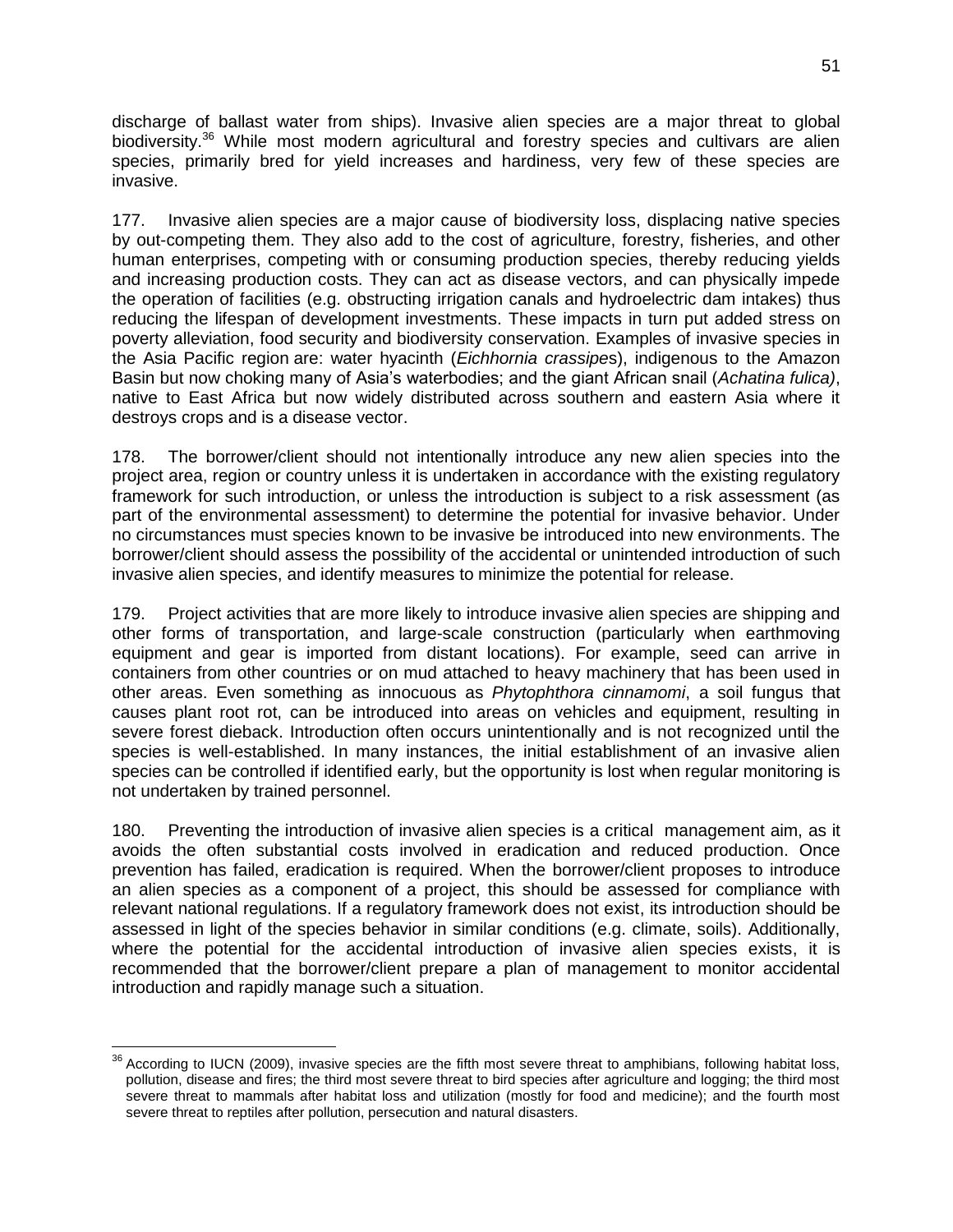discharge of ballast water from ships). Invasive alien species are a major threat to global biodiversity.[36] While most modern agricultural and forestry species and cultivars are alien species, primarily bred for yield increases and hardiness, very few of these species are invasive.

177. Invasive alien species are a major cause of biodiversity loss, displacing native species by out-competing them. They also add to the cost of agriculture, forestry, fisheries, and other human enterprises, competing with or consuming production species, thereby reducing yields and increasing production costs. They can act as disease vectors, and can physically impede the operation of facilities (e.g. obstructing irrigation canals and hydroelectric dam intakes) thus reducing the lifespan of development investments. These impacts in turn put added stress on poverty alleviation, food security and biodiversity conservation. Examples of invasive species in the Asia Pacific region are: water hyacinth (*Eichhornia crassipes*), indigenous to the Amazon Basin but now choking many of Asia's waterbodies; and the giant African snail (*Achatina fulica)*, native to East Africa but now widely distributed across southern and eastern Asia where it destroys crops and is a disease vector.

178. The borrower/client should not intentionally introduce any new alien species into the project area, region or country unless it is undertaken in accordance with the existing regulatory framework for such introduction, or unless the introduction is subject to a risk assessment (as part of the environmental assessment) to determine the potential for invasive behavior. Under no circumstances must species known to be invasive be introduced into new environments. The borrower/client should assess the possibility of the accidental or unintended introduction of such invasive alien species, and identify measures to minimize the potential for release.

179. Project activities that are more likely to introduce invasive alien species are shipping and other forms of transportation, and large-scale construction (particularly when earthmoving equipment and gear is imported from distant locations). For example, seed can arrive in containers from other countries or on mud attached to heavy machinery that has been used in other areas. Even something as innocuous as *Phytophthora cinnamomi*, a soil fungus that causes plant root rot, can be introduced into areas on vehicles and equipment, resulting in severe forest dieback. Introduction often occurs unintentionally and is not recognized until the species is well-established. In many instances, the initial establishment of an invasive alien species can be controlled if identified early, but the opportunity is lost when regular monitoring is not undertaken by trained personnel.

180. Preventing the introduction of invasive alien species is a critical management aim, as it avoids the often substantial costs involved in eradication and reduced production. Once prevention has failed, eradication is required. When the borrower/client proposes to introduce an alien species as a component of a project, this should be assessed for compliance with relevant national regulations. If a regulatory framework does not exist, its introduction should be assessed in light of the species behavior in similar conditions (e.g. climate, soils). Additionally, where the potential for the accidental introduction of invasive alien species exists, it is recommended that the borrower/client prepare a plan of management to monitor accidental introduction and rapidly manage such a situation.

---

[36] According to IUCN (2009), invasive species are the fifth most severe threat to amphibians, following habitat loss, pollution, disease and fires; the third most severe threat to bird species after agriculture and logging; the third most severe threat to mammals after habitat loss and utilization (mostly for food and medicine); and the fourth most severe threat to reptiles after pollution, persecution and natural disasters.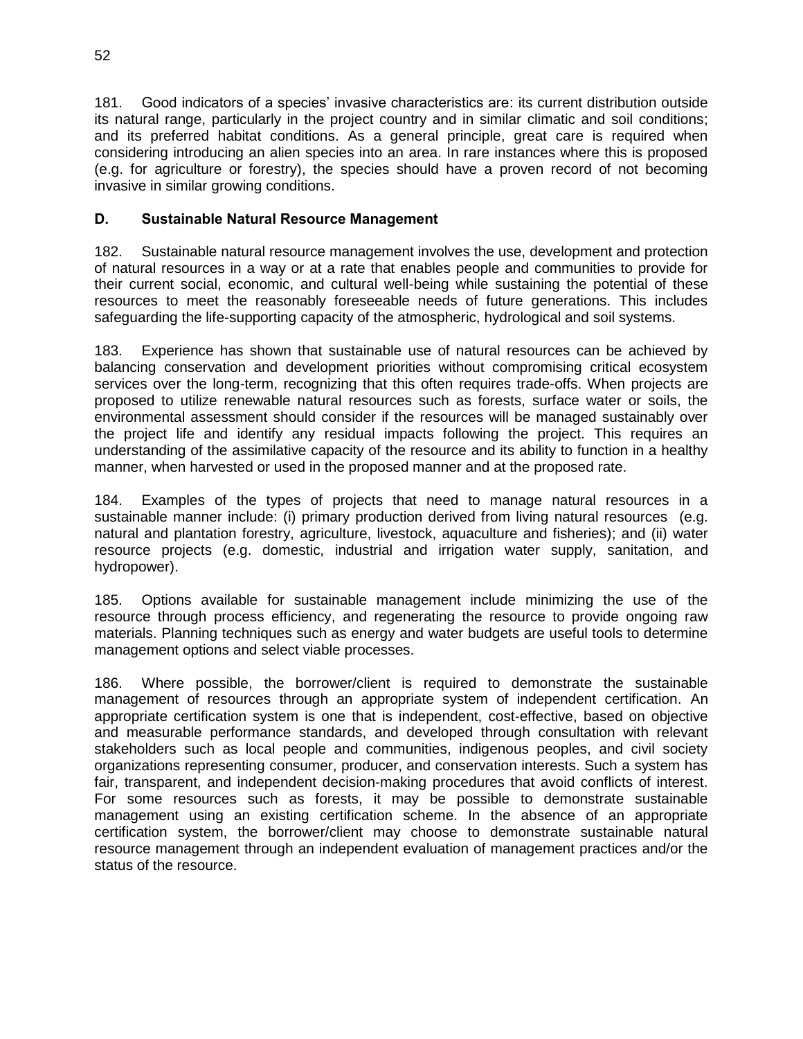181. Good indicators of a species' invasive characteristics are: its current distribution outside its natural range, particularly in the project country and in similar climatic and soil conditions; and its preferred habitat conditions. As a general principle, great care is required when considering introducing an alien species into an area. In rare instances where this is proposed (e.g. for agriculture or forestry), the species should have a proven record of not becoming invasive in similar growing conditions.

### D. Sustainable Natural Resource Management

182. Sustainable natural resource management involves the use, development and protection of natural resources in a way or at a rate that enables people and communities to provide for their current social, economic, and cultural well-being while sustaining the potential of these resources to meet the reasonably foreseeable needs of future generations. This includes safeguarding the life-supporting capacity of the atmospheric, hydrological and soil systems.

183. Experience has shown that sustainable use of natural resources can be achieved by balancing conservation and development priorities without compromising critical ecosystem services over the long-term, recognizing that this often requires trade-offs. When projects are proposed to utilize renewable natural resources such as forests, surface water or soils, the environmental assessment should consider if the resources will be managed sustainably over the project life and identify any residual impacts following the project. This requires an understanding of the assimilative capacity of the resource and its ability to function in a healthy manner, when harvested or used in the proposed manner and at the proposed rate.

184. Examples of the types of projects that need to manage natural resources in a sustainable manner include: (i) primary production derived from living natural resources (e.g. natural and plantation forestry, agriculture, livestock, aquaculture and fisheries); and (ii) water resource projects (e.g. domestic, industrial and irrigation water supply, sanitation, and hydropower).

185. Options available for sustainable management include minimizing the use of the resource through process efficiency, and regenerating the resource to provide ongoing raw materials. Planning techniques such as energy and water budgets are useful tools to determine management options and select viable processes.

186. Where possible, the borrower/client is required to demonstrate the sustainable management of resources through an appropriate system of independent certification. An appropriate certification system is one that is independent, cost-effective, based on objective and measurable performance standards, and developed through consultation with relevant stakeholders such as local people and communities, indigenous peoples, and civil society organizations representing consumer, producer, and conservation interests. Such a system has fair, transparent, and independent decision-making procedures that avoid conflicts of interest. For some resources such as forests, it may be possible to demonstrate sustainable management using an existing certification scheme. In the absence of an appropriate certification system, the borrower/client may choose to demonstrate sustainable natural resource management through an independent evaluation of management practices and/or the status of the resource.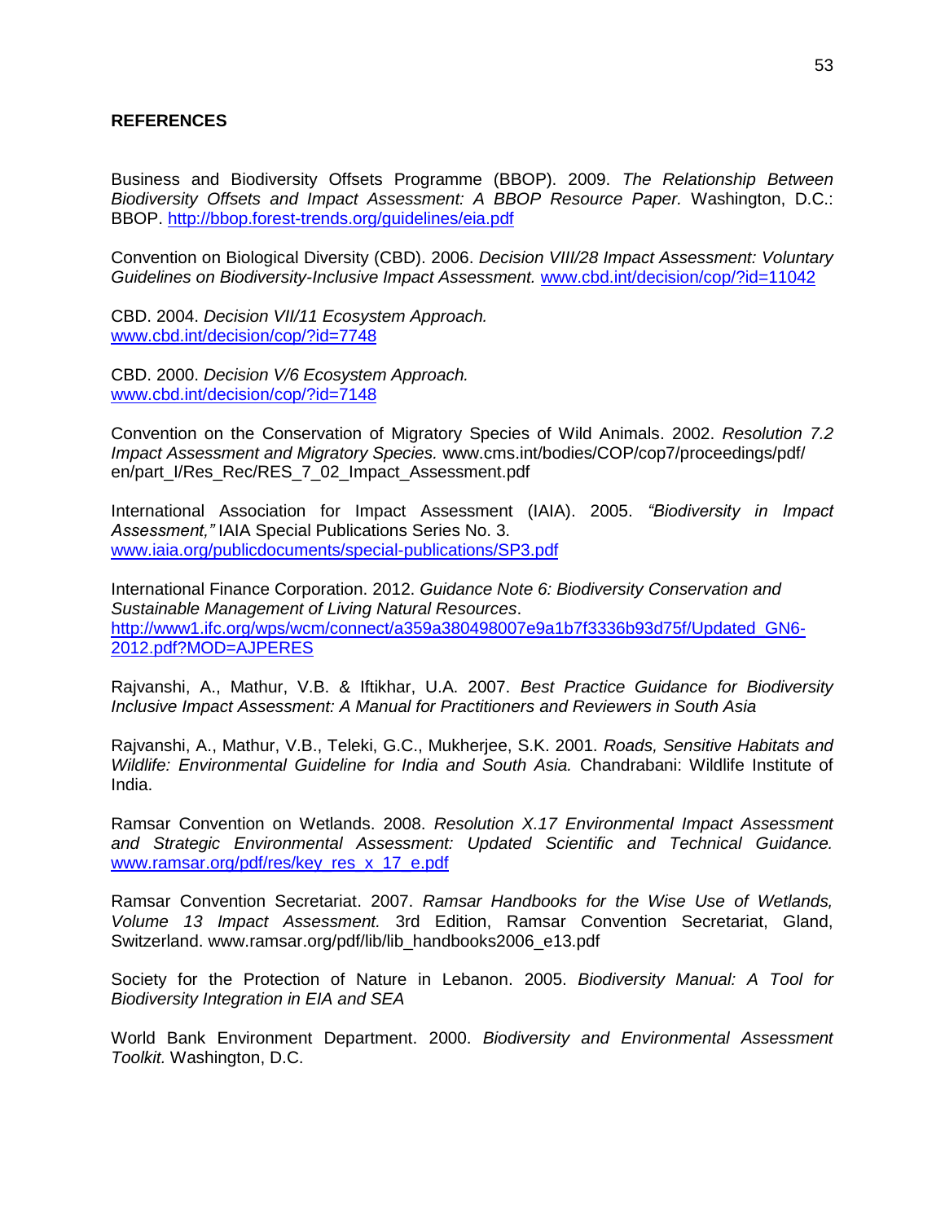## REFERENCES

Business and Biodiversity Offsets Programme (BBOP). 2009. *The Relationship Between Biodiversity Offsets and Impact Assessment: A BBOP Resource Paper.* Washington, D.C.: BBOP. http://bbop.forest-trends.org/guidelines/eia.pdf

Convention on Biological Diversity (CBD). 2006. *Decision VIII/28 Impact Assessment: Voluntary Guidelines on Biodiversity-Inclusive Impact Assessment.* www.cbd.int/decision/cop/?id=11042

CBD. 2004. *Decision VII/11 Ecosystem Approach.* www.cbd.int/decision/cop/?id=7748

CBD. 2000. *Decision V/6 Ecosystem Approach.* www.cbd.int/decision/cop/?id=7148

Convention on the Conservation of Migratory Species of Wild Animals. 2002. *Resolution 7.2 Impact Assessment and Migratory Species.* www.cms.int/bodies/COP/cop7/proceedings/pdf/en/part_I/Res_Rec/RES_7_02_Impact_Assessment.pdf

International Association for Impact Assessment (IAIA). 2005. *"Biodiversity in Impact Assessment,"* IAIA Special Publications Series No. 3. www.iaia.org/publicdocuments/special-publications/SP3.pdf

International Finance Corporation. 2012. *Guidance Note 6: Biodiversity Conservation and Sustainable Management of Living Natural Resources*. http://www1.ifc.org/wps/wcm/connect/a359a380498007e9a1b7f3336b93d75f/Updated_GN6-2012.pdf?MOD=AJPERES

Rajvanshi, A., Mathur, V.B. & Iftikhar, U.A. 2007. *Best Practice Guidance for Biodiversity Inclusive Impact Assessment: A Manual for Practitioners and Reviewers in South Asia*

Rajvanshi, A., Mathur, V.B., Teleki, G.C., Mukherjee, S.K. 2001. *Roads, Sensitive Habitats and Wildlife: Environmental Guideline for India and South Asia.* Chandrabani: Wildlife Institute of India.

Ramsar Convention on Wetlands. 2008. *Resolution X.17 Environmental Impact Assessment and Strategic Environmental Assessment: Updated Scientific and Technical Guidance.* www.ramsar.org/pdf/res/key_res_x_17_e.pdf

Ramsar Convention Secretariat. 2007. *Ramsar Handbooks for the Wise Use of Wetlands, Volume 13 Impact Assessment.* 3rd Edition, Ramsar Convention Secretariat, Gland, Switzerland. www.ramsar.org/pdf/lib/lib_handbooks2006_e13.pdf

Society for the Protection of Nature in Lebanon. 2005. *Biodiversity Manual: A Tool for Biodiversity Integration in EIA and SEA*

World Bank Environment Department. 2000. *Biodiversity and Environmental Assessment Toolkit.* Washington, D.C.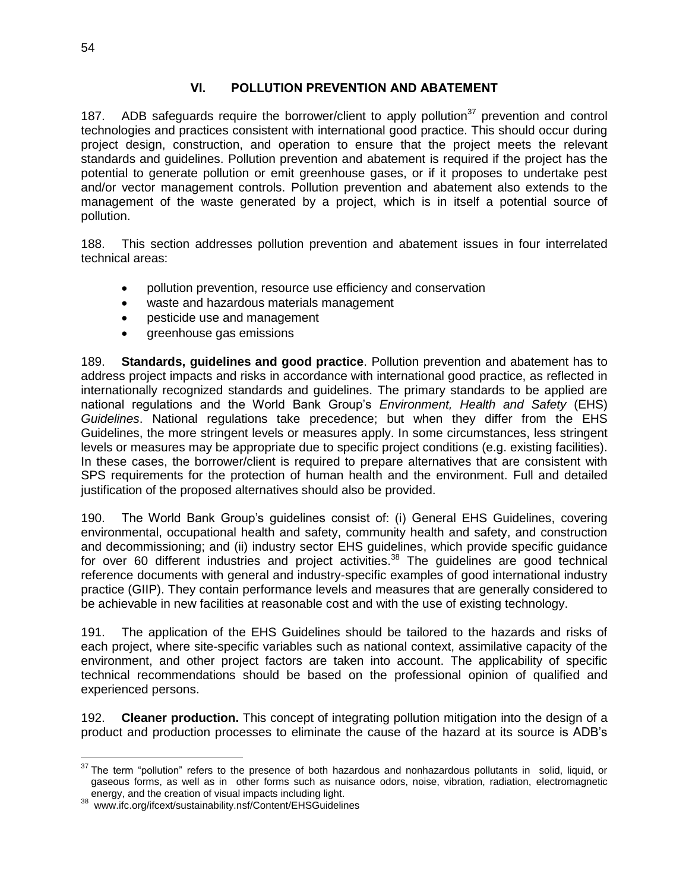## VI. POLLUTION PREVENTION AND ABATEMENT

187. ADB safeguards require the borrower/client to apply pollution[37] prevention and control technologies and practices consistent with international good practice. This should occur during project design, construction, and operation to ensure that the project meets the relevant standards and guidelines. Pollution prevention and abatement is required if the project has the potential to generate pollution or emit greenhouse gases, or if it proposes to undertake pest and/or vector management controls. Pollution prevention and abatement also extends to the management of the waste generated by a project, which is in itself a potential source of pollution.

188. This section addresses pollution prevention and abatement issues in four interrelated technical areas:

- pollution prevention, resource use efficiency and conservation
- waste and hazardous materials management
- pesticide use and management
- greenhouse gas emissions

189. **Standards, guidelines and good practice**. Pollution prevention and abatement has to address project impacts and risks in accordance with international good practice, as reflected in internationally recognized standards and guidelines. The primary standards to be applied are national regulations and the World Bank Group's *Environment, Health and Safety* (EHS) *Guidelines*. National regulations take precedence; but when they differ from the EHS Guidelines, the more stringent levels or measures apply. In some circumstances, less stringent levels or measures may be appropriate due to specific project conditions (e.g. existing facilities). In these cases, the borrower/client is required to prepare alternatives that are consistent with SPS requirements for the protection of human health and the environment. Full and detailed justification of the proposed alternatives should also be provided.

190. The World Bank Group's guidelines consist of: (i) General EHS Guidelines, covering environmental, occupational health and safety, community health and safety, and construction and decommissioning; and (ii) industry sector EHS guidelines, which provide specific guidance for over 60 different industries and project activities.[38] The guidelines are good technical reference documents with general and industry-specific examples of good international industry practice (GIIP). They contain performance levels and measures that are generally considered to be achievable in new facilities at reasonable cost and with the use of existing technology.

191. The application of the EHS Guidelines should be tailored to the hazards and risks of each project, where site-specific variables such as national context, assimilative capacity of the environment, and other project factors are taken into account. The applicability of specific technical recommendations should be based on the professional opinion of qualified and experienced persons.

192. **Cleaner production.** This concept of integrating pollution mitigation into the design of a product and production processes to eliminate the cause of the hazard at its source is ADB's

---

[37] The term "pollution" refers to the presence of both hazardous and nonhazardous pollutants in solid, liquid, or gaseous forms, as well as in other forms such as nuisance odors, noise, vibration, radiation, electromagnetic energy, and the creation of visual impacts including light.

[38] www.ifc.org/ifcext/sustainability.nsf/Content/EHSGuidelines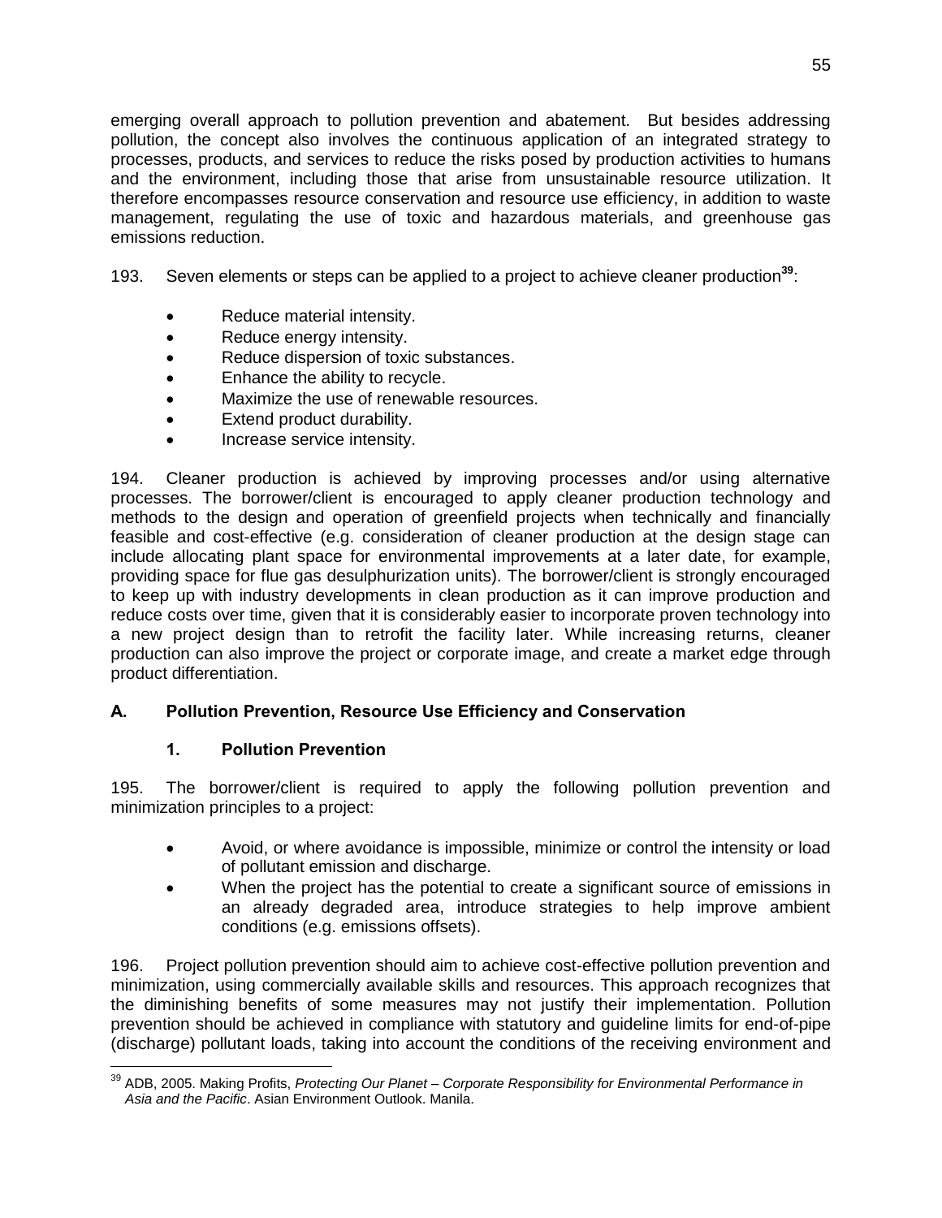emerging overall approach to pollution prevention and abatement. But besides addressing pollution, the concept also involves the continuous application of an integrated strategy to processes, products, and services to reduce the risks posed by production activities to humans and the environment, including those that arise from unsustainable resource utilization. It therefore encompasses resource conservation and resource use efficiency, in addition to waste management, regulating the use of toxic and hazardous materials, and greenhouse gas emissions reduction.

193. Seven elements or steps can be applied to a project to achieve cleaner production[39]:

- Reduce material intensity.
- Reduce energy intensity.
- Reduce dispersion of toxic substances.
- Enhance the ability to recycle.
- Maximize the use of renewable resources.
- Extend product durability.
- Increase service intensity.

194. Cleaner production is achieved by improving processes and/or using alternative processes. The borrower/client is encouraged to apply cleaner production technology and methods to the design and operation of greenfield projects when technically and financially feasible and cost-effective (e.g. consideration of cleaner production at the design stage can include allocating plant space for environmental improvements at a later date, for example, providing space for flue gas desulphurization units). The borrower/client is strongly encouraged to keep up with industry developments in clean production as it can improve production and reduce costs over time, given that it is considerably easier to incorporate proven technology into a new project design than to retrofit the facility later. While increasing returns, cleaner production can also improve the project or corporate image, and create a market edge through product differentiation.

## A. Pollution Prevention, Resource Use Efficiency and Conservation

### 1. Pollution Prevention

195. The borrower/client is required to apply the following pollution prevention and minimization principles to a project:

- Avoid, or where avoidance is impossible, minimize or control the intensity or load of pollutant emission and discharge.
- When the project has the potential to create a significant source of emissions in an already degraded area, introduce strategies to help improve ambient conditions (e.g. emissions offsets).

196. Project pollution prevention should aim to achieve cost-effective pollution prevention and minimization, using commercially available skills and resources. This approach recognizes that the diminishing benefits of some measures may not justify their implementation. Pollution prevention should be achieved in compliance with statutory and guideline limits for end-of-pipe (discharge) pollutant loads, taking into account the conditions of the receiving environment and

---

[39] ADB, 2005. Making Profits, *Protecting Our Planet – Corporate Responsibility for Environmental Performance in Asia and the Pacific*. Asian Environment Outlook. Manila.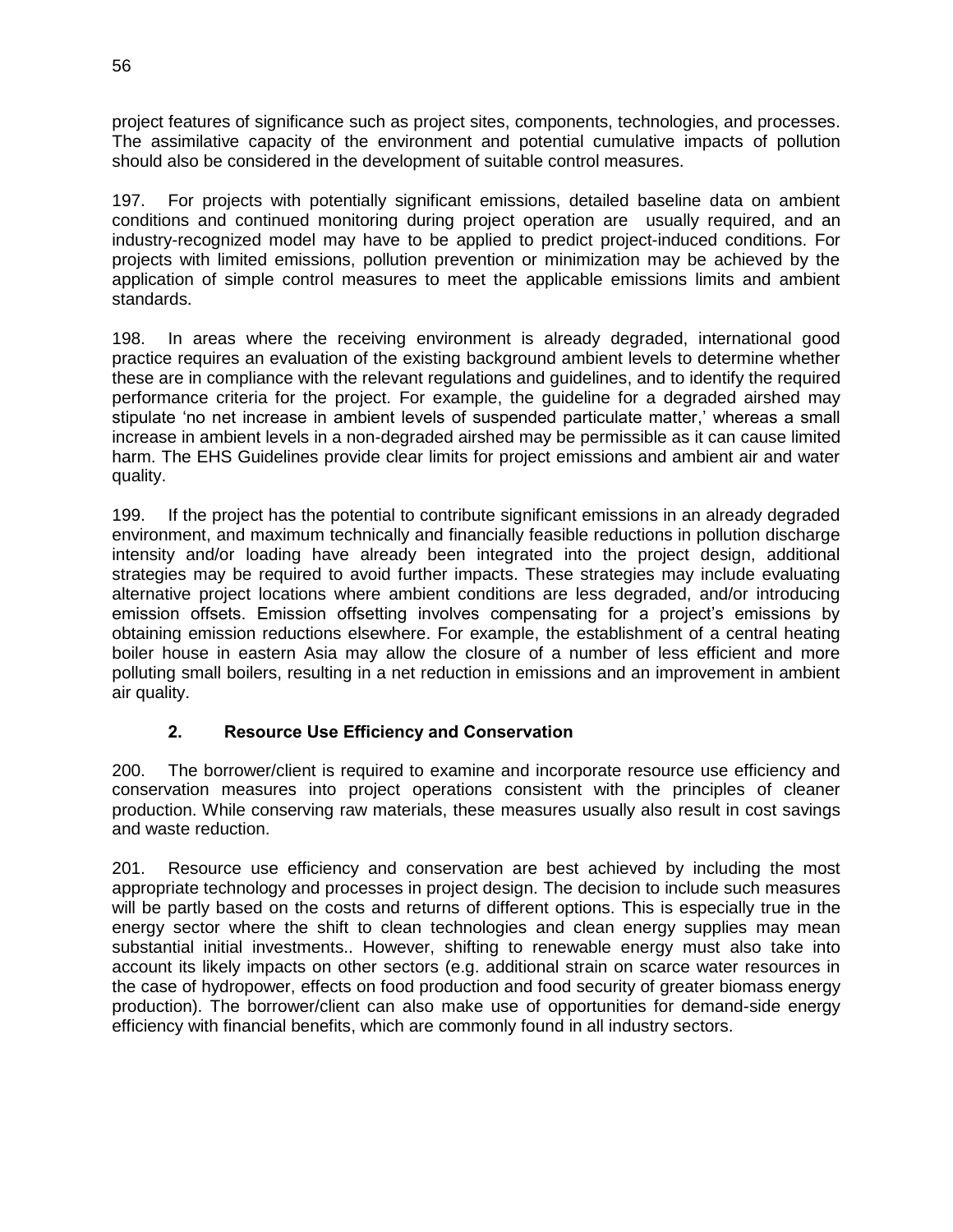project features of significance such as project sites, components, technologies, and processes. The assimilative capacity of the environment and potential cumulative impacts of pollution should also be considered in the development of suitable control measures.

197. For projects with potentially significant emissions, detailed baseline data on ambient conditions and continued monitoring during project operation are usually required, and an industry-recognized model may have to be applied to predict project-induced conditions. For projects with limited emissions, pollution prevention or minimization may be achieved by the application of simple control measures to meet the applicable emissions limits and ambient standards.

198. In areas where the receiving environment is already degraded, international good practice requires an evaluation of the existing background ambient levels to determine whether these are in compliance with the relevant regulations and guidelines, and to identify the required performance criteria for the project. For example, the guideline for a degraded airshed may stipulate 'no net increase in ambient levels of suspended particulate matter,' whereas a small increase in ambient levels in a non-degraded airshed may be permissible as it can cause limited harm. The EHS Guidelines provide clear limits for project emissions and ambient air and water quality.

199. If the project has the potential to contribute significant emissions in an already degraded environment, and maximum technically and financially feasible reductions in pollution discharge intensity and/or loading have already been integrated into the project design, additional strategies may be required to avoid further impacts. These strategies may include evaluating alternative project locations where ambient conditions are less degraded, and/or introducing emission offsets. Emission offsetting involves compensating for a project's emissions by obtaining emission reductions elsewhere. For example, the establishment of a central heating boiler house in eastern Asia may allow the closure of a number of less efficient and more polluting small boilers, resulting in a net reduction in emissions and an improvement in ambient air quality.

### 2. Resource Use Efficiency and Conservation

200. The borrower/client is required to examine and incorporate resource use efficiency and conservation measures into project operations consistent with the principles of cleaner production. While conserving raw materials, these measures usually also result in cost savings and waste reduction.

201. Resource use efficiency and conservation are best achieved by including the most appropriate technology and processes in project design. The decision to include such measures will be partly based on the costs and returns of different options. This is especially true in the energy sector where the shift to clean technologies and clean energy supplies may mean substantial initial investments.. However, shifting to renewable energy must also take into account its likely impacts on other sectors (e.g. additional strain on scarce water resources in the case of hydropower, effects on food production and food security of greater biomass energy production). The borrower/client can also make use of opportunities for demand-side energy efficiency with financial benefits, which are commonly found in all industry sectors.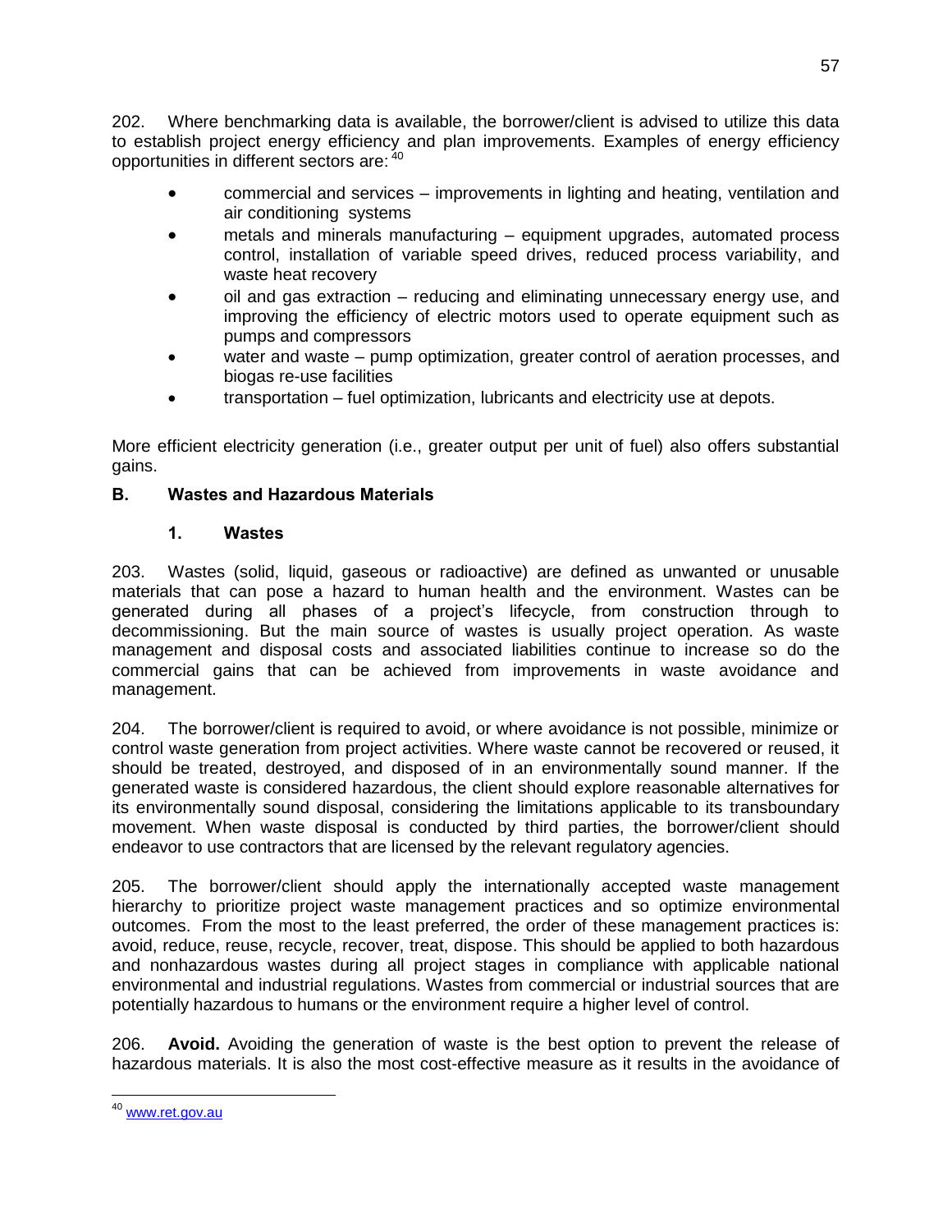202. Where benchmarking data is available, the borrower/client is advised to utilize this data to establish project energy efficiency and plan improvements. Examples of energy efficiency opportunities in different sectors are: [40]

- commercial and services – improvements in lighting and heating, ventilation and air conditioning systems
- metals and minerals manufacturing – equipment upgrades, automated process control, installation of variable speed drives, reduced process variability, and waste heat recovery
- oil and gas extraction – reducing and eliminating unnecessary energy use, and improving the efficiency of electric motors used to operate equipment such as pumps and compressors
- water and waste – pump optimization, greater control of aeration processes, and biogas re-use facilities
- transportation – fuel optimization, lubricants and electricity use at depots.

More efficient electricity generation (i.e., greater output per unit of fuel) also offers substantial gains.

## B. Wastes and Hazardous Materials

### 1. Wastes

203. Wastes (solid, liquid, gaseous or radioactive) are defined as unwanted or unusable materials that can pose a hazard to human health and the environment. Wastes can be generated during all phases of a project's lifecycle, from construction through to decommissioning. But the main source of wastes is usually project operation. As waste management and disposal costs and associated liabilities continue to increase so do the commercial gains that can be achieved from improvements in waste avoidance and management.

204. The borrower/client is required to avoid, or where avoidance is not possible, minimize or control waste generation from project activities. Where waste cannot be recovered or reused, it should be treated, destroyed, and disposed of in an environmentally sound manner. If the generated waste is considered hazardous, the client should explore reasonable alternatives for its environmentally sound disposal, considering the limitations applicable to its transboundary movement. When waste disposal is conducted by third parties, the borrower/client should endeavor to use contractors that are licensed by the relevant regulatory agencies.

205. The borrower/client should apply the internationally accepted waste management hierarchy to prioritize project waste management practices and so optimize environmental outcomes. From the most to the least preferred, the order of these management practices is: avoid, reduce, reuse, recycle, recover, treat, dispose. This should be applied to both hazardous and nonhazardous wastes during all project stages in compliance with applicable national environmental and industrial regulations. Wastes from commercial or industrial sources that are potentially hazardous to humans or the environment require a higher level of control.

206. **Avoid.** Avoiding the generation of waste is the best option to prevent the release of hazardous materials. It is also the most cost-effective measure as it results in the avoidance of

---

[40] www.ret.gov.au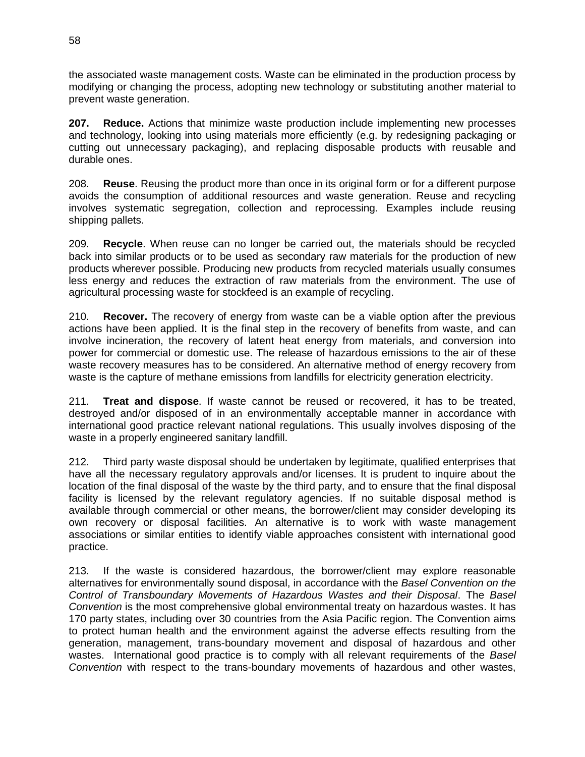the associated waste management costs. Waste can be eliminated in the production process by modifying or changing the process, adopting new technology or substituting another material to prevent waste generation.

**207. Reduce.** Actions that minimize waste production include implementing new processes and technology, looking into using materials more efficiently (e.g. by redesigning packaging or cutting out unnecessary packaging), and replacing disposable products with reusable and durable ones.

208. **Reuse**. Reusing the product more than once in its original form or for a different purpose avoids the consumption of additional resources and waste generation. Reuse and recycling involves systematic segregation, collection and reprocessing. Examples include reusing shipping pallets.

209. **Recycle**. When reuse can no longer be carried out, the materials should be recycled back into similar products or to be used as secondary raw materials for the production of new products wherever possible. Producing new products from recycled materials usually consumes less energy and reduces the extraction of raw materials from the environment. The use of agricultural processing waste for stockfeed is an example of recycling.

210. **Recover.** The recovery of energy from waste can be a viable option after the previous actions have been applied. It is the final step in the recovery of benefits from waste, and can involve incineration, the recovery of latent heat energy from materials, and conversion into power for commercial or domestic use. The release of hazardous emissions to the air of these waste recovery measures has to be considered. An alternative method of energy recovery from waste is the capture of methane emissions from landfills for electricity generation electricity.

211. **Treat and dispose**. If waste cannot be reused or recovered, it has to be treated, destroyed and/or disposed of in an environmentally acceptable manner in accordance with international good practice relevant national regulations. This usually involves disposing of the waste in a properly engineered sanitary landfill.

212. Third party waste disposal should be undertaken by legitimate, qualified enterprises that have all the necessary regulatory approvals and/or licenses. It is prudent to inquire about the location of the final disposal of the waste by the third party, and to ensure that the final disposal facility is licensed by the relevant regulatory agencies. If no suitable disposal method is available through commercial or other means, the borrower/client may consider developing its own recovery or disposal facilities. An alternative is to work with waste management associations or similar entities to identify viable approaches consistent with international good practice.

213. If the waste is considered hazardous, the borrower/client may explore reasonable alternatives for environmentally sound disposal, in accordance with the *Basel Convention on the Control of Transboundary Movements of Hazardous Wastes and their Disposal*. The *Basel Convention* is the most comprehensive global environmental treaty on hazardous wastes. It has 170 party states, including over 30 countries from the Asia Pacific region. The Convention aims to protect human health and the environment against the adverse effects resulting from the generation, management, trans-boundary movement and disposal of hazardous and other wastes. International good practice is to comply with all relevant requirements of the *Basel Convention* with respect to the trans-boundary movements of hazardous and other wastes,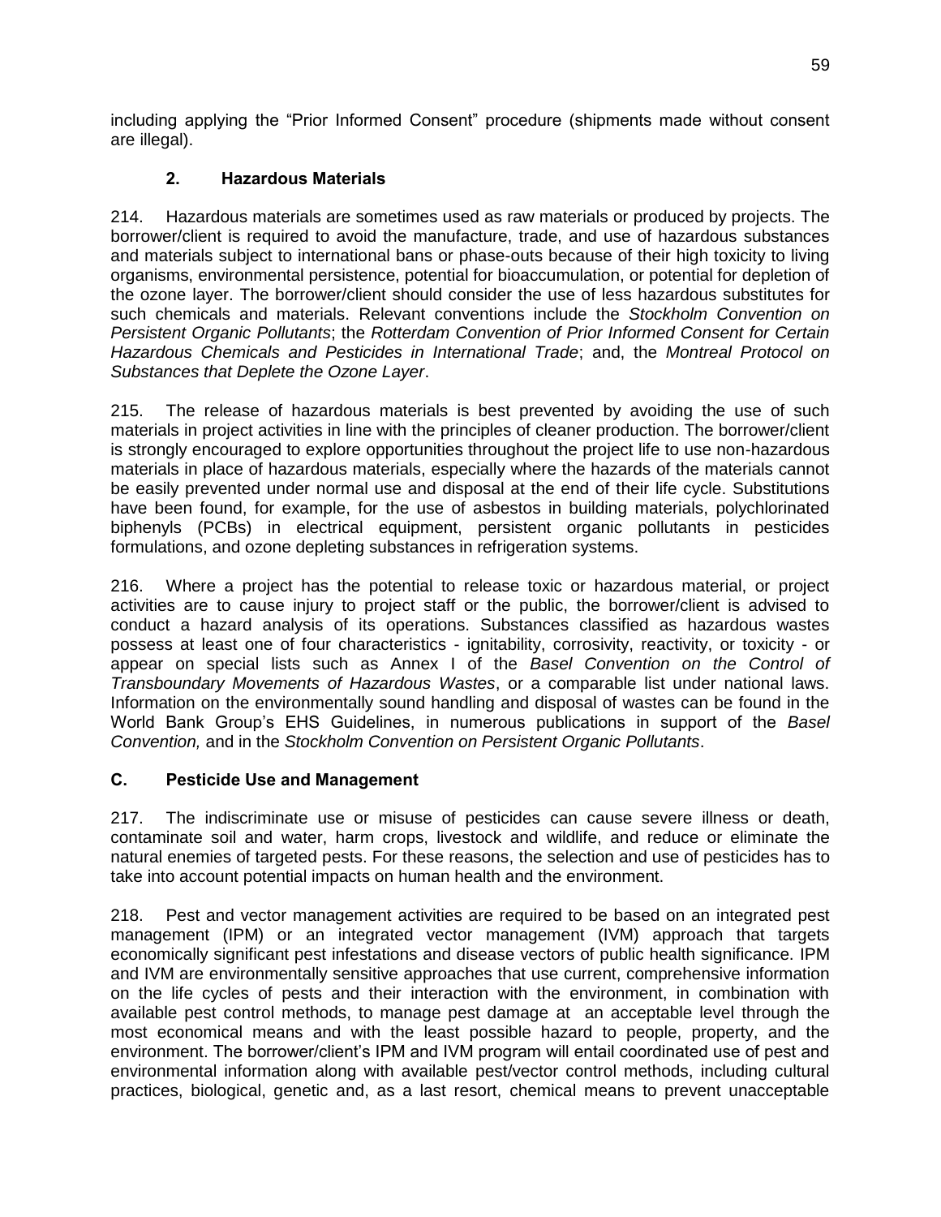including applying the "Prior Informed Consent" procedure (shipments made without consent are illegal).

### 2. Hazardous Materials

214. Hazardous materials are sometimes used as raw materials or produced by projects. The borrower/client is required to avoid the manufacture, trade, and use of hazardous substances and materials subject to international bans or phase-outs because of their high toxicity to living organisms, environmental persistence, potential for bioaccumulation, or potential for depletion of the ozone layer. The borrower/client should consider the use of less hazardous substitutes for such chemicals and materials. Relevant conventions include the *Stockholm Convention on Persistent Organic Pollutants*; the *Rotterdam Convention of Prior Informed Consent for Certain Hazardous Chemicals and Pesticides in International Trade*; and, the *Montreal Protocol on Substances that Deplete the Ozone Layer*.

215. The release of hazardous materials is best prevented by avoiding the use of such materials in project activities in line with the principles of cleaner production. The borrower/client is strongly encouraged to explore opportunities throughout the project life to use non-hazardous materials in place of hazardous materials, especially where the hazards of the materials cannot be easily prevented under normal use and disposal at the end of their life cycle. Substitutions have been found, for example, for the use of asbestos in building materials, polychlorinated biphenyls (PCBs) in electrical equipment, persistent organic pollutants in pesticides formulations, and ozone depleting substances in refrigeration systems.

216. Where a project has the potential to release toxic or hazardous material, or project activities are to cause injury to project staff or the public, the borrower/client is advised to conduct a hazard analysis of its operations. Substances classified as hazardous wastes possess at least one of four characteristics - ignitability, corrosivity, reactivity, or toxicity - or appear on special lists such as Annex I of the *Basel Convention on the Control of Transboundary Movements of Hazardous Wastes*, or a comparable list under national laws. Information on the environmentally sound handling and disposal of wastes can be found in the World Bank Group's EHS Guidelines, in numerous publications in support of the *Basel Convention,* and in the *Stockholm Convention on Persistent Organic Pollutants*.

## C. Pesticide Use and Management

217. The indiscriminate use or misuse of pesticides can cause severe illness or death, contaminate soil and water, harm crops, livestock and wildlife, and reduce or eliminate the natural enemies of targeted pests. For these reasons, the selection and use of pesticides has to take into account potential impacts on human health and the environment.

218. Pest and vector management activities are required to be based on an integrated pest management (IPM) or an integrated vector management (IVM) approach that targets economically significant pest infestations and disease vectors of public health significance. IPM and IVM are environmentally sensitive approaches that use current, comprehensive information on the life cycles of pests and their interaction with the environment, in combination with available pest control methods, to manage pest damage at an acceptable level through the most economical means and with the least possible hazard to people, property, and the environment. The borrower/client's IPM and IVM program will entail coordinated use of pest and environmental information along with available pest/vector control methods, including cultural practices, biological, genetic and, as a last resort, chemical means to prevent unacceptable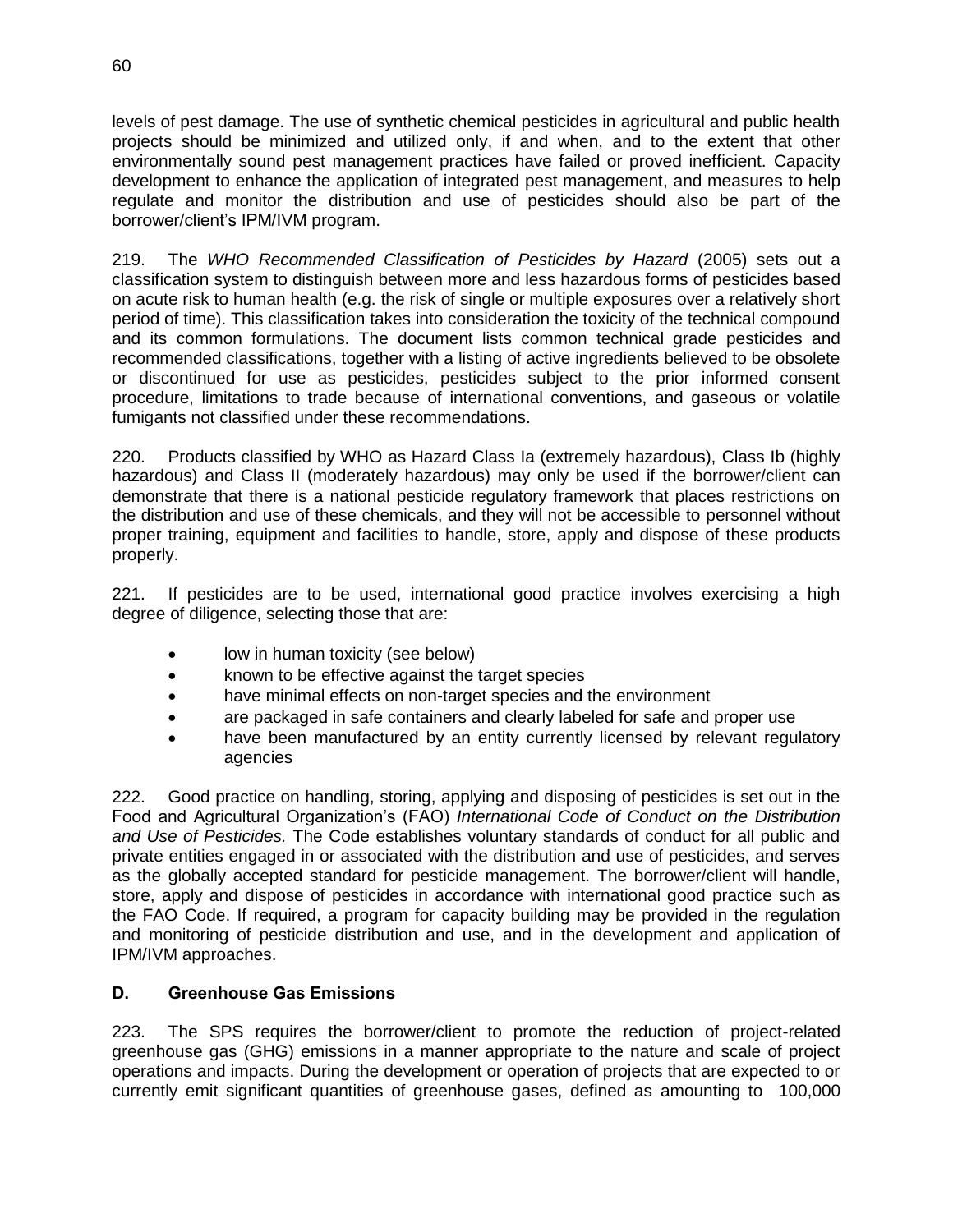levels of pest damage. The use of synthetic chemical pesticides in agricultural and public health projects should be minimized and utilized only, if and when, and to the extent that other environmentally sound pest management practices have failed or proved inefficient. Capacity development to enhance the application of integrated pest management, and measures to help regulate and monitor the distribution and use of pesticides should also be part of the borrower/client's IPM/IVM program.

219. The *WHO Recommended Classification of Pesticides by Hazard* (2005) sets out a classification system to distinguish between more and less hazardous forms of pesticides based on acute risk to human health (e.g. the risk of single or multiple exposures over a relatively short period of time). This classification takes into consideration the toxicity of the technical compound and its common formulations. The document lists common technical grade pesticides and recommended classifications, together with a listing of active ingredients believed to be obsolete or discontinued for use as pesticides, pesticides subject to the prior informed consent procedure, limitations to trade because of international conventions, and gaseous or volatile fumigants not classified under these recommendations.

220. Products classified by WHO as Hazard Class Ia (extremely hazardous), Class Ib (highly hazardous) and Class II (moderately hazardous) may only be used if the borrower/client can demonstrate that there is a national pesticide regulatory framework that places restrictions on the distribution and use of these chemicals, and they will not be accessible to personnel without proper training, equipment and facilities to handle, store, apply and dispose of these products properly.

221. If pesticides are to be used, international good practice involves exercising a high degree of diligence, selecting those that are:

- low in human toxicity (see below)
- known to be effective against the target species
- have minimal effects on non-target species and the environment
- are packaged in safe containers and clearly labeled for safe and proper use
- have been manufactured by an entity currently licensed by relevant regulatory agencies

222. Good practice on handling, storing, applying and disposing of pesticides is set out in the Food and Agricultural Organization's (FAO) *International Code of Conduct on the Distribution and Use of Pesticides.* The Code establishes voluntary standards of conduct for all public and private entities engaged in or associated with the distribution and use of pesticides, and serves as the globally accepted standard for pesticide management. The borrower/client will handle, store, apply and dispose of pesticides in accordance with international good practice such as the FAO Code. If required, a program for capacity building may be provided in the regulation and monitoring of pesticide distribution and use, and in the development and application of IPM/IVM approaches.

### D. Greenhouse Gas Emissions

223. The SPS requires the borrower/client to promote the reduction of project-related greenhouse gas (GHG) emissions in a manner appropriate to the nature and scale of project operations and impacts. During the development or operation of projects that are expected to or currently emit significant quantities of greenhouse gases, defined as amounting to 100,000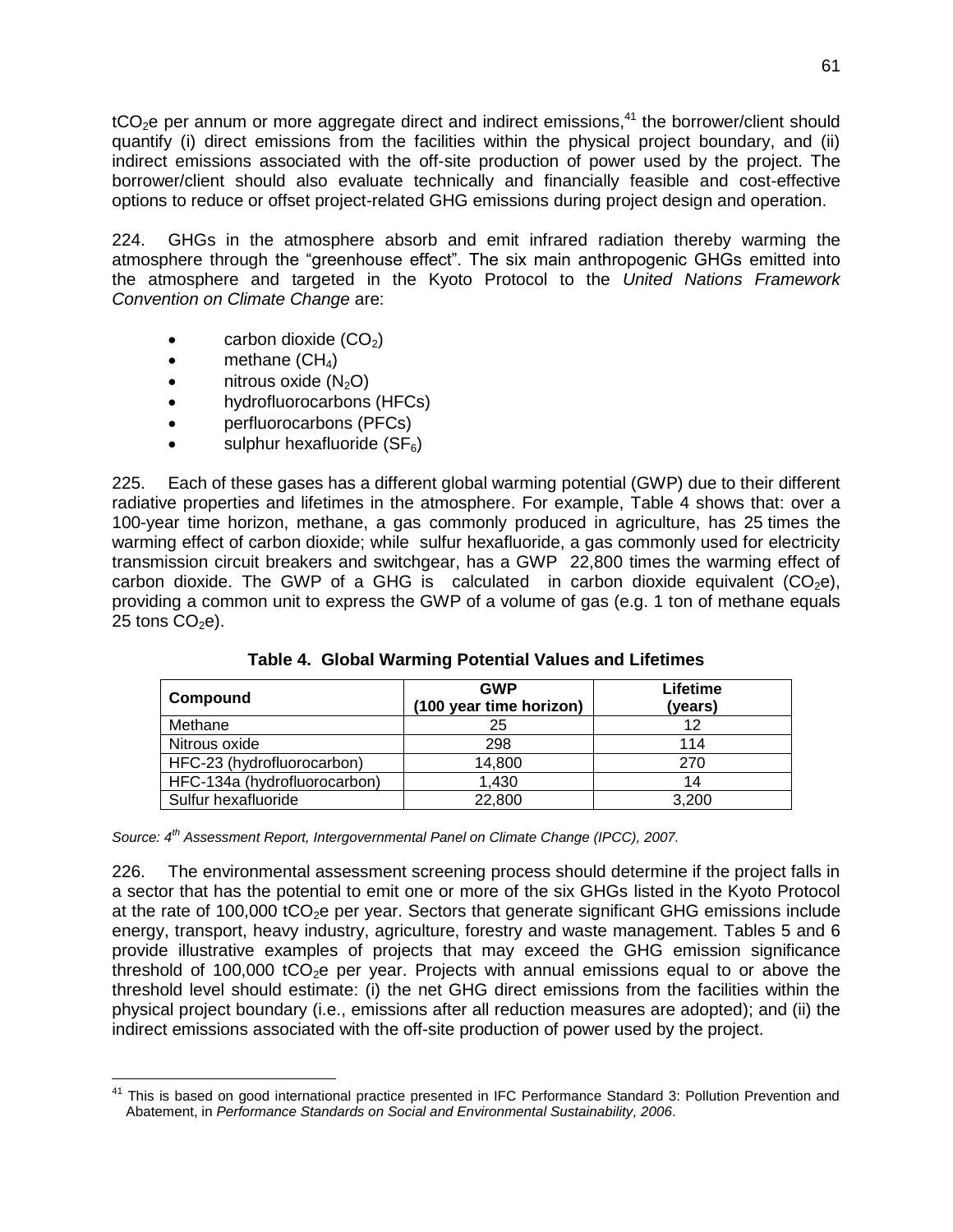$tCO_2e$ per annum or more aggregate direct and indirect emissions,[41] the borrower/client should quantify (i) direct emissions from the facilities within the physical project boundary, and (ii) indirect emissions associated with the off-site production of power used by the project. The borrower/client should also evaluate technically and financially feasible and cost-effective options to reduce or offset project-related GHG emissions during project design and operation.

224. GHGs in the atmosphere absorb and emit infrared radiation thereby warming the atmosphere through the "greenhouse effect". The six main anthropogenic GHGs emitted into the atmosphere and targeted in the Kyoto Protocol to the *United Nations Framework Convention on Climate Change* are:

- carbon dioxide ($CO_2$)
- methane ($CH_4$)
- nitrous oxide ($N_2O$)
- hydrofluorocarbons (HFCs)
- perfluorocarbons (PFCs)
- sulphur hexafluoride ($SF_6$)

225. Each of these gases has a different global warming potential (GWP) due to their different radiative properties and lifetimes in the atmosphere. For example, Table 4 shows that: over a 100-year time horizon, methane, a gas commonly produced in agriculture, has 25 times the warming effect of carbon dioxide; while sulfur hexafluoride, a gas commonly used for electricity transmission circuit breakers and switchgear, has a GWP 22,800 times the warming effect of carbon dioxide. The GWP of a GHG is calculated in carbon dioxide equivalent ($CO_2e$), providing a common unit to express the GWP of a volume of gas (e.g. 1 ton of methane equals 25 tons $CO_2e$).

**Table 4. Global Warming Potential Values and Lifetimes**

| Compound | GWP (100 year time horizon) | Lifetime (years) |
|---|---|---|
| Methane | 25 | 12 |
| Nitrous oxide | 298 | 114 |
| HFC-23 (hydrofluorocarbon) | 14,800 | 270 |
| HFC-134a (hydrofluorocarbon) | 1,430 | 14 |
| Sulfur hexafluoride | 22,800 | 3,200 |

*Source: 4th Assessment Report, Intergovernmental Panel on Climate Change (IPCC), 2007.*

226. The environmental assessment screening process should determine if the project falls in a sector that has the potential to emit one or more of the six GHGs listed in the Kyoto Protocol at the rate of 100,000 $tCO_2e$ per year. Sectors that generate significant GHG emissions include energy, transport, heavy industry, agriculture, forestry and waste management. Tables 5 and 6 provide illustrative examples of projects that may exceed the GHG emission significance threshold of 100,000 $tCO_2e$ per year. Projects with annual emissions equal to or above the threshold level should estimate: (i) the net GHG direct emissions from the facilities within the physical project boundary (i.e., emissions after all reduction measures are adopted); and (ii) the indirect emissions associated with the off-site production of power used by the project.

[41] This is based on good international practice presented in IFC Performance Standard 3: Pollution Prevention and Abatement, in *Performance Standards on Social and Environmental Sustainability, 2006*.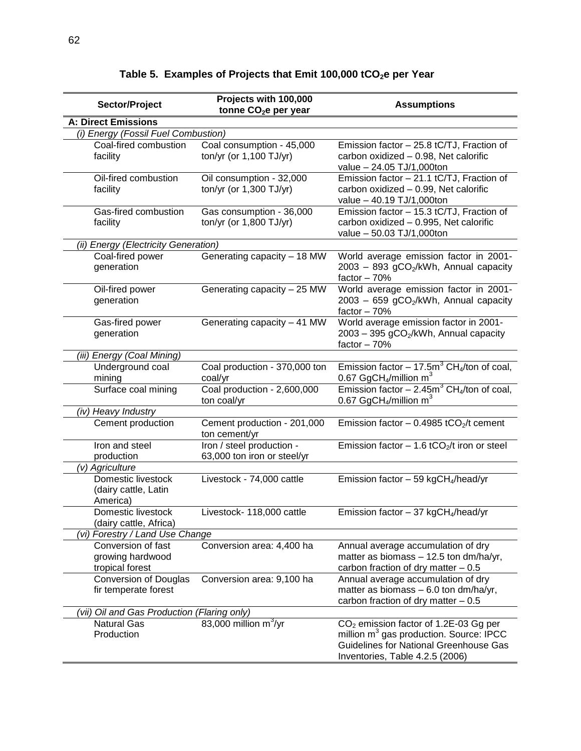**Table 5. Examples of Projects that Emit 100,000 $tCO_2e$ per Year**

| Sector/Project | Projects with 100,000 tonne $CO_2e$ per year | Assumptions |
|---|---|---|
| **A: Direct Emissions** | | |
| *(i) Energy (Fossil Fuel Combustion)* | | |
| Coal-fired combustion facility | Coal consumption - 45,000 ton/yr (or 1,100 TJ/yr) | Emission factor – 25.8 tC/TJ, Fraction of carbon oxidized – 0.98, Net calorific value – 24.05 TJ/1,000ton |
| Oil-fired combustion facility | Oil consumption - 32,000 ton/yr (or 1,300 TJ/yr) | Emission factor – 21.1 tC/TJ, Fraction of carbon oxidized – 0.99, Net calorific value – 40.19 TJ/1,000ton |
| Gas-fired combustion facility | Gas consumption - 36,000 ton/yr (or 1,800 TJ/yr) | Emission factor – 15.3 tC/TJ, Fraction of carbon oxidized – 0.995, Net calorific value – 50.03 TJ/1,000ton |
| *(ii) Energy (Electricity Generation)* | | |
| Coal-fired power generation | Generating capacity – 18 MW | World average emission factor in 2001-2003 – 893 $gCO_2$/kWh, Annual capacity factor – 70% |
| Oil-fired power generation | Generating capacity – 25 MW | World average emission factor in 2001-2003 – 659 $gCO_2$/kWh, Annual capacity factor – 70% |
| Gas-fired power generation | Generating capacity – 41 MW | World average emission factor in 2001-2003 – 395 $gCO_2$/kWh, Annual capacity factor – 70% |
| *(iii) Energy (Coal Mining)* | | |
| Underground coal mining | Coal production - 370,000 ton coal/yr | Emission factor – 17.5$m^3$ $CH_4$/ton of coal, 0.67 $GgCH_4$/million $m^3$ |
| Surface coal mining | Coal production - 2,600,000 ton coal/yr | Emission factor – 2.45$m^3$ $CH_4$/ton of coal, 0.67 $GgCH_4$/million $m^3$ |
| *(iv) Heavy Industry* | | |
| Cement production | Cement production - 201,000 ton cement/yr | Emission factor – 0.4985 $tCO_2$/t cement |
| Iron and steel production | Iron / steel production - 63,000 ton iron or steel/yr | Emission factor – 1.6 $tCO_2$/t iron or steel |
| *(v) Agriculture* | | |
| Domestic livestock (dairy cattle, Latin America) | Livestock - 74,000 cattle | Emission factor – 59 $kgCH_4$/head/yr |
| Domestic livestock (dairy cattle, Africa) | Livestock- 118,000 cattle | Emission factor – 37 $kgCH_4$/head/yr |
| *(vi) Forestry / Land Use Change* | | |
| Conversion of fast growing hardwood tropical forest | Conversion area: 4,400 ha | Annual average accumulation of dry matter as biomass – 12.5 ton dm/ha/yr, carbon fraction of dry matter – 0.5 |
| Conversion of Douglas fir temperate forest | Conversion area: 9,100 ha | Annual average accumulation of dry matter as biomass – 6.0 ton dm/ha/yr, carbon fraction of dry matter – 0.5 |
| *(vii) Oil and Gas Production (Flaring only)* | | |
| Natural Gas Production | 83,000 million $m^3$/yr | $CO_2$ emission factor of 1.2E-03 Gg per million $m^3$ gas production. Source: IPCC Guidelines for National Greenhouse Gas Inventories, Table 4.2.5 (2006) |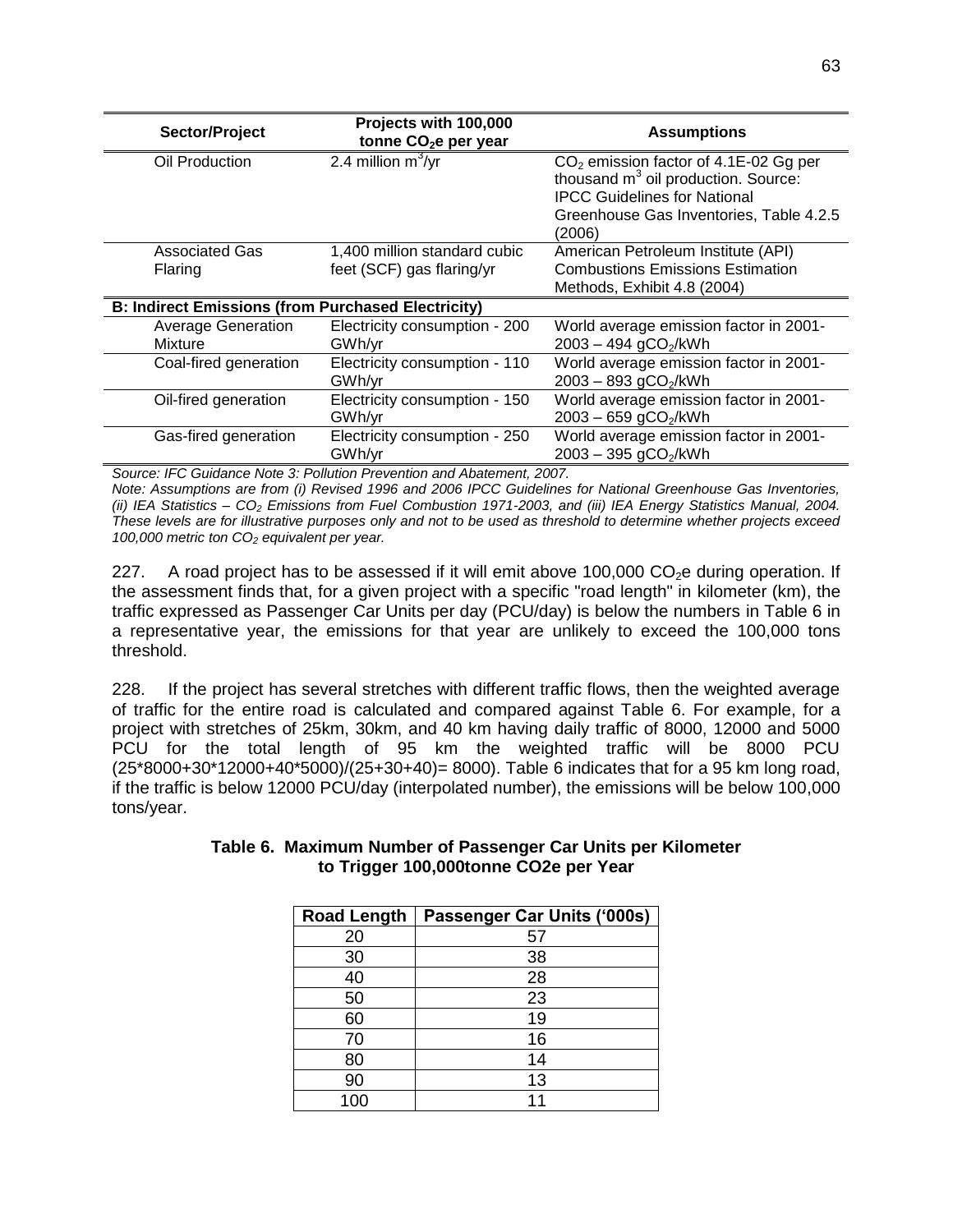| Sector/Project | Projects with 100,000 tonne $CO_2$e per year | Assumptions |
|---|---|---|
| Oil Production | 2.4 million $m^3$/yr | $CO_2$ emission factor of 4.1E-02 Gg per thousand $m^3$ oil production. Source: IPCC Guidelines for National Greenhouse Gas Inventories, Table 4.2.5 (2006) |
| Associated Gas Flaring | 1,400 million standard cubic feet (SCF) gas flaring/yr | American Petroleum Institute (API) Combustions Emissions Estimation Methods, Exhibit 4.8 (2004) |
| **B: Indirect Emissions (from Purchased Electricity)** | | |
| Average Generation Mixture | Electricity consumption - 200 GWh/yr | World average emission factor in 2001-2003 – 494 $gCO_2$/kWh |
| Coal-fired generation | Electricity consumption - 110 GWh/yr | World average emission factor in 2001-2003 – 893 $gCO_2$/kWh |
| Oil-fired generation | Electricity consumption - 150 GWh/yr | World average emission factor in 2001-2003 – 659 $gCO_2$/kWh |
| Gas-fired generation | Electricity consumption - 250 GWh/yr | World average emission factor in 2001-2003 – 395 $gCO_2$/kWh |

*Source: IFC Guidance Note 3: Pollution Prevention and Abatement, 2007.*

*Note: Assumptions are from (i) Revised 1996 and 2006 IPCC Guidelines for National Greenhouse Gas Inventories, (ii) IEA Statistics – $CO_2$ Emissions from Fuel Combustion 1971-2003, and (iii) IEA Energy Statistics Manual, 2004. These levels are for illustrative purposes only and not to be used as threshold to determine whether projects exceed 100,000 metric ton $CO_2$ equivalent per year.*

227. A road project has to be assessed if it will emit above 100,000 $CO_2$e during operation. If the assessment finds that, for a given project with a specific "road length" in kilometer (km), the traffic expressed as Passenger Car Units per day (PCU/day) is below the numbers in Table 6 in a representative year, the emissions for that year are unlikely to exceed the 100,000 tons threshold.

228. If the project has several stretches with different traffic flows, then the weighted average of traffic for the entire road is calculated and compared against Table 6. For example, for a project with stretches of 25km, 30km, and 40 km having daily traffic of 8000, 12000 and 5000 PCU for the total length of 95 km the weighted traffic will be 8000 PCU (25*8000+30*12000+40*5000)/(25+30+40)= 8000). Table 6 indicates that for a 95 km long road, if the traffic is below 12000 PCU/day (interpolated number), the emissions will be below 100,000 tons/year.

**Table 6. Maximum Number of Passenger Car Units per Kilometer to Trigger 100,000tonne CO2e per Year**

| Road Length | Passenger Car Units ('000s) |
|---|---|
| 20 | 57 |
| 30 | 38 |
| 40 | 28 |
| 50 | 23 |
| 60 | 19 |
| 70 | 16 |
| 80 | 14 |
| 90 | 13 |
| 100 | 11 |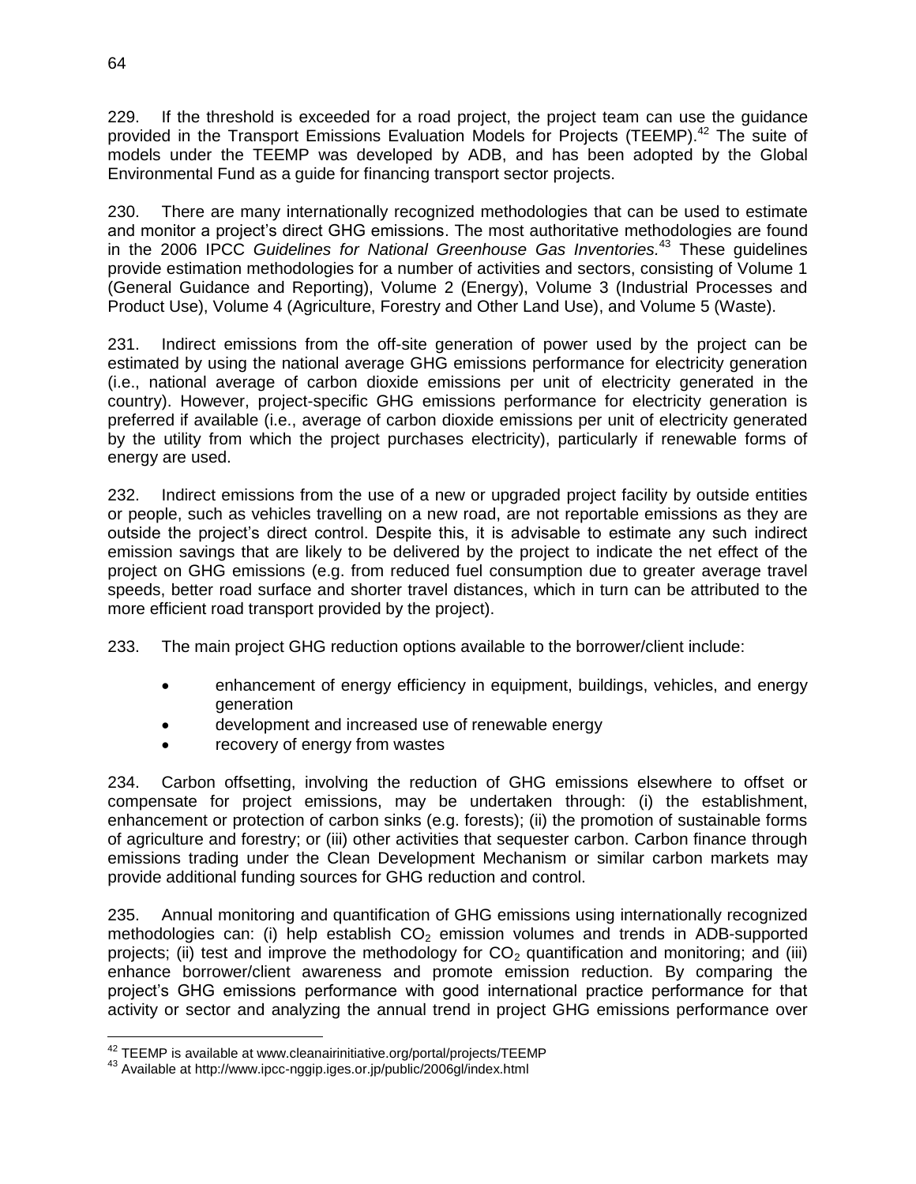229. If the threshold is exceeded for a road project, the project team can use the guidance provided in the Transport Emissions Evaluation Models for Projects (TEEMP).[42] The suite of models under the TEEMP was developed by ADB, and has been adopted by the Global Environmental Fund as a guide for financing transport sector projects.

230. There are many internationally recognized methodologies that can be used to estimate and monitor a project's direct GHG emissions. The most authoritative methodologies are found in the 2006 IPCC *Guidelines for National Greenhouse Gas Inventories*.[43] These guidelines provide estimation methodologies for a number of activities and sectors, consisting of Volume 1 (General Guidance and Reporting), Volume 2 (Energy), Volume 3 (Industrial Processes and Product Use), Volume 4 (Agriculture, Forestry and Other Land Use), and Volume 5 (Waste).

231. Indirect emissions from the off-site generation of power used by the project can be estimated by using the national average GHG emissions performance for electricity generation (i.e., national average of carbon dioxide emissions per unit of electricity generated in the country). However, project-specific GHG emissions performance for electricity generation is preferred if available (i.e., average of carbon dioxide emissions per unit of electricity generated by the utility from which the project purchases electricity), particularly if renewable forms of energy are used.

232. Indirect emissions from the use of a new or upgraded project facility by outside entities or people, such as vehicles travelling on a new road, are not reportable emissions as they are outside the project's direct control. Despite this, it is advisable to estimate any such indirect emission savings that are likely to be delivered by the project to indicate the net effect of the project on GHG emissions (e.g. from reduced fuel consumption due to greater average travel speeds, better road surface and shorter travel distances, which in turn can be attributed to the more efficient road transport provided by the project).

233. The main project GHG reduction options available to the borrower/client include:

- enhancement of energy efficiency in equipment, buildings, vehicles, and energy generation
- development and increased use of renewable energy
- recovery of energy from wastes

234. Carbon offsetting, involving the reduction of GHG emissions elsewhere to offset or compensate for project emissions, may be undertaken through: (i) the establishment, enhancement or protection of carbon sinks (e.g. forests); (ii) the promotion of sustainable forms of agriculture and forestry; or (iii) other activities that sequester carbon. Carbon finance through emissions trading under the Clean Development Mechanism or similar carbon markets may provide additional funding sources for GHG reduction and control.

235. Annual monitoring and quantification of GHG emissions using internationally recognized methodologies can: (i) help establish $CO_2$ emission volumes and trends in ADB-supported projects; (ii) test and improve the methodology for $CO_2$ quantification and monitoring; and (iii) enhance borrower/client awareness and promote emission reduction. By comparing the project's GHG emissions performance with good international practice performance for that activity or sector and analyzing the annual trend in project GHG emissions performance over

[42] TEEMP is available at www.cleanairinitiative.org/portal/projects/TEEMP

[43] Available at http://www.ipcc-nggip.iges.or.jp/public/2006gl/index.html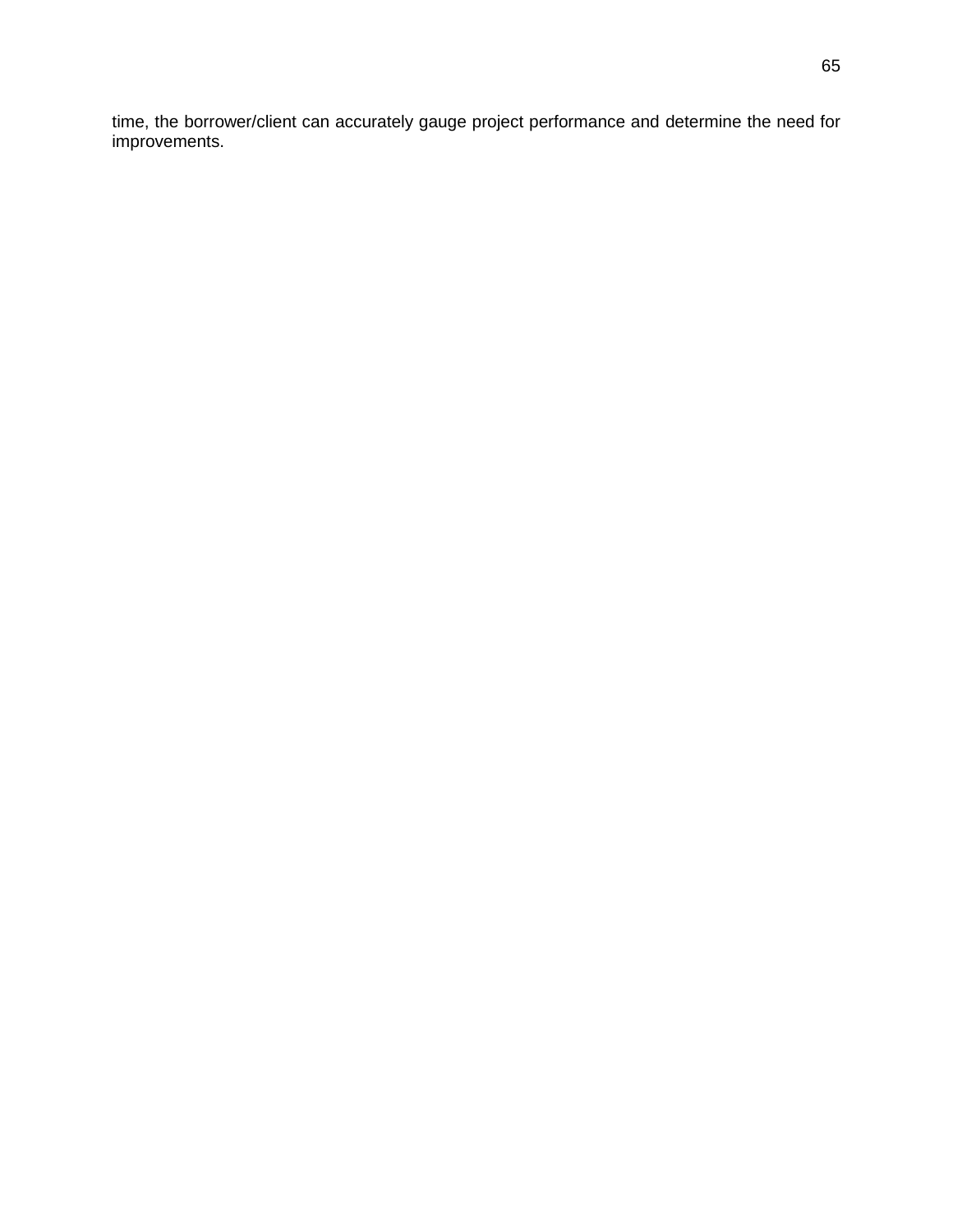time, the borrower/client can accurately gauge project performance and determine the need for improvements.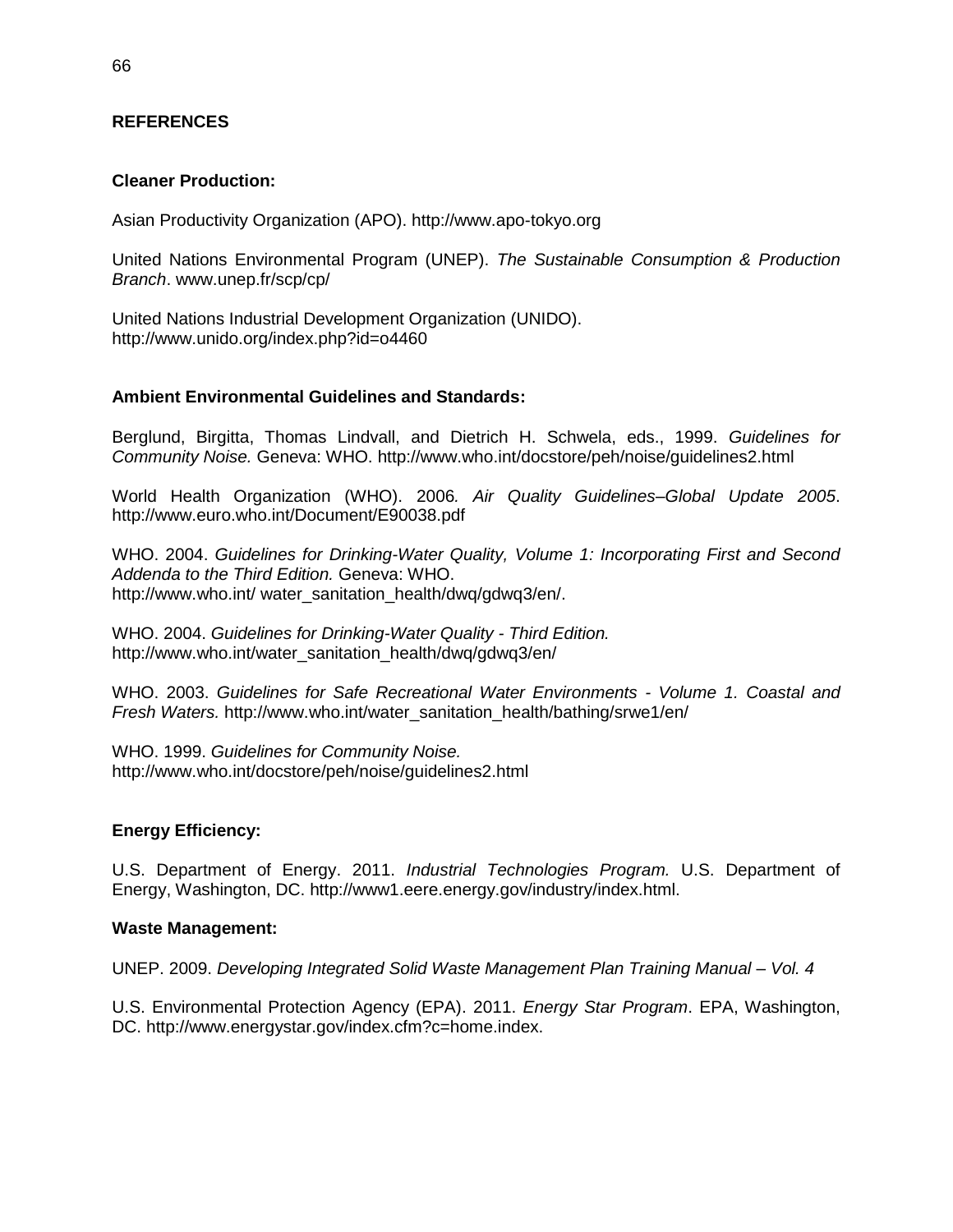## REFERENCES

### Cleaner Production:

Asian Productivity Organization (APO). http://www.apo-tokyo.org

United Nations Environmental Program (UNEP). *The Sustainable Consumption & Production Branch*. www.unep.fr/scp/cp/

United Nations Industrial Development Organization (UNIDO). http://www.unido.org/index.php?id=o4460

### Ambient Environmental Guidelines and Standards:

Berglund, Birgitta, Thomas Lindvall, and Dietrich H. Schwela, eds., 1999. *Guidelines for Community Noise.* Geneva: WHO. http://www.who.int/docstore/peh/noise/guidelines2.html

World Health Organization (WHO). 2006*. Air Quality Guidelines–Global Update 2005*. http://www.euro.who.int/Document/E90038.pdf

WHO. 2004. *Guidelines for Drinking-Water Quality, Volume 1: Incorporating First and Second Addenda to the Third Edition.* Geneva: WHO. http://www.who.int/ water_sanitation_health/dwq/gdwq3/en/.

WHO. 2004. *Guidelines for Drinking-Water Quality - Third Edition.* http://www.who.int/water_sanitation_health/dwq/gdwq3/en/

WHO. 2003. *Guidelines for Safe Recreational Water Environments - Volume 1. Coastal and Fresh Waters.* http://www.who.int/water_sanitation_health/bathing/srwe1/en/

WHO. 1999. *Guidelines for Community Noise.* http://www.who.int/docstore/peh/noise/guidelines2.html

### Energy Efficiency:

U.S. Department of Energy. 2011. *Industrial Technologies Program.* U.S. Department of Energy, Washington, DC. http://www1.eere.energy.gov/industry/index.html.

### Waste Management:

UNEP. 2009. *Developing Integrated Solid Waste Management Plan Training Manual – Vol. 4*

U.S. Environmental Protection Agency (EPA). 2011. *Energy Star Program*. EPA, Washington, DC. http://www.energystar.gov/index.cfm?c=home.index.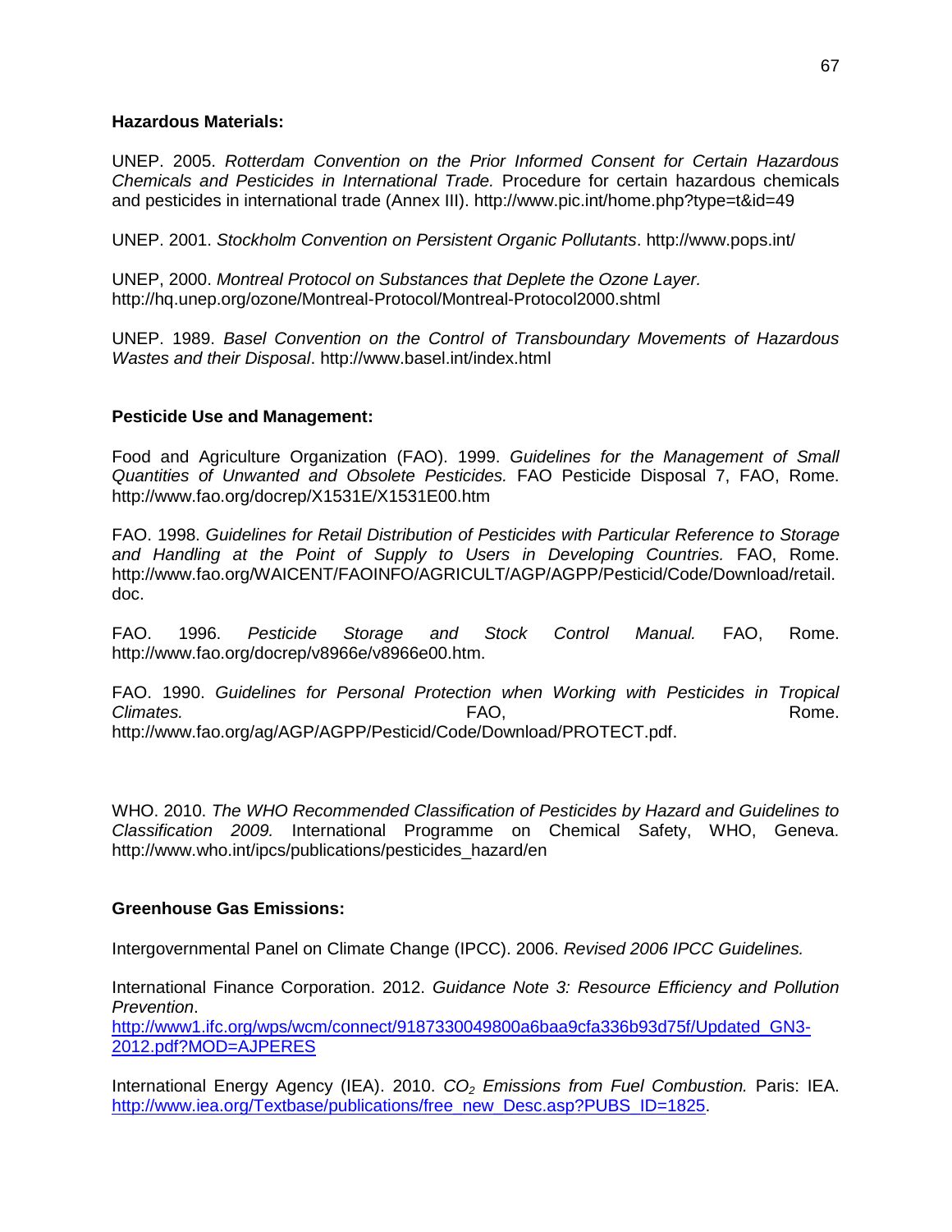**Hazardous Materials:**

UNEP. 2005. *Rotterdam Convention on the Prior Informed Consent for Certain Hazardous Chemicals and Pesticides in International Trade.* Procedure for certain hazardous chemicals and pesticides in international trade (Annex III). http://www.pic.int/home.php?type=t&id=49

UNEP. 2001. *Stockholm Convention on Persistent Organic Pollutants*. http://www.pops.int/

UNEP, 2000. *Montreal Protocol on Substances that Deplete the Ozone Layer.* http://hq.unep.org/ozone/Montreal-Protocol/Montreal-Protocol2000.shtml

UNEP. 1989. *Basel Convention on the Control of Transboundary Movements of Hazardous Wastes and their Disposal*. http://www.basel.int/index.html

**Pesticide Use and Management:**

Food and Agriculture Organization (FAO). 1999. *Guidelines for the Management of Small Quantities of Unwanted and Obsolete Pesticides.* FAO Pesticide Disposal 7, FAO, Rome. http://www.fao.org/docrep/X1531E/X1531E00.htm

FAO. 1998. *Guidelines for Retail Distribution of Pesticides with Particular Reference to Storage and Handling at the Point of Supply to Users in Developing Countries.* FAO, Rome. http://www.fao.org/WAICENT/FAOINFO/AGRICULT/AGP/AGPP/Pesticid/Code/Download/retail.doc.

FAO. 1996. *Pesticide Storage and Stock Control Manual.* FAO, Rome. http://www.fao.org/docrep/v8966e/v8966e00.htm.

FAO. 1990. *Guidelines for Personal Protection when Working with Pesticides in Tropical Climates.* FAO, Rome. http://www.fao.org/ag/AGP/AGPP/Pesticid/Code/Download/PROTECT.pdf.

WHO. 2010. *The WHO Recommended Classification of Pesticides by Hazard and Guidelines to Classification 2009.* International Programme on Chemical Safety, WHO, Geneva. http://www.who.int/ipcs/publications/pesticides_hazard/en

**Greenhouse Gas Emissions:**

Intergovernmental Panel on Climate Change (IPCC). 2006. *Revised 2006 IPCC Guidelines.*

International Finance Corporation. 2012. *Guidance Note 3: Resource Efficiency and Pollution Prevention*. http://www1.ifc.org/wps/wcm/connect/9187330049800a6baa9cfa336b93d75f/Updated_GN3-2012.pdf?MOD=AJPERES

International Energy Agency (IEA). 2010. *$CO_2$ Emissions from Fuel Combustion.* Paris: IEA. http://www.iea.org/Textbase/publications/free_new_Desc.asp?PUBS_ID=1825.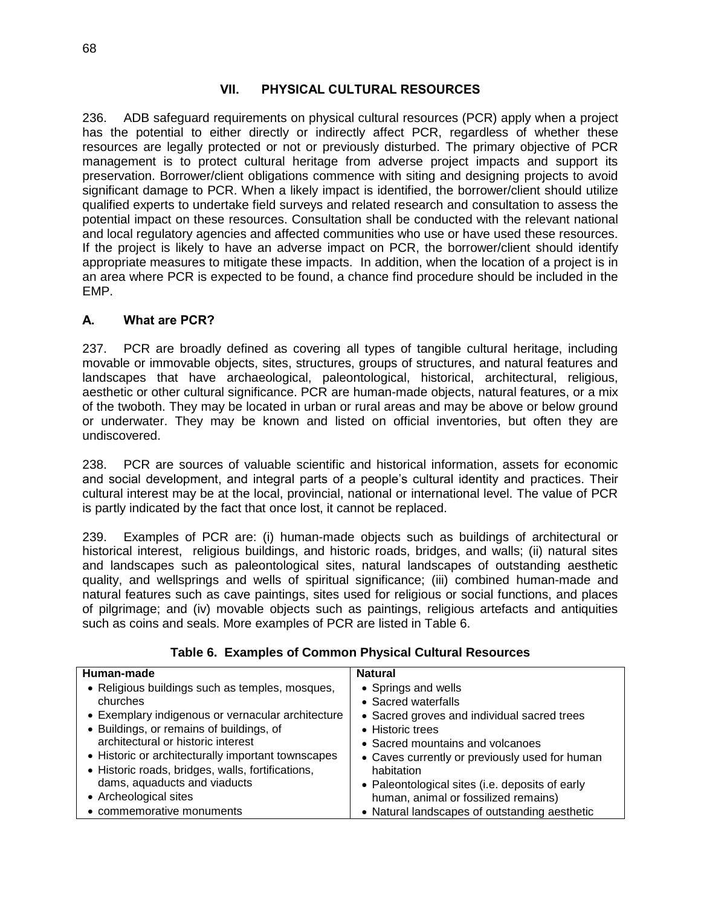## VII. PHYSICAL CULTURAL RESOURCES

236. ADB safeguard requirements on physical cultural resources (PCR) apply when a project has the potential to either directly or indirectly affect PCR, regardless of whether these resources are legally protected or not or previously disturbed. The primary objective of PCR management is to protect cultural heritage from adverse project impacts and support its preservation. Borrower/client obligations commence with siting and designing projects to avoid significant damage to PCR. When a likely impact is identified, the borrower/client should utilize qualified experts to undertake field surveys and related research and consultation to assess the potential impact on these resources. Consultation shall be conducted with the relevant national and local regulatory agencies and affected communities who use or have used these resources. If the project is likely to have an adverse impact on PCR, the borrower/client should identify appropriate measures to mitigate these impacts. In addition, when the location of a project is in an area where PCR is expected to be found, a chance find procedure should be included in the EMP.

### A. What are PCR?

237. PCR are broadly defined as covering all types of tangible cultural heritage, including movable or immovable objects, sites, structures, groups of structures, and natural features and landscapes that have archaeological, paleontological, historical, architectural, religious, aesthetic or other cultural significance. PCR are human-made objects, natural features, or a mix of the twoboth. They may be located in urban or rural areas and may be above or below ground or underwater. They may be known and listed on official inventories, but often they are undiscovered.

238. PCR are sources of valuable scientific and historical information, assets for economic and social development, and integral parts of a people's cultural identity and practices. Their cultural interest may be at the local, provincial, national or international level. The value of PCR is partly indicated by the fact that once lost, it cannot be replaced.

239. Examples of PCR are: (i) human-made objects such as buildings of architectural or historical interest, religious buildings, and historic roads, bridges, and walls; (ii) natural sites and landscapes such as paleontological sites, natural landscapes of outstanding aesthetic quality, and wellsprings and wells of spiritual significance; (iii) combined human-made and natural features such as cave paintings, sites used for religious or social functions, and places of pilgrimage; and (iv) movable objects such as paintings, religious artefacts and antiquities such as coins and seals. More examples of PCR are listed in Table 6.

**Table 6. Examples of Common Physical Cultural Resources**

| Human-made | Natural |
|---|---|
| • Religious buildings such as temples, mosques, churches<br>• Exemplary indigenous or vernacular architecture<br>• Buildings, or remains of buildings, of architectural or historic interest<br>• Historic or architecturally important townscapes<br>• Historic roads, bridges, walls, fortifications, dams, aquaducts and viaducts<br>• Archeological sites<br>• commemorative monuments | • Springs and wells<br>• Sacred waterfalls<br>• Sacred groves and individual sacred trees<br>• Historic trees<br>• Sacred mountains and volcanoes<br>• Caves currently or previously used for human habitation<br>• Paleontological sites (i.e. deposits of early human, animal or fossilized remains)<br>• Natural landscapes of outstanding aesthetic |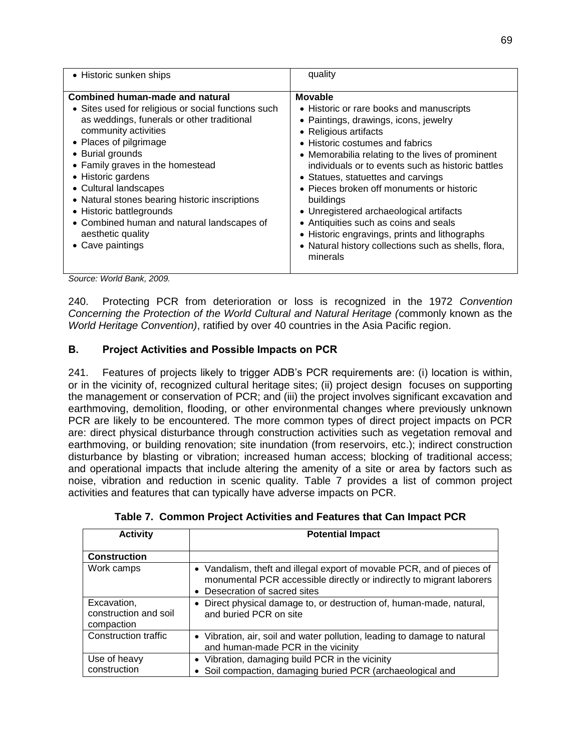| | |
|---|---|
| • Historic sunken ships | quality |
| **Combined human-made and natural**<br>• Sites used for religious or social functions such as weddings, funerals or other traditional community activities<br>• Places of pilgrimage<br>• Burial grounds<br>• Family graves in the homestead<br>• Historic gardens<br>• Cultural landscapes<br>• Natural stones bearing historic inscriptions<br>• Historic battlegrounds<br>• Combined human and natural landscapes of aesthetic quality<br>• Cave paintings | **Movable**<br>• Historic or rare books and manuscripts<br>• Paintings, drawings, icons, jewelry<br>• Religious artifacts<br>• Historic costumes and fabrics<br>• Memorabilia relating to the lives of prominent individuals or to events such as historic battles<br>• Statues, statuettes and carvings<br>• Pieces broken off monuments or historic buildings<br>• Unregistered archaeological artifacts<br>• Antiquities such as coins and seals<br>• Historic engravings, prints and lithographs<br>• Natural history collections such as shells, flora, minerals |

*Source: World Bank, 2009.*

240. Protecting PCR from deterioration or loss is recognized in the 1972 *Convention Concerning the Protection of the World Cultural and Natural Heritage (*commonly known as the *World Heritage Convention)*, ratified by over 40 countries in the Asia Pacific region.

## B. Project Activities and Possible Impacts on PCR

241. Features of projects likely to trigger ADB's PCR requirements are: (i) location is within, or in the vicinity of, recognized cultural heritage sites; (ii) project design focuses on supporting the management or conservation of PCR; and (iii) the project involves significant excavation and earthmoving, demolition, flooding, or other environmental changes where previously unknown PCR are likely to be encountered. The more common types of direct project impacts on PCR are: direct physical disturbance through construction activities such as vegetation removal and earthmoving, or building renovation; site inundation (from reservoirs, etc.); indirect construction disturbance by blasting or vibration; increased human access; blocking of traditional access; and operational impacts that include altering the amenity of a site or area by factors such as noise, vibration and reduction in scenic quality. Table 7 provides a list of common project activities and features that can typically have adverse impacts on PCR.

**Table 7. Common Project Activities and Features that Can Impact PCR**

| Activity | Potential Impact |
|---|---|
| **Construction** | |
| Work camps | • Vandalism, theft and illegal export of movable PCR, and of pieces of monumental PCR accessible directly or indirectly to migrant laborers<br>• Desecration of sacred sites |
| Excavation, construction and soil compaction | • Direct physical damage to, or destruction of, human-made, natural, and buried PCR on site |
| Construction traffic | • Vibration, air, soil and water pollution, leading to damage to natural and human-made PCR in the vicinity |
| Use of heavy construction | • Vibration, damaging build PCR in the vicinity<br>• Soil compaction, damaging buried PCR (archaeological and |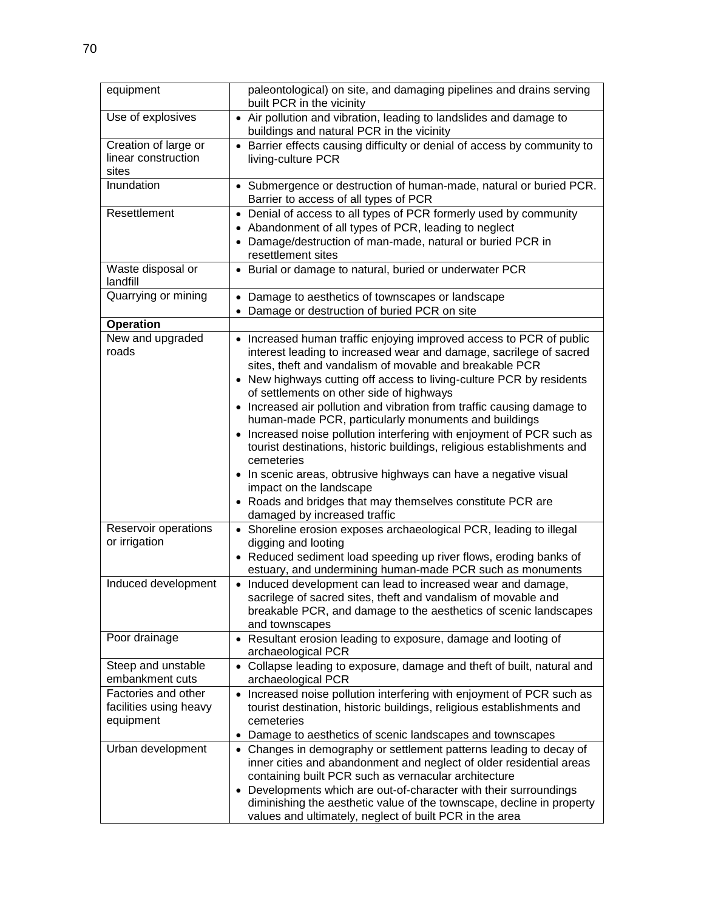| | |
|---|---|
| equipment | paleontological) on site, and damaging pipelines and drains serving built PCR in the vicinity |
| Use of explosives | • Air pollution and vibration, leading to landslides and damage to buildings and natural PCR in the vicinity |
| Creation of large or linear construction sites | • Barrier effects causing difficulty or denial of access by community to living-culture PCR |
| Inundation | • Submergence or destruction of human-made, natural or buried PCR. Barrier to access of all types of PCR |
| Resettlement | • Denial of access to all types of PCR formerly used by community<br>• Abandonment of all types of PCR, leading to neglect<br>• Damage/destruction of man-made, natural or buried PCR in resettlement sites |
| Waste disposal or landfill | • Burial or damage to natural, buried or underwater PCR |
| Quarrying or mining | • Damage to aesthetics of townscapes or landscape<br>• Damage or destruction of buried PCR on site |
| **Operation** | |
| New and upgraded roads | • Increased human traffic enjoying improved access to PCR of public interest leading to increased wear and damage, sacrilege of sacred sites, theft and vandalism of movable and breakable PCR<br>• New highways cutting off access to living-culture PCR by residents of settlements on other side of highways<br>• Increased air pollution and vibration from traffic causing damage to human-made PCR, particularly monuments and buildings<br>• Increased noise pollution interfering with enjoyment of PCR such as tourist destinations, historic buildings, religious establishments and cemeteries<br>• In scenic areas, obtrusive highways can have a negative visual impact on the landscape<br>• Roads and bridges that may themselves constitute PCR are damaged by increased traffic |
| Reservoir operations or irrigation | • Shoreline erosion exposes archaeological PCR, leading to illegal digging and looting<br>• Reduced sediment load speeding up river flows, eroding banks of estuary, and undermining human-made PCR such as monuments |
| Induced development | • Induced development can lead to increased wear and damage, sacrilege of sacred sites, theft and vandalism of movable and breakable PCR, and damage to the aesthetics of scenic landscapes and townscapes |
| Poor drainage | • Resultant erosion leading to exposure, damage and looting of archaeological PCR |
| Steep and unstable embankment cuts | • Collapse leading to exposure, damage and theft of built, natural and archaeological PCR |
| Factories and other facilities using heavy equipment | • Increased noise pollution interfering with enjoyment of PCR such as tourist destination, historic buildings, religious establishments and cemeteries<br>• Damage to aesthetics of scenic landscapes and townscapes |
| Urban development | • Changes in demography or settlement patterns leading to decay of inner cities and abandonment and neglect of older residential areas containing built PCR such as vernacular architecture<br>• Developments which are out-of-character with their surroundings diminishing the aesthetic value of the townscape, decline in property values and ultimately, neglect of built PCR in the area |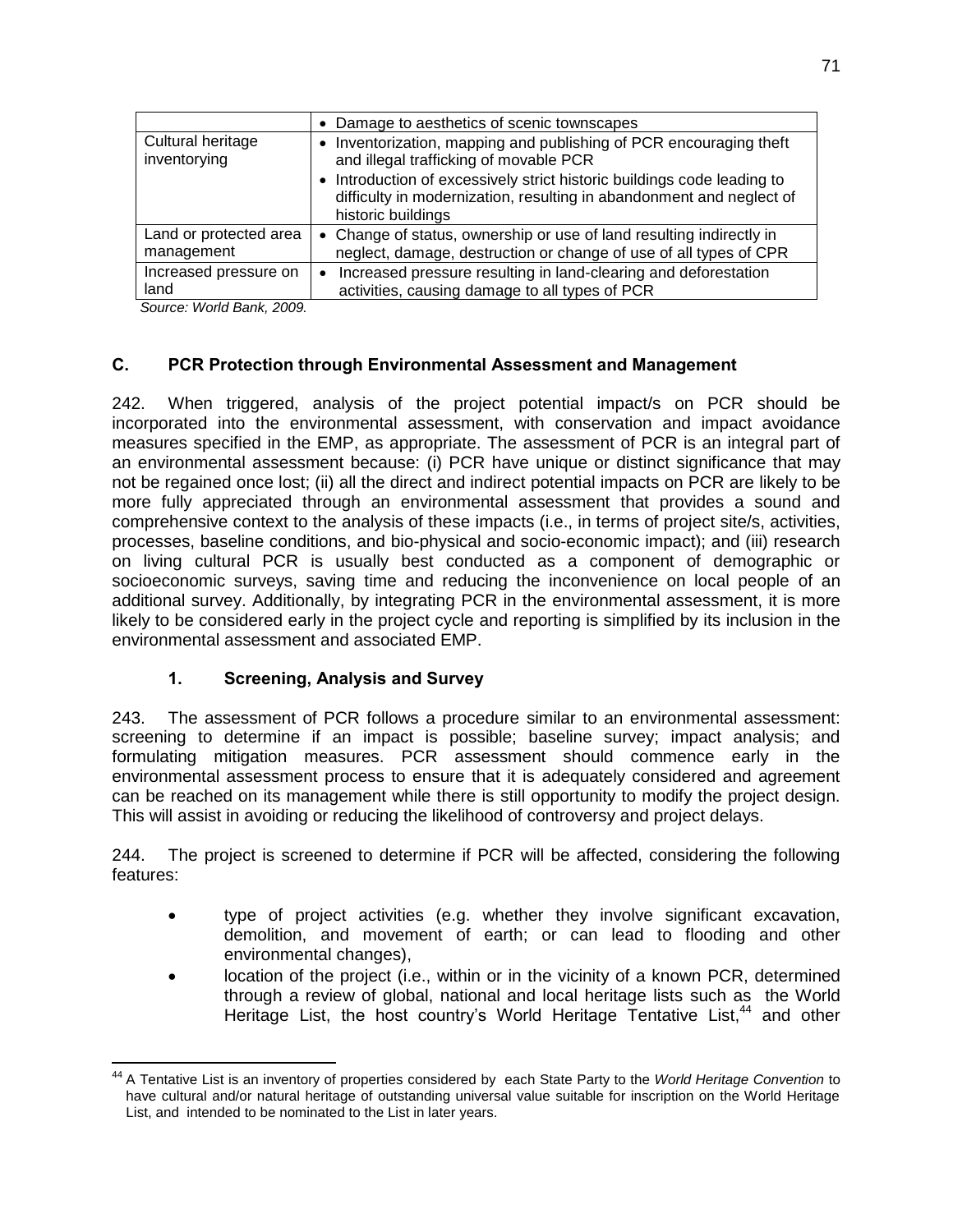| | |
|---|---|
| | • Damage to aesthetics of scenic townscapes |
| Cultural heritage inventorying | • Inventorization, mapping and publishing of PCR encouraging theft and illegal trafficking of movable PCR<br>• Introduction of excessively strict historic buildings code leading to difficulty in modernization, resulting in abandonment and neglect of historic buildings |
| Land or protected area management | • Change of status, ownership or use of land resulting indirectly in neglect, damage, destruction or change of use of all types of CPR |
| Increased pressure on land | • Increased pressure resulting in land-clearing and deforestation activities, causing damage to all types of PCR |

*Source: World Bank, 2009.*

## C. PCR Protection through Environmental Assessment and Management

242. When triggered, analysis of the project potential impact/s on PCR should be incorporated into the environmental assessment, with conservation and impact avoidance measures specified in the EMP, as appropriate. The assessment of PCR is an integral part of an environmental assessment because: (i) PCR have unique or distinct significance that may not be regained once lost; (ii) all the direct and indirect potential impacts on PCR are likely to be more fully appreciated through an environmental assessment that provides a sound and comprehensive context to the analysis of these impacts (i.e., in terms of project site/s, activities, processes, baseline conditions, and bio-physical and socio-economic impact); and (iii) research on living cultural PCR is usually best conducted as a component of demographic or socioeconomic surveys, saving time and reducing the inconvenience on local people of an additional survey. Additionally, by integrating PCR in the environmental assessment, it is more likely to be considered early in the project cycle and reporting is simplified by its inclusion in the environmental assessment and associated EMP.

### 1. Screening, Analysis and Survey

243. The assessment of PCR follows a procedure similar to an environmental assessment: screening to determine if an impact is possible; baseline survey; impact analysis; and formulating mitigation measures. PCR assessment should commence early in the environmental assessment process to ensure that it is adequately considered and agreement can be reached on its management while there is still opportunity to modify the project design. This will assist in avoiding or reducing the likelihood of controversy and project delays.

244. The project is screened to determine if PCR will be affected, considering the following features:

- type of project activities (e.g. whether they involve significant excavation, demolition, and movement of earth; or can lead to flooding and other environmental changes),
- location of the project (i.e., within or in the vicinity of a known PCR, determined through a review of global, national and local heritage lists such as the World Heritage List, the host country's World Heritage Tentative List,[44] and other

[44] A Tentative List is an inventory of properties considered by each State Party to the *World Heritage Convention* to have cultural and/or natural heritage of outstanding universal value suitable for inscription on the World Heritage List, and intended to be nominated to the List in later years.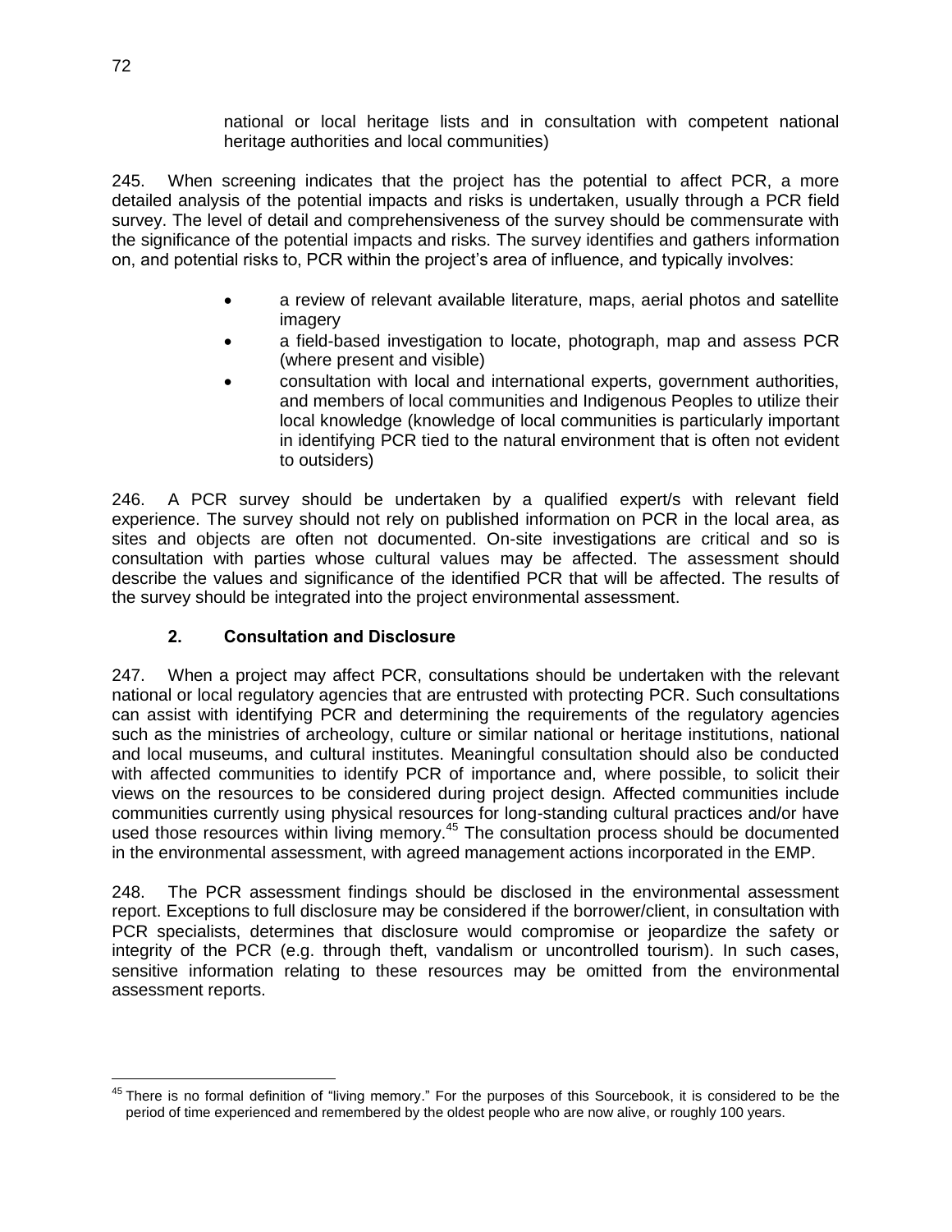national or local heritage lists and in consultation with competent national heritage authorities and local communities)

245. When screening indicates that the project has the potential to affect PCR, a more detailed analysis of the potential impacts and risks is undertaken, usually through a PCR field survey. The level of detail and comprehensiveness of the survey should be commensurate with the significance of the potential impacts and risks. The survey identifies and gathers information on, and potential risks to, PCR within the project's area of influence, and typically involves:

- a review of relevant available literature, maps, aerial photos and satellite imagery
- a field-based investigation to locate, photograph, map and assess PCR (where present and visible)
- consultation with local and international experts, government authorities, and members of local communities and Indigenous Peoples to utilize their local knowledge (knowledge of local communities is particularly important in identifying PCR tied to the natural environment that is often not evident to outsiders)

246. A PCR survey should be undertaken by a qualified expert/s with relevant field experience. The survey should not rely on published information on PCR in the local area, as sites and objects are often not documented. On-site investigations are critical and so is consultation with parties whose cultural values may be affected. The assessment should describe the values and significance of the identified PCR that will be affected. The results of the survey should be integrated into the project environmental assessment.

### 2. Consultation and Disclosure

247. When a project may affect PCR, consultations should be undertaken with the relevant national or local regulatory agencies that are entrusted with protecting PCR. Such consultations can assist with identifying PCR and determining the requirements of the regulatory agencies such as the ministries of archeology, culture or similar national or heritage institutions, national and local museums, and cultural institutes. Meaningful consultation should also be conducted with affected communities to identify PCR of importance and, where possible, to solicit their views on the resources to be considered during project design. Affected communities include communities currently using physical resources for long-standing cultural practices and/or have used those resources within living memory.[45] The consultation process should be documented in the environmental assessment, with agreed management actions incorporated in the EMP.

248. The PCR assessment findings should be disclosed in the environmental assessment report. Exceptions to full disclosure may be considered if the borrower/client, in consultation with PCR specialists, determines that disclosure would compromise or jeopardize the safety or integrity of the PCR (e.g. through theft, vandalism or uncontrolled tourism). In such cases, sensitive information relating to these resources may be omitted from the environmental assessment reports.

[45] There is no formal definition of "living memory." For the purposes of this Sourcebook, it is considered to be the period of time experienced and remembered by the oldest people who are now alive, or roughly 100 years.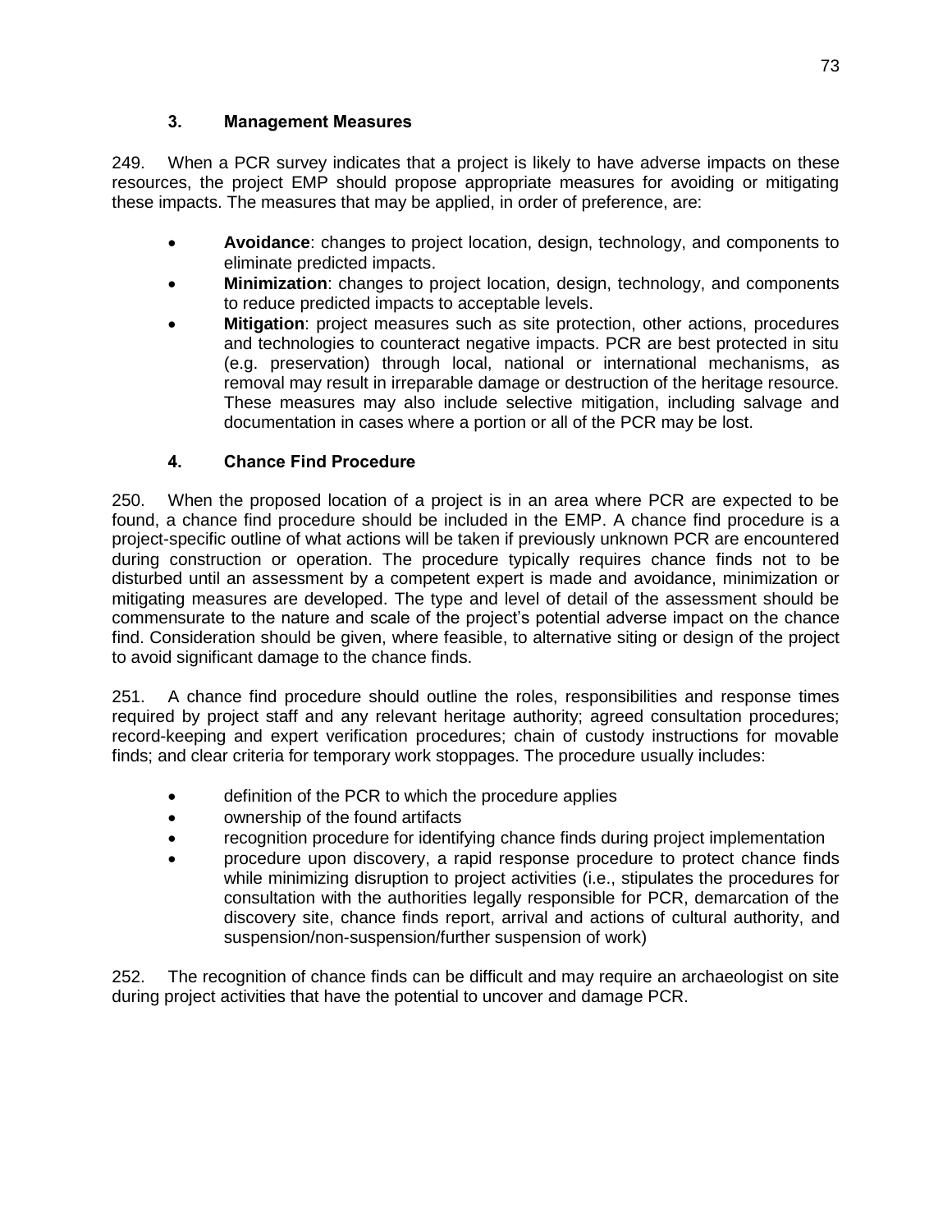### 3. Management Measures

249. When a PCR survey indicates that a project is likely to have adverse impacts on these resources, the project EMP should propose appropriate measures for avoiding or mitigating these impacts. The measures that may be applied, in order of preference, are:

- **Avoidance**: changes to project location, design, technology, and components to eliminate predicted impacts.
- **Minimization**: changes to project location, design, technology, and components to reduce predicted impacts to acceptable levels.
- **Mitigation**: project measures such as site protection, other actions, procedures and technologies to counteract negative impacts. PCR are best protected in situ (e.g. preservation) through local, national or international mechanisms, as removal may result in irreparable damage or destruction of the heritage resource. These measures may also include selective mitigation, including salvage and documentation in cases where a portion or all of the PCR may be lost.

### 4. Chance Find Procedure

250. When the proposed location of a project is in an area where PCR are expected to be found, a chance find procedure should be included in the EMP. A chance find procedure is a project-specific outline of what actions will be taken if previously unknown PCR are encountered during construction or operation. The procedure typically requires chance finds not to be disturbed until an assessment by a competent expert is made and avoidance, minimization or mitigating measures are developed. The type and level of detail of the assessment should be commensurate to the nature and scale of the project's potential adverse impact on the chance find. Consideration should be given, where feasible, to alternative siting or design of the project to avoid significant damage to the chance finds.

251. A chance find procedure should outline the roles, responsibilities and response times required by project staff and any relevant heritage authority; agreed consultation procedures; record-keeping and expert verification procedures; chain of custody instructions for movable finds; and clear criteria for temporary work stoppages. The procedure usually includes:

- definition of the PCR to which the procedure applies
- ownership of the found artifacts
- recognition procedure for identifying chance finds during project implementation
- procedure upon discovery, a rapid response procedure to protect chance finds while minimizing disruption to project activities (i.e., stipulates the procedures for consultation with the authorities legally responsible for PCR, demarcation of the discovery site, chance finds report, arrival and actions of cultural authority, and suspension/non-suspension/further suspension of work)

252. The recognition of chance finds can be difficult and may require an archaeologist on site during project activities that have the potential to uncover and damage PCR.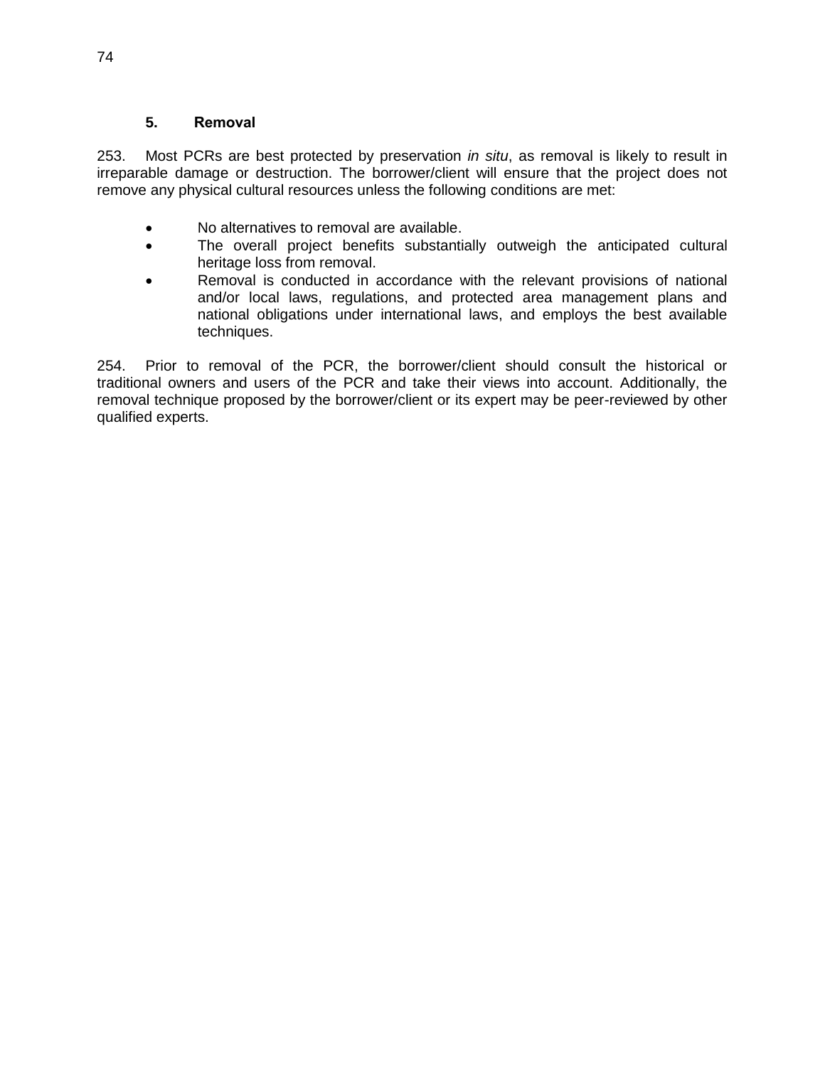### 5. Removal

253. Most PCRs are best protected by preservation *in situ*, as removal is likely to result in irreparable damage or destruction. The borrower/client will ensure that the project does not remove any physical cultural resources unless the following conditions are met:

- No alternatives to removal are available.
- The overall project benefits substantially outweigh the anticipated cultural heritage loss from removal.
- Removal is conducted in accordance with the relevant provisions of national and/or local laws, regulations, and protected area management plans and national obligations under international laws, and employs the best available techniques.

254. Prior to removal of the PCR, the borrower/client should consult the historical or traditional owners and users of the PCR and take their views into account. Additionally, the removal technique proposed by the borrower/client or its expert may be peer-reviewed by other qualified experts.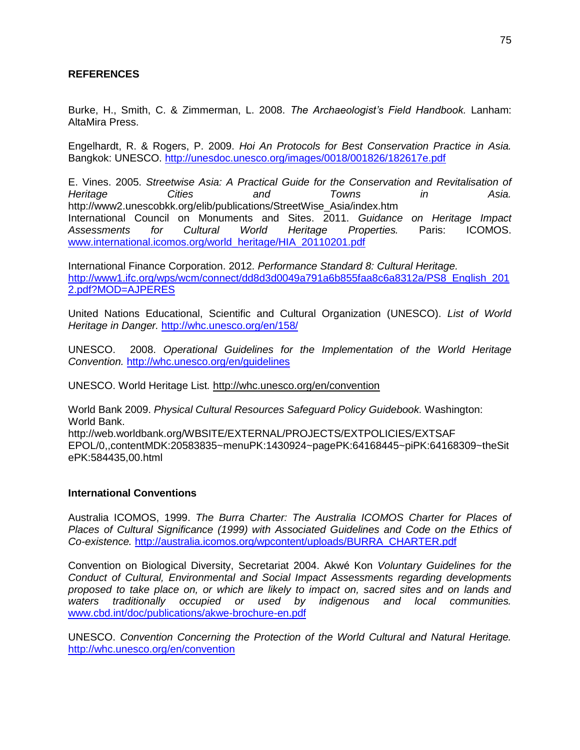## REFERENCES

Burke, H., Smith, C. & Zimmerman, L. 2008. *The Archaeologist's Field Handbook.* Lanham: AltaMira Press.

Engelhardt, R. & Rogers, P. 2009. *Hoi An Protocols for Best Conservation Practice in Asia.* Bangkok: UNESCO. http://unesdoc.unesco.org/images/0018/001826/182617e.pdf

E. Vines. 2005. *Streetwise Asia: A Practical Guide for the Conservation and Revitalisation of Heritage Cities and Towns in Asia.* http://www2.unescobkk.org/elib/publications/StreetWise_Asia/index.htm

International Council on Monuments and Sites. 2011. *Guidance on Heritage Impact Assessments for Cultural World Heritage Properties.* Paris: ICOMOS. www.international.icomos.org/world_heritage/HIA_20110201.pdf

International Finance Corporation. 2012. *Performance Standard 8: Cultural Heritage.* http://www1.ifc.org/wps/wcm/connect/dd8d3d0049a791a6b855faa8c6a8312a/PS8_English_2012.pdf?MOD=AJPERES

United Nations Educational, Scientific and Cultural Organization (UNESCO). *List of World Heritage in Danger.* http://whc.unesco.org/en/158/

UNESCO. 2008. *Operational Guidelines for the Implementation of the World Heritage Convention.* http://whc.unesco.org/en/guidelines

UNESCO. World Heritage List. http://whc.unesco.org/en/convention

World Bank 2009. *Physical Cultural Resources Safeguard Policy Guidebook.* Washington: World Bank. http://web.worldbank.org/WBSITE/EXTERNAL/PROJECTS/EXTPOLICIES/EXTSAFEPOL/0,,contentMDK:20583835~menuPK:1430924~pagePK:64168445~piPK:64168309~theSitePK:584435,00.html

### International Conventions

Australia ICOMOS, 1999. *The Burra Charter: The Australia ICOMOS Charter for Places of Places of Cultural Significance (1999) with Associated Guidelines and Code on the Ethics of Co-existence.* http://australia.icomos.org/wpcontent/uploads/BURRA_CHARTER.pdf

Convention on Biological Diversity, Secretariat 2004. Akwé Kon *Voluntary Guidelines for the Conduct of Cultural, Environmental and Social Impact Assessments regarding developments proposed to take place on, or which are likely to impact on, sacred sites and on lands and waters traditionally occupied or used by indigenous and local communities.* www.cbd.int/doc/publications/akwe-brochure-en.pdf

UNESCO. *Convention Concerning the Protection of the World Cultural and Natural Heritage.* http://whc.unesco.org/en/convention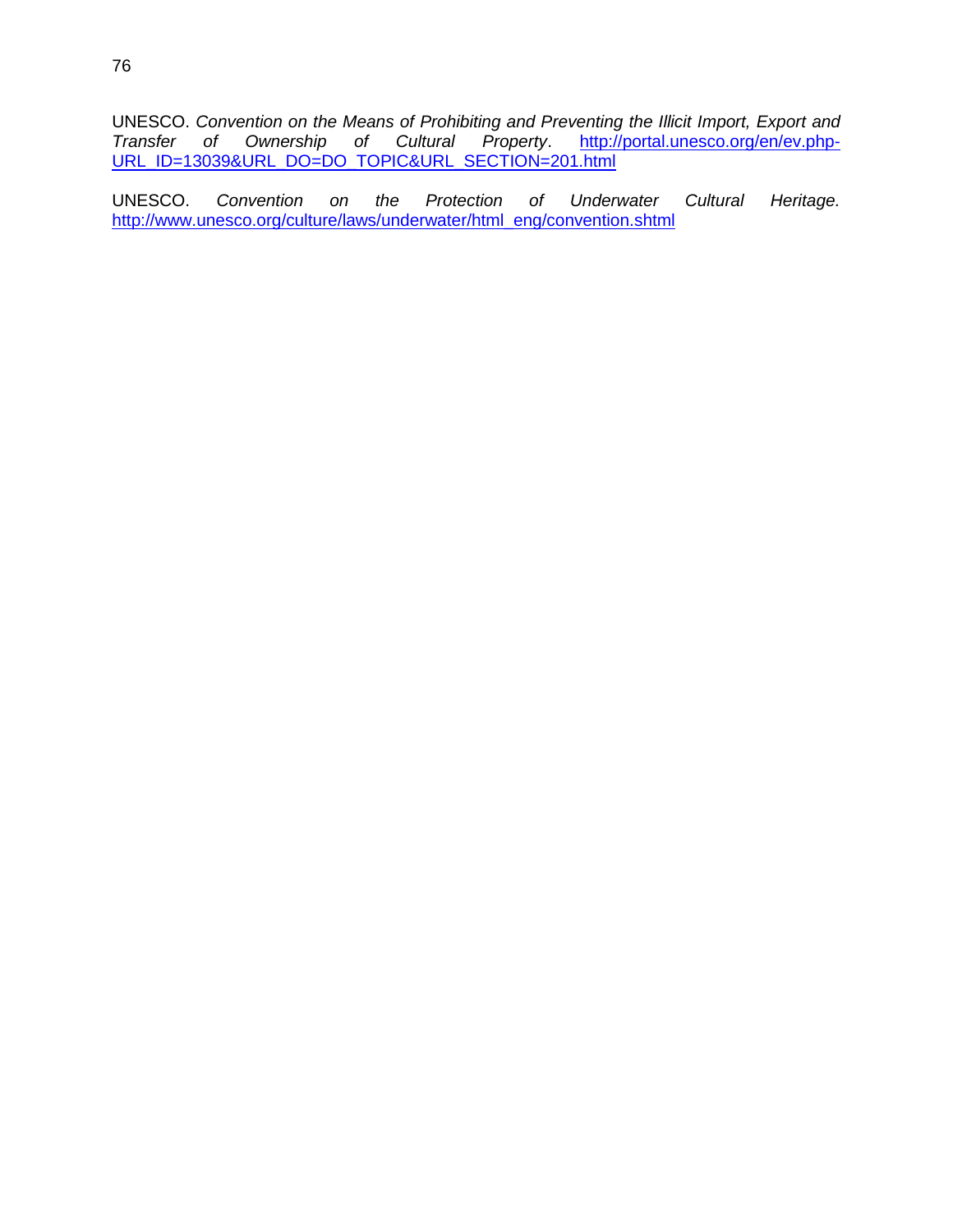UNESCO. *Convention on the Means of Prohibiting and Preventing the Illicit Import, Export and Transfer of Ownership of Cultural Property*. http://portal.unesco.org/en/ev.php-URL_ID=13039&URL_DO=DO_TOPIC&URL_SECTION=201.html

UNESCO. *Convention on the Protection of Underwater Cultural Heritage.* http://www.unesco.org/culture/laws/underwater/html_eng/convention.shtml